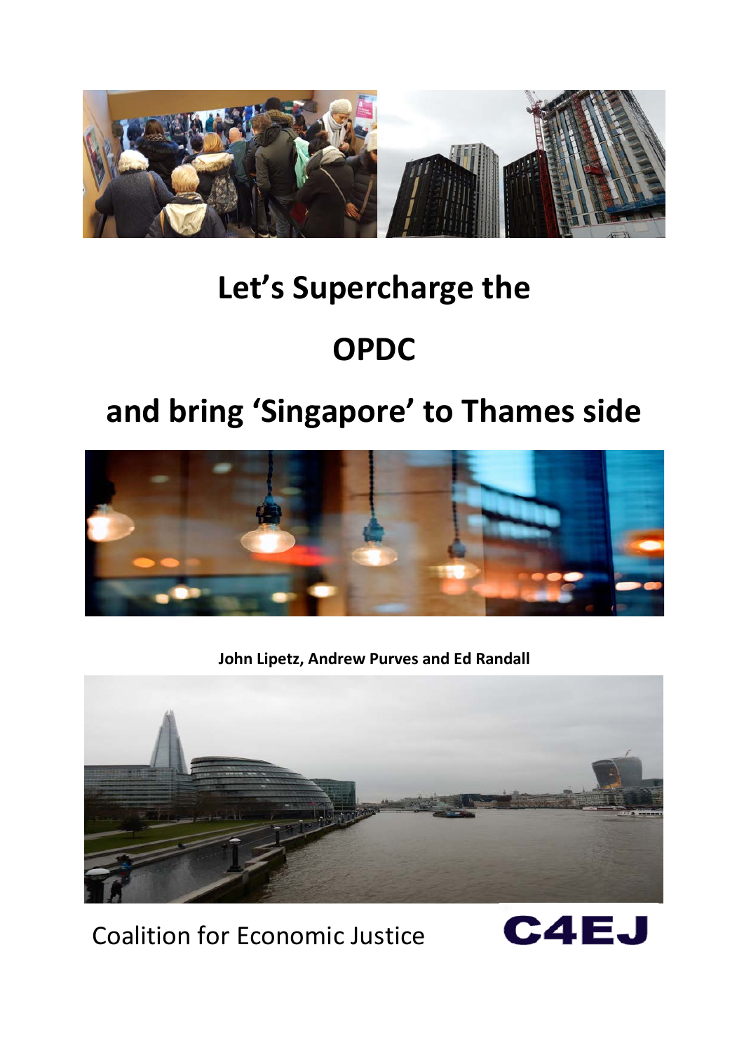# Let's Supercharge the OPDC and bring 'Singapore' to Thames side

**John Lipetz, Andrew Purves and Ed Randall**

Coalition for Economic Justice

C4EJ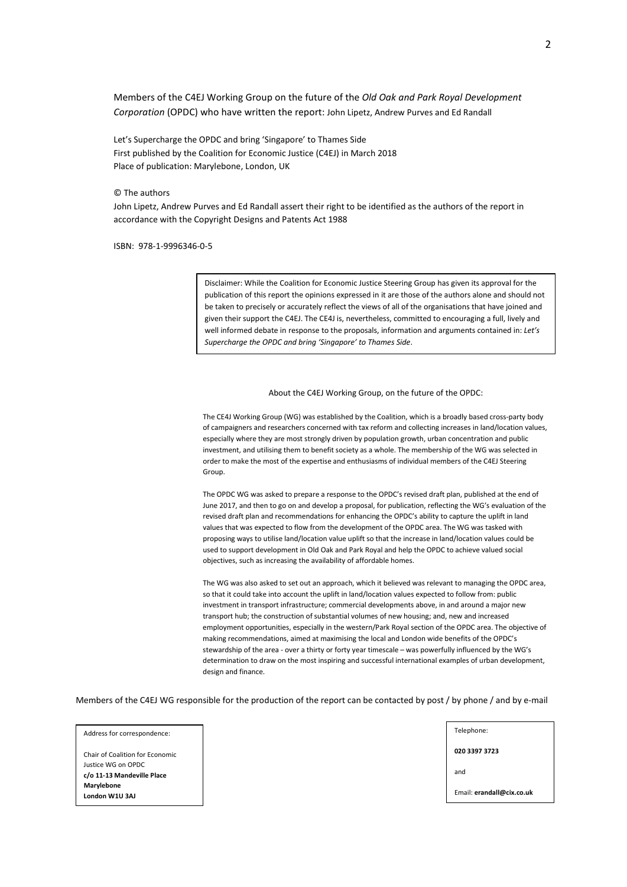Members of the C4EJ Working Group on the future of the *Old Oak and Park Royal Development Corporation* (OPDC) who have written the report: John Lipetz, Andrew Purves and Ed Randall

Let's Supercharge the OPDC and bring 'Singapore' to Thames Side
First published by the Coalition for Economic Justice (C4EJ) in March 2018
Place of publication: Marylebone, London, UK

© The authors
John Lipetz, Andrew Purves and Ed Randall assert their right to be identified as the authors of the report in accordance with the Copyright Designs and Patents Act 1988

ISBN: 978-1-9996346-0-5

> Disclaimer: While the Coalition for Economic Justice Steering Group has given its approval for the publication of this report the opinions expressed in it are those of the authors alone and should not be taken to precisely or accurately reflect the views of all of the organisations that have joined and given their support the C4EJ. The CE4J is, nevertheless, committed to encouraging a full, lively and well informed debate in response to the proposals, information and arguments contained in: *Let's Supercharge the OPDC and bring 'Singapore' to Thames Side*.

About the C4EJ Working Group, on the future of the OPDC:

The CE4J Working Group (WG) was established by the Coalition, which is a broadly based cross-party body of campaigners and researchers concerned with tax reform and collecting increases in land/location values, especially where they are most strongly driven by population growth, urban concentration and public investment, and utilising them to benefit society as a whole. The membership of the WG was selected in order to make the most of the expertise and enthusiasms of individual members of the C4EJ Steering Group.

The OPDC WG was asked to prepare a response to the OPDC's revised draft plan, published at the end of June 2017, and then to go on and develop a proposal, for publication, reflecting the WG's evaluation of the revised draft plan and recommendations for enhancing the OPDC's ability to capture the uplift in land values that was expected to flow from the development of the OPDC area. The WG was tasked with proposing ways to utilise land/location value uplift so that the increase in land/location values could be used to support development in Old Oak and Park Royal and help the OPDC to achieve valued social objectives, such as increasing the availability of affordable homes.

The WG was also asked to set out an approach, which it believed was relevant to managing the OPDC area, so that it could take into account the uplift in land/location values expected to follow from: public investment in transport infrastructure; commercial developments above, in and around a major new transport hub; the construction of substantial volumes of new housing; and, new and increased employment opportunities, especially in the western/Park Royal section of the OPDC area. The objective of making recommendations, aimed at maximising the local and London wide benefits of the OPDC's stewardship of the area - over a thirty or forty year timescale – was powerfully influenced by the WG's determination to draw on the most inspiring and successful international examples of urban development, design and finance.

Members of the C4EJ WG responsible for the production of the report can be contacted by post / by phone / and by e-mail

Address for correspondence:

Chair of Coalition for Economic Justice WG on OPDC
**c/o 11-13 Mandeville Place**
**Marylebone**
**London W1U 3AJ**

Telephone:

**020 3397 3723**

and

Email: **erandall@cix.co.uk**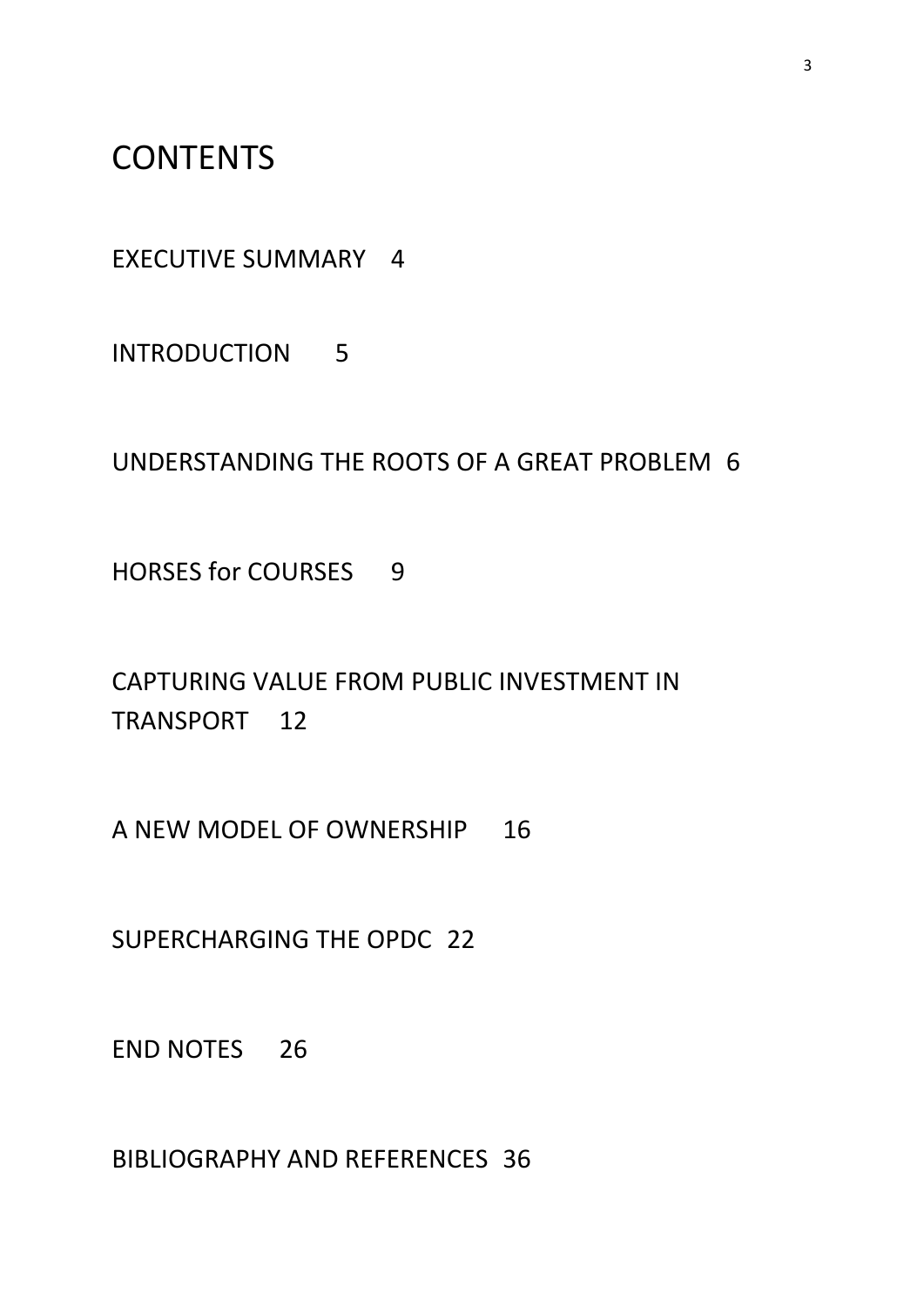# CONTENTS

EXECUTIVE SUMMARY 4

INTRODUCTION 5

UNDERSTANDING THE ROOTS OF A GREAT PROBLEM 6

HORSES for COURSES 9

CAPTURING VALUE FROM PUBLIC INVESTMENT IN TRANSPORT 12

A NEW MODEL OF OWNERSHIP 16

SUPERCHARGING THE OPDC 22

END NOTES 26

BIBLIOGRAPHY AND REFERENCES 36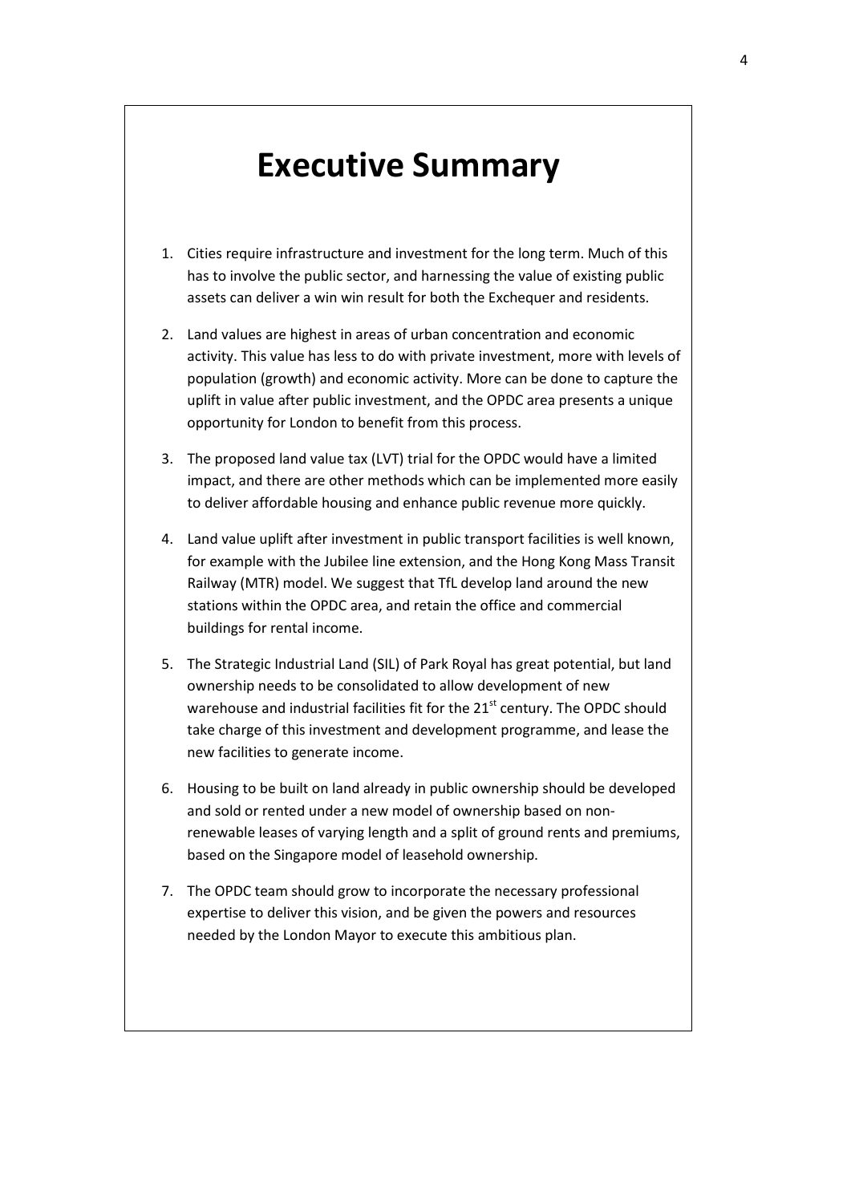# Executive Summary

1. Cities require infrastructure and investment for the long term. Much of this has to involve the public sector, and harnessing the value of existing public assets can deliver a win win result for both the Exchequer and residents.

2. Land values are highest in areas of urban concentration and economic activity. This value has less to do with private investment, more with levels of population (growth) and economic activity. More can be done to capture the uplift in value after public investment, and the OPDC area presents a unique opportunity for London to benefit from this process.

3. The proposed land value tax (LVT) trial for the OPDC would have a limited impact, and there are other methods which can be implemented more easily to deliver affordable housing and enhance public revenue more quickly.

4. Land value uplift after investment in public transport facilities is well known, for example with the Jubilee line extension, and the Hong Kong Mass Transit Railway (MTR) model. We suggest that TfL develop land around the new stations within the OPDC area, and retain the office and commercial buildings for rental income.

5. The Strategic Industrial Land (SIL) of Park Royal has great potential, but land ownership needs to be consolidated to allow development of new warehouse and industrial facilities fit for the 21st century. The OPDC should take charge of this investment and development programme, and lease the new facilities to generate income.

6. Housing to be built on land already in public ownership should be developed and sold or rented under a new model of ownership based on non-renewable leases of varying length and a split of ground rents and premiums, based on the Singapore model of leasehold ownership.

7. The OPDC team should grow to incorporate the necessary professional expertise to deliver this vision, and be given the powers and resources needed by the London Mayor to execute this ambitious plan.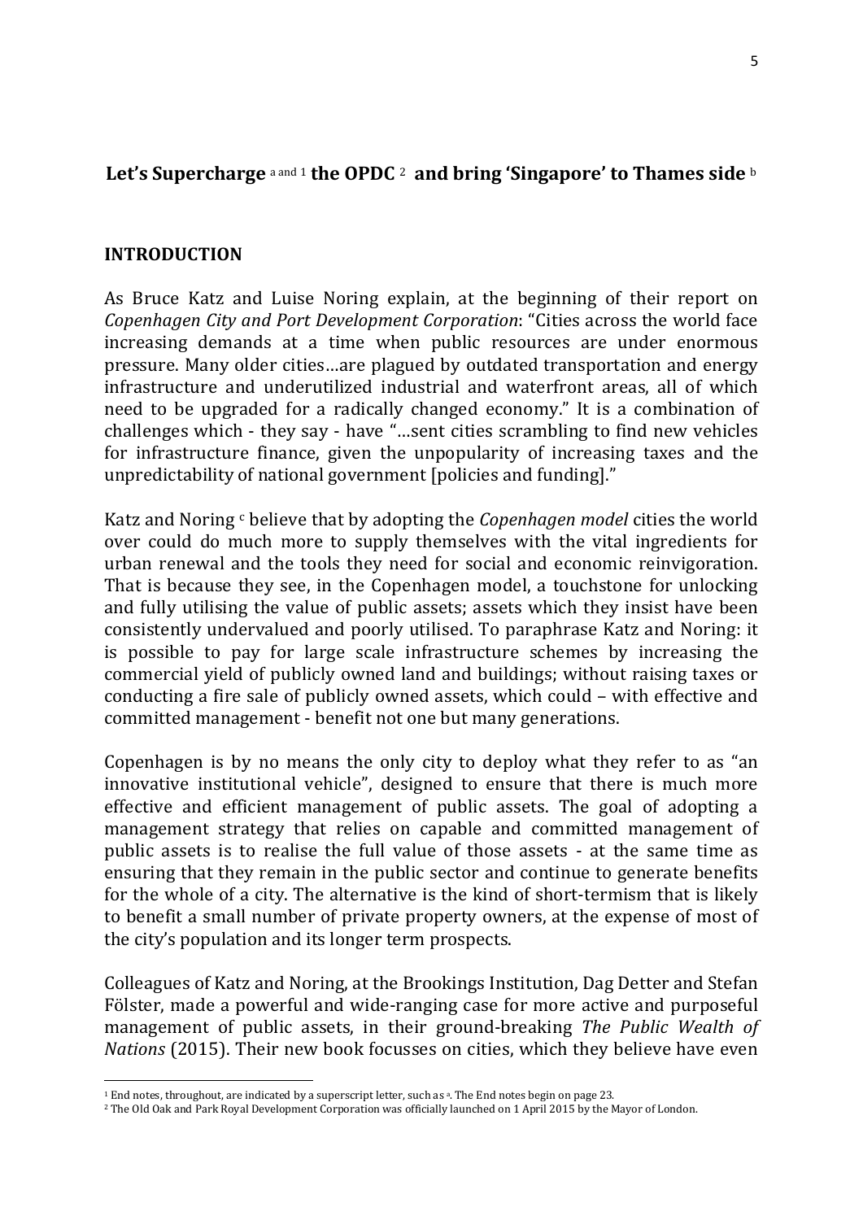## Let's Supercharge [a and 1] the OPDC [2] and bring 'Singapore' to Thames side [b]

## INTRODUCTION

As Bruce Katz and Luise Noring explain, at the beginning of their report on *Copenhagen City and Port Development Corporation*: "Cities across the world face increasing demands at a time when public resources are under enormous pressure. Many older cities…are plagued by outdated transportation and energy infrastructure and underutilized industrial and waterfront areas, all of which need to be upgraded for a radically changed economy." It is a combination of challenges which - they say - have "…sent cities scrambling to find new vehicles for infrastructure finance, given the unpopularity of increasing taxes and the unpredictability of national government [policies and funding]."

Katz and Noring [c] believe that by adopting the *Copenhagen model* cities the world over could do much more to supply themselves with the vital ingredients for urban renewal and the tools they need for social and economic reinvigoration. That is because they see, in the Copenhagen model, a touchstone for unlocking and fully utilising the value of public assets; assets which they insist have been consistently undervalued and poorly utilised. To paraphrase Katz and Noring: it is possible to pay for large scale infrastructure schemes by increasing the commercial yield of publicly owned land and buildings; without raising taxes or conducting a fire sale of publicly owned assets, which could – with effective and committed management - benefit not one but many generations.

Copenhagen is by no means the only city to deploy what they refer to as "an innovative institutional vehicle", designed to ensure that there is much more effective and efficient management of public assets. The goal of adopting a management strategy that relies on capable and committed management of public assets is to realise the full value of those assets - at the same time as ensuring that they remain in the public sector and continue to generate benefits for the whole of a city. The alternative is the kind of short-termism that is likely to benefit a small number of private property owners, at the expense of most of the city's population and its longer term prospects.

Colleagues of Katz and Noring, at the Brookings Institution, Dag Detter and Stefan Fölster, made a powerful and wide-ranging case for more active and purposeful management of public assets, in their ground-breaking *The Public Wealth of Nations* (2015). Their new book focusses on cities, which they believe have even

---

[1] End notes, throughout, are indicated by a superscript letter, such as [a]. The End notes begin on page 23.

[2] The Old Oak and Park Royal Development Corporation was officially launched on 1 April 2015 by the Mayor of London.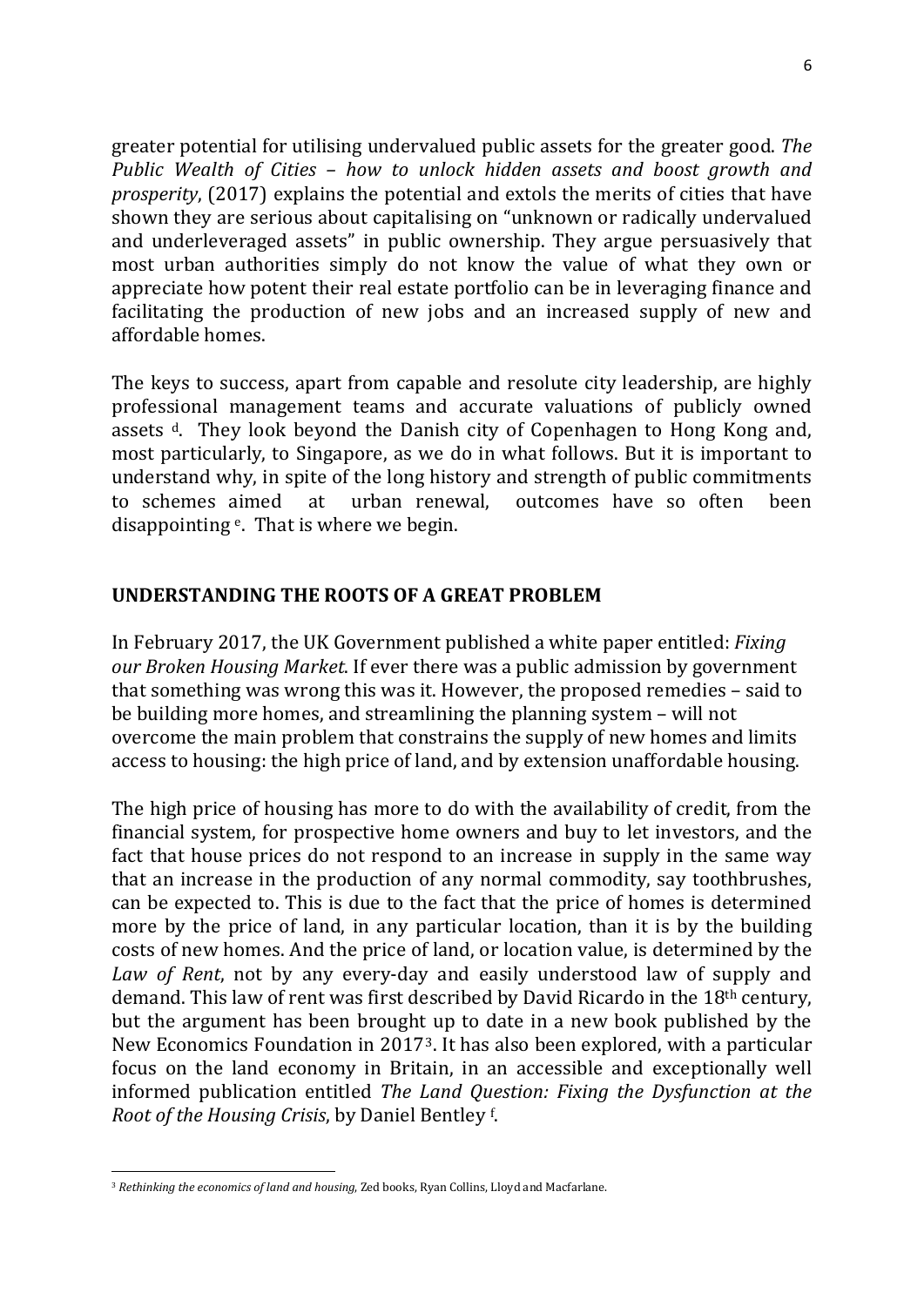greater potential for utilising undervalued public assets for the greater good. *The Public Wealth of Cities – how to unlock hidden assets and boost growth and prosperity*, (2017) explains the potential and extols the merits of cities that have shown they are serious about capitalising on "unknown or radically undervalued and underleveraged assets" in public ownership. They argue persuasively that most urban authorities simply do not know the value of what they own or appreciate how potent their real estate portfolio can be in leveraging finance and facilitating the production of new jobs and an increased supply of new and affordable homes.

The keys to success, apart from capable and resolute city leadership, are highly professional management teams and accurate valuations of publicly owned assets [d]. They look beyond the Danish city of Copenhagen to Hong Kong and, most particularly, to Singapore, as we do in what follows. But it is important to understand why, in spite of the long history and strength of public commitments to schemes aimed at urban renewal, outcomes have so often been disappointing [e]. That is where we begin.

## UNDERSTANDING THE ROOTS OF A GREAT PROBLEM

In February 2017, the UK Government published a white paper entitled: *Fixing our Broken Housing Market*. If ever there was a public admission by government that something was wrong this was it. However, the proposed remedies – said to be building more homes, and streamlining the planning system – will not overcome the main problem that constrains the supply of new homes and limits access to housing: the high price of land, and by extension unaffordable housing.

The high price of housing has more to do with the availability of credit, from the financial system, for prospective home owners and buy to let investors, and the fact that house prices do not respond to an increase in supply in the same way that an increase in the production of any normal commodity, say toothbrushes, can be expected to. This is due to the fact that the price of homes is determined more by the price of land, in any particular location, than it is by the building costs of new homes. And the price of land, or location value, is determined by the *Law of Rent*, not by any every-day and easily understood law of supply and demand. This law of rent was first described by David Ricardo in the 18th century, but the argument has been brought up to date in a new book published by the New Economics Foundation in 2017[3]. It has also been explored, with a particular focus on the land economy in Britain, in an accessible and exceptionally well informed publication entitled *The Land Question: Fixing the Dysfunction at the Root of the Housing Crisis*, by Daniel Bentley [f].

---

[3] *Rethinking the economics of land and housing*, Zed books, Ryan Collins, Lloyd and Macfarlane.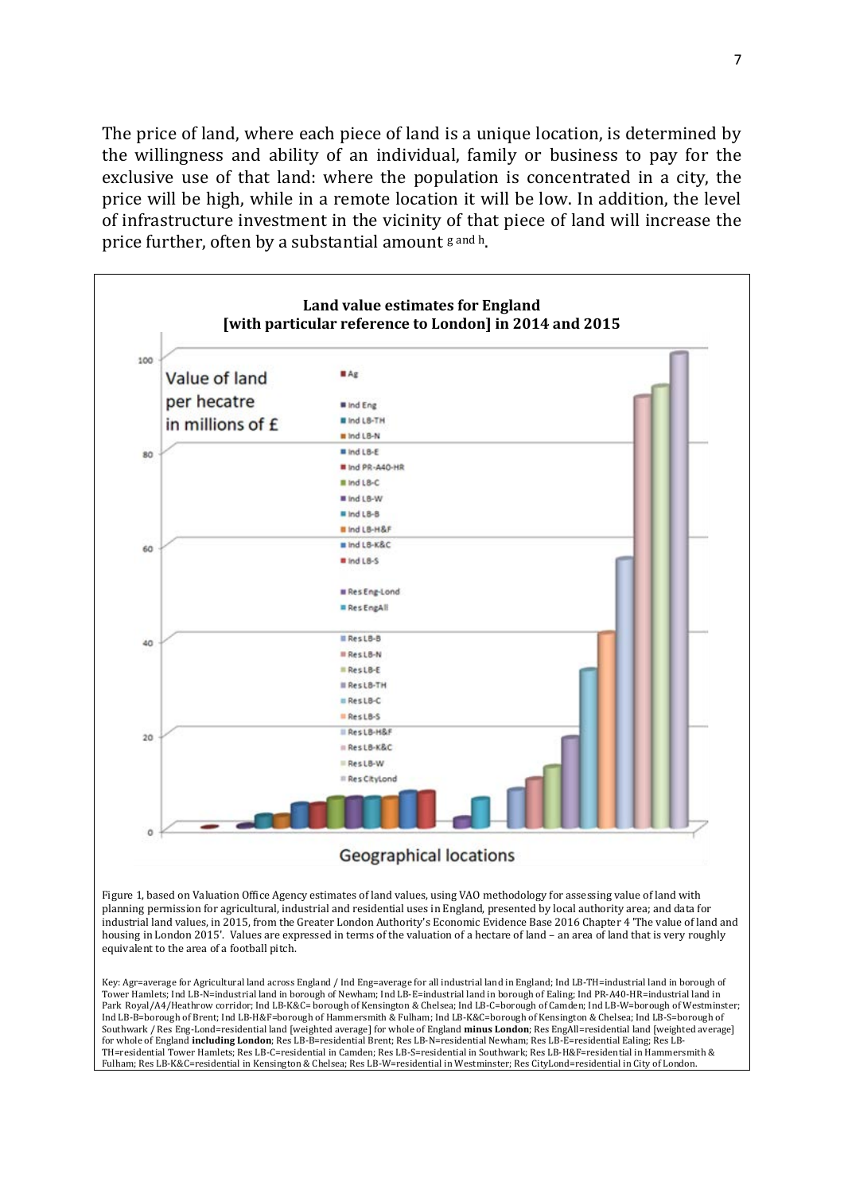The price of land, where each piece of land is a unique location, is determined by the willingness and ability of an individual, family or business to pay for the exclusive use of that land: where the population is concentrated in a city, the price will be high, while in a remote location it will be low. In addition, the level of infrastructure investment in the vicinity of that piece of land will increase the price further, often by a substantial amount [g and h].

**Land value estimates for England [with particular reference to London] in 2014 and 2015**

Value of land per hecatre in millions of £

Ag; Ind Eng; Ind LB-TH; Ind LB-N; Ind LB-E; Ind PR-A40-HR; Ind LB-C; Ind LB-W; Ind LB-B; Ind LB-H&F; Ind LB-K&C; Ind LB-S; Res Eng-Lond; Res EngAll; Res LB-B; Res LB-N; Res LB-E; Res LB-TH; Res LB-C; Res LB-S; Res LB-H&F; Res LB-K&C; Res LB-W; Res CityLond

Geographical locations

Figure 1, based on Valuation Office Agency estimates of land values, using VAO methodology for assessing value of land with planning permission for agricultural, industrial and residential uses in England, presented by local authority area; and data for industrial land values, in 2015, from the Greater London Authority's Economic Evidence Base 2016 Chapter 4 'The value of land and housing in London 2015'. Values are expressed in terms of the valuation of a hectare of land – an area of land that is very roughly equivalent to the area of a football pitch.

Key: Agr=average for Agricultural land across England / Ind Eng=average for all industrial land in England; Ind LB-TH=industrial land in borough of Tower Hamlets; Ind LB-N=industrial land in borough of Newham; Ind LB-E=industrial land in borough of Ealing; Ind PR-A40-HR=industrial land in Park Royal/A4/Heathrow corridor; Ind LB-K&C= borough of Kensington & Chelsea; Ind LB-C=borough of Camden; Ind LB-W=borough of Westminster; Ind LB-B=borough of Brent; Ind LB-H&F=borough of Hammersmith & Fulham; Ind LB-K&C=borough of Kensington & Chelsea; Ind LB-S=borough of Southwark / Res Eng-Lond=residential land [weighted average] for whole of England **minus London**; Res EngAll=residential land [weighted average] for whole of England **including London**; Res LB-B=residential Brent; Res LB-N=residential Newham; Res LB-E=residential Ealing; Res LB-TH=residential Tower Hamlets; Res LB-C=residential in Camden; Res LB-S=residential in Southwark; Res LB-H&F=residential in Hammersmith & Fulham; Res LB-K&C=residential in Kensington & Chelsea; Res LB-W=residential in Westminster; Res CityLond=residential in City of London.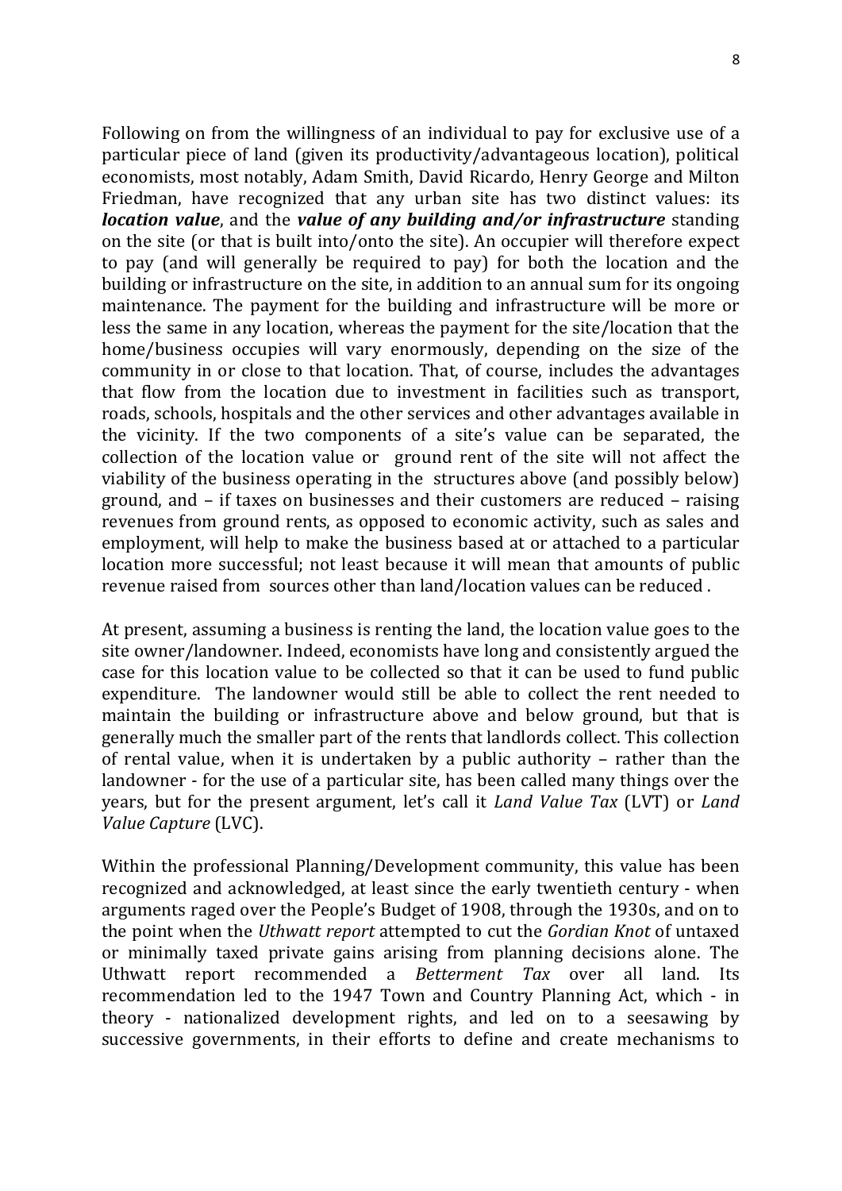Following on from the willingness of an individual to pay for exclusive use of a particular piece of land (given its productivity/advantageous location), political economists, most notably, Adam Smith, David Ricardo, Henry George and Milton Friedman, have recognized that any urban site has two distinct values: its ***location value***, and the ***value of any building and/or infrastructure*** standing on the site (or that is built into/onto the site). An occupier will therefore expect to pay (and will generally be required to pay) for both the location and the building or infrastructure on the site, in addition to an annual sum for its ongoing maintenance. The payment for the building and infrastructure will be more or less the same in any location, whereas the payment for the site/location that the home/business occupies will vary enormously, depending on the size of the community in or close to that location. That, of course, includes the advantages that flow from the location due to investment in facilities such as transport, roads, schools, hospitals and the other services and other advantages available in the vicinity. If the two components of a site's value can be separated, the collection of the location value or ground rent of the site will not affect the viability of the business operating in the structures above (and possibly below) ground, and – if taxes on businesses and their customers are reduced – raising revenues from ground rents, as opposed to economic activity, such as sales and employment, will help to make the business based at or attached to a particular location more successful; not least because it will mean that amounts of public revenue raised from sources other than land/location values can be reduced .

At present, assuming a business is renting the land, the location value goes to the site owner/landowner. Indeed, economists have long and consistently argued the case for this location value to be collected so that it can be used to fund public expenditure. The landowner would still be able to collect the rent needed to maintain the building or infrastructure above and below ground, but that is generally much the smaller part of the rents that landlords collect. This collection of rental value, when it is undertaken by a public authority – rather than the landowner - for the use of a particular site, has been called many things over the years, but for the present argument, let's call it *Land Value Tax* (LVT) or *Land Value Capture* (LVC).

Within the professional Planning/Development community, this value has been recognized and acknowledged, at least since the early twentieth century - when arguments raged over the People's Budget of 1908, through the 1930s, and on to the point when the *Uthwatt report* attempted to cut the *Gordian Knot* of untaxed or minimally taxed private gains arising from planning decisions alone. The Uthwatt report recommended a *Betterment Tax* over all land. Its recommendation led to the 1947 Town and Country Planning Act, which - in theory - nationalized development rights, and led on to a seesawing by successive governments, in their efforts to define and create mechanisms to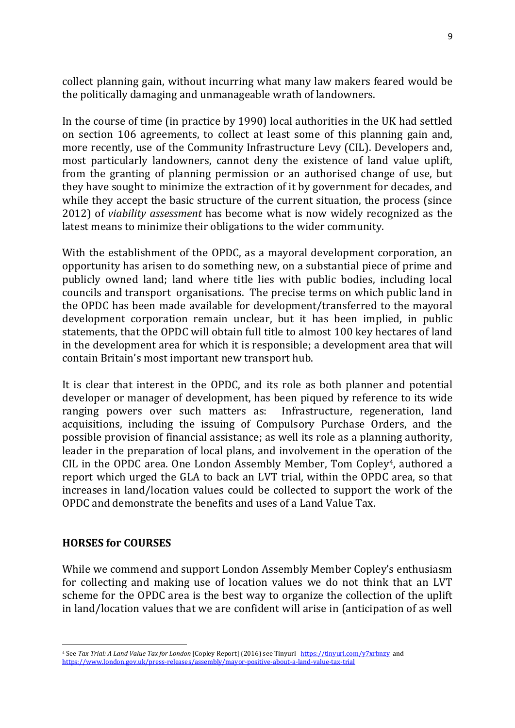collect planning gain, without incurring what many law makers feared would be the politically damaging and unmanageable wrath of landowners.

In the course of time (in practice by 1990) local authorities in the UK had settled on section 106 agreements, to collect at least some of this planning gain and, more recently, use of the Community Infrastructure Levy (CIL). Developers and, most particularly landowners, cannot deny the existence of land value uplift, from the granting of planning permission or an authorised change of use, but they have sought to minimize the extraction of it by government for decades, and while they accept the basic structure of the current situation, the process (since 2012) of *viability assessment* has become what is now widely recognized as the latest means to minimize their obligations to the wider community.

With the establishment of the OPDC, as a mayoral development corporation, an opportunity has arisen to do something new, on a substantial piece of prime and publicly owned land; land where title lies with public bodies, including local councils and transport organisations. The precise terms on which public land in the OPDC has been made available for development/transferred to the mayoral development corporation remain unclear, but it has been implied, in public statements, that the OPDC will obtain full title to almost 100 key hectares of land in the development area for which it is responsible; a development area that will contain Britain's most important new transport hub.

It is clear that interest in the OPDC, and its role as both planner and potential developer or manager of development, has been piqued by reference to its wide ranging powers over such matters as: Infrastructure, regeneration, land acquisitions, including the issuing of Compulsory Purchase Orders, and the possible provision of financial assistance; as well its role as a planning authority, leader in the preparation of local plans, and involvement in the operation of the CIL in the OPDC area. One London Assembly Member, Tom Copley[4], authored a report which urged the GLA to back an LVT trial, within the OPDC area, so that increases in land/location values could be collected to support the work of the OPDC and demonstrate the benefits and uses of a Land Value Tax.

## HORSES for COURSES

While we commend and support London Assembly Member Copley's enthusiasm for collecting and making use of location values we do not think that an LVT scheme for the OPDC area is the best way to organize the collection of the uplift in land/location values that we are confident will arise in (anticipation of as well

---

[4] See *Tax Trial: A Land Value Tax for London* [Copley Report] (2016) see Tinyurl https://tinyurl.com/y7xrbnzy and https://www.london.gov.uk/press-releases/assembly/mayor-positive-about-a-land-value-tax-trial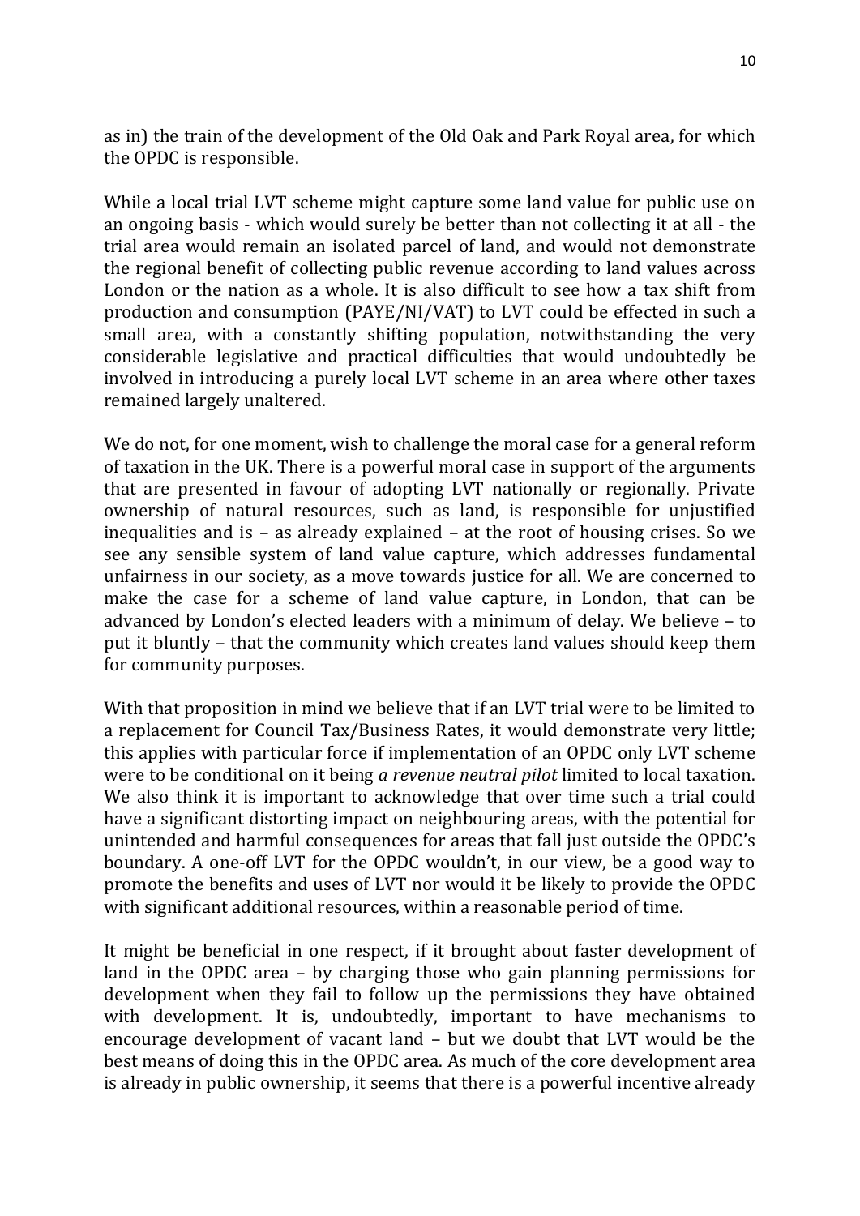as in) the train of the development of the Old Oak and Park Royal area, for which the OPDC is responsible.

While a local trial LVT scheme might capture some land value for public use on an ongoing basis - which would surely be better than not collecting it at all - the trial area would remain an isolated parcel of land, and would not demonstrate the regional benefit of collecting public revenue according to land values across London or the nation as a whole. It is also difficult to see how a tax shift from production and consumption (PAYE/NI/VAT) to LVT could be effected in such a small area, with a constantly shifting population, notwithstanding the very considerable legislative and practical difficulties that would undoubtedly be involved in introducing a purely local LVT scheme in an area where other taxes remained largely unaltered.

We do not, for one moment, wish to challenge the moral case for a general reform of taxation in the UK. There is a powerful moral case in support of the arguments that are presented in favour of adopting LVT nationally or regionally. Private ownership of natural resources, such as land, is responsible for unjustified inequalities and is – as already explained – at the root of housing crises. So we see any sensible system of land value capture, which addresses fundamental unfairness in our society, as a move towards justice for all. We are concerned to make the case for a scheme of land value capture, in London, that can be advanced by London's elected leaders with a minimum of delay. We believe – to put it bluntly – that the community which creates land values should keep them for community purposes.

With that proposition in mind we believe that if an LVT trial were to be limited to a replacement for Council Tax/Business Rates, it would demonstrate very little; this applies with particular force if implementation of an OPDC only LVT scheme were to be conditional on it being *a revenue neutral pilot* limited to local taxation. We also think it is important to acknowledge that over time such a trial could have a significant distorting impact on neighbouring areas, with the potential for unintended and harmful consequences for areas that fall just outside the OPDC's boundary. A one-off LVT for the OPDC wouldn't, in our view, be a good way to promote the benefits and uses of LVT nor would it be likely to provide the OPDC with significant additional resources, within a reasonable period of time.

It might be beneficial in one respect, if it brought about faster development of land in the OPDC area – by charging those who gain planning permissions for development when they fail to follow up the permissions they have obtained with development. It is, undoubtedly, important to have mechanisms to encourage development of vacant land – but we doubt that LVT would be the best means of doing this in the OPDC area. As much of the core development area is already in public ownership, it seems that there is a powerful incentive already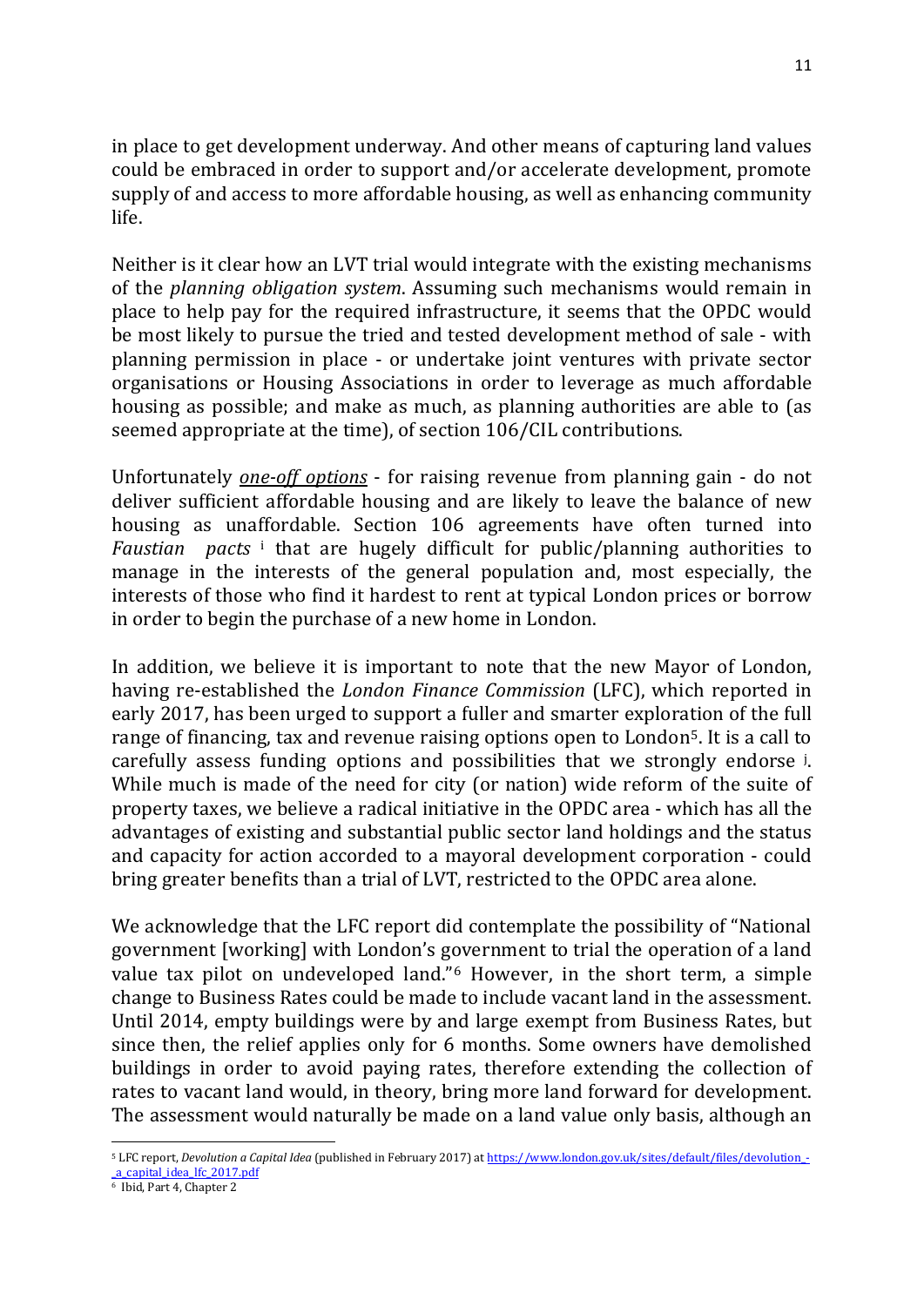in place to get development underway. And other means of capturing land values could be embraced in order to support and/or accelerate development, promote supply of and access to more affordable housing, as well as enhancing community life.

Neither is it clear how an LVT trial would integrate with the existing mechanisms of the *planning obligation system*. Assuming such mechanisms would remain in place to help pay for the required infrastructure, it seems that the OPDC would be most likely to pursue the tried and tested development method of sale - with planning permission in place - or undertake joint ventures with private sector organisations or Housing Associations in order to leverage as much affordable housing as possible; and make as much, as planning authorities are able to (as seemed appropriate at the time), of section 106/CIL contributions.

Unfortunately ***one-off options*** - for raising revenue from planning gain - do not deliver sufficient affordable housing and are likely to leave the balance of new housing as unaffordable. Section 106 agreements have often turned into *Faustian pacts* [i] that are hugely difficult for public/planning authorities to manage in the interests of the general population and, most especially, the interests of those who find it hardest to rent at typical London prices or borrow in order to begin the purchase of a new home in London.

In addition, we believe it is important to note that the new Mayor of London, having re-established the *London Finance Commission* (LFC), which reported in early 2017, has been urged to support a fuller and smarter exploration of the full range of financing, tax and revenue raising options open to London[5]. It is a call to carefully assess funding options and possibilities that we strongly endorse [j]. While much is made of the need for city (or nation) wide reform of the suite of property taxes, we believe a radical initiative in the OPDC area - which has all the advantages of existing and substantial public sector land holdings and the status and capacity for action accorded to a mayoral development corporation - could bring greater benefits than a trial of LVT, restricted to the OPDC area alone.

We acknowledge that the LFC report did contemplate the possibility of "National government [working] with London's government to trial the operation of a land value tax pilot on undeveloped land."[6] However, in the short term, a simple change to Business Rates could be made to include vacant land in the assessment. Until 2014, empty buildings were by and large exempt from Business Rates, but since then, the relief applies only for 6 months. Some owners have demolished buildings in order to avoid paying rates, therefore extending the collection of rates to vacant land would, in theory, bring more land forward for development. The assessment would naturally be made on a land value only basis, although an

---

[5] LFC report, *Devolution a Capital Idea* (published in February 2017) at https://www.london.gov.uk/sites/default/files/devolution_-_a_capital_idea_lfc_2017.pdf

[6] Ibid, Part 4, Chapter 2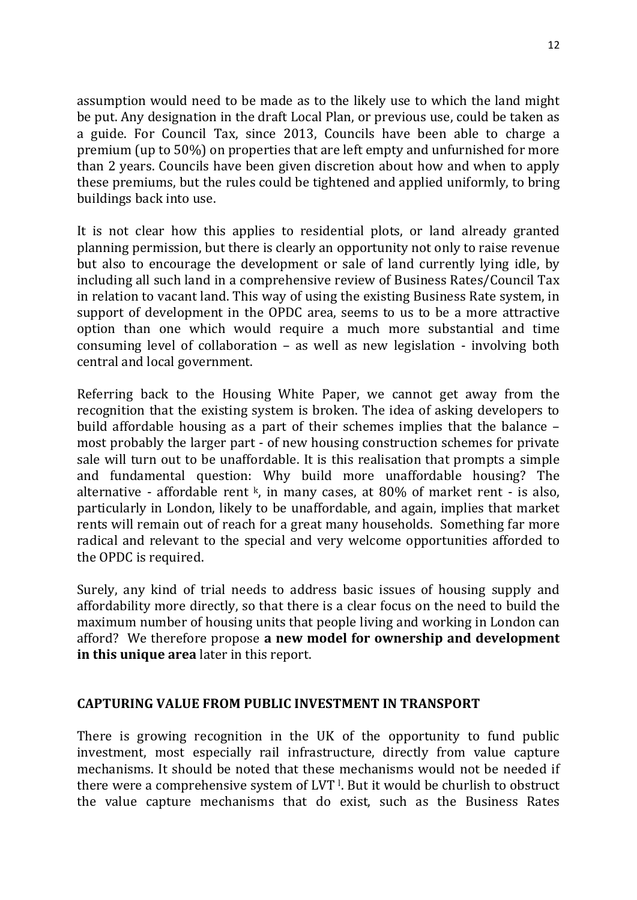assumption would need to be made as to the likely use to which the land might be put. Any designation in the draft Local Plan, or previous use, could be taken as a guide. For Council Tax, since 2013, Councils have been able to charge a premium (up to 50%) on properties that are left empty and unfurnished for more than 2 years. Councils have been given discretion about how and when to apply these premiums, but the rules could be tightened and applied uniformly, to bring buildings back into use.

It is not clear how this applies to residential plots, or land already granted planning permission, but there is clearly an opportunity not only to raise revenue but also to encourage the development or sale of land currently lying idle, by including all such land in a comprehensive review of Business Rates/Council Tax in relation to vacant land. This way of using the existing Business Rate system, in support of development in the OPDC area, seems to us to be a more attractive option than one which would require a much more substantial and time consuming level of collaboration – as well as new legislation - involving both central and local government.

Referring back to the Housing White Paper, we cannot get away from the recognition that the existing system is broken. The idea of asking developers to build affordable housing as a part of their schemes implies that the balance – most probably the larger part - of new housing construction schemes for private sale will turn out to be unaffordable. It is this realisation that prompts a simple and fundamental question: Why build more unaffordable housing? The alternative - affordable rent [k], in many cases, at 80% of market rent - is also, particularly in London, likely to be unaffordable, and again, implies that market rents will remain out of reach for a great many households. Something far more radical and relevant to the special and very welcome opportunities afforded to the OPDC is required.

Surely, any kind of trial needs to address basic issues of housing supply and affordability more directly, so that there is a clear focus on the need to build the maximum number of housing units that people living and working in London can afford? We therefore propose **a new model for ownership and development in this unique area** later in this report.

## CAPTURING VALUE FROM PUBLIC INVESTMENT IN TRANSPORT

There is growing recognition in the UK of the opportunity to fund public investment, most especially rail infrastructure, directly from value capture mechanisms. It should be noted that these mechanisms would not be needed if there were a comprehensive system of LVT [l]. But it would be churlish to obstruct the value capture mechanisms that do exist, such as the Business Rates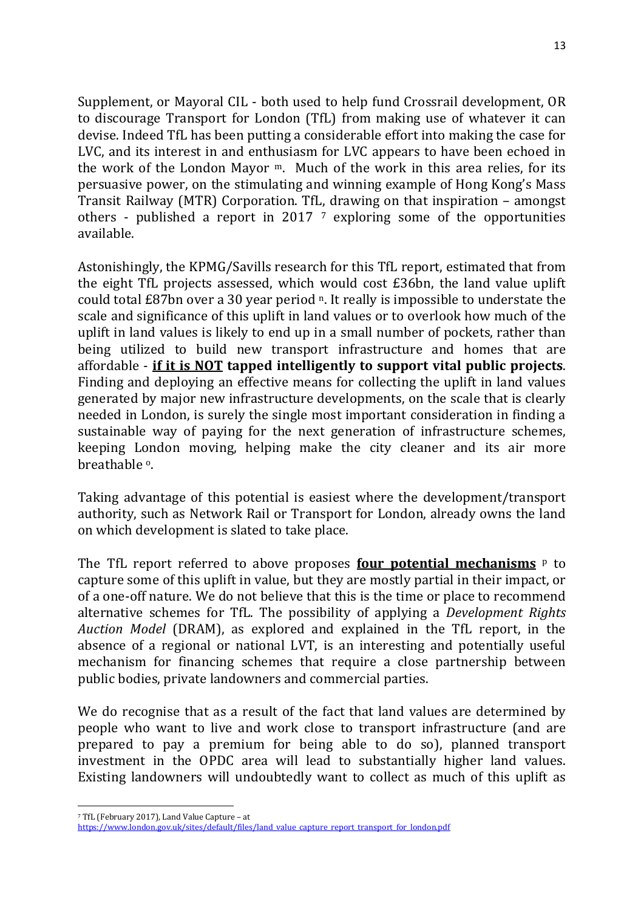Supplement, or Mayoral CIL - both used to help fund Crossrail development, OR to discourage Transport for London (TfL) from making use of whatever it can devise. Indeed TfL has been putting a considerable effort into making the case for LVC, and its interest in and enthusiasm for LVC appears to have been echoed in the work of the London Mayor [m]. Much of the work in this area relies, for its persuasive power, on the stimulating and winning example of Hong Kong's Mass Transit Railway (MTR) Corporation. TfL, drawing on that inspiration – amongst others - published a report in 2017 [7] exploring some of the opportunities available.

Astonishingly, the KPMG/Savills research for this TfL report, estimated that from the eight TfL projects assessed, which would cost £36bn, the land value uplift could total £87bn over a 30 year period [n]. It really is impossible to understate the scale and significance of this uplift in land values or to overlook how much of the uplift in land values is likely to end up in a small number of pockets, rather than being utilized to build new transport infrastructure and homes that are affordable - **<u>if it is NOT</u> tapped intelligently to support vital public projects**. Finding and deploying an effective means for collecting the uplift in land values generated by major new infrastructure developments, on the scale that is clearly needed in London, is surely the single most important consideration in finding a sustainable way of paying for the next generation of infrastructure schemes, keeping London moving, helping make the city cleaner and its air more breathable [o].

Taking advantage of this potential is easiest where the development/transport authority, such as Network Rail or Transport for London, already owns the land on which development is slated to take place.

The TfL report referred to above proposes **<u>four potential mechanisms</u>** [p] to capture some of this uplift in value, but they are mostly partial in their impact, or of a one-off nature. We do not believe that this is the time or place to recommend alternative schemes for TfL. The possibility of applying a *Development Rights Auction Model* (DRAM), as explored and explained in the TfL report, in the absence of a regional or national LVT, is an interesting and potentially useful mechanism for financing schemes that require a close partnership between public bodies, private landowners and commercial parties.

We do recognise that as a result of the fact that land values are determined by people who want to live and work close to transport infrastructure (and are prepared to pay a premium for being able to do so), planned transport investment in the OPDC area will lead to substantially higher land values. Existing landowners will undoubtedly want to collect as much of this uplift as

---

[7] TfL (February 2017), Land Value Capture – at https://www.london.gov.uk/sites/default/files/land_value_capture_report_transport_for_london.pdf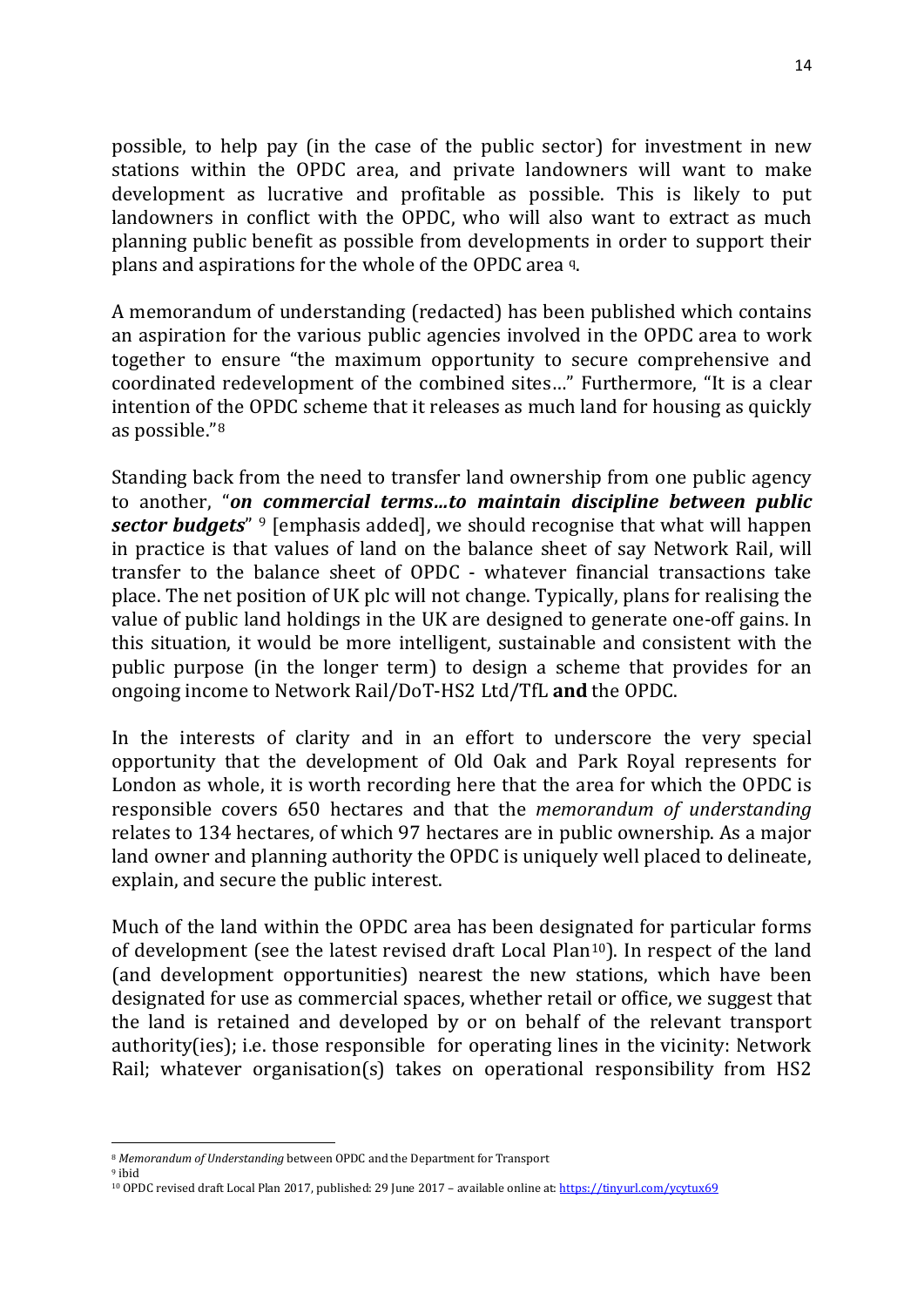possible, to help pay (in the case of the public sector) for investment in new stations within the OPDC area, and private landowners will want to make development as lucrative and profitable as possible. This is likely to put landowners in conflict with the OPDC, who will also want to extract as much planning public benefit as possible from developments in order to support their plans and aspirations for the whole of the OPDC area [q].

A memorandum of understanding (redacted) has been published which contains an aspiration for the various public agencies involved in the OPDC area to work together to ensure "the maximum opportunity to secure comprehensive and coordinated redevelopment of the combined sites…" Furthermore, "It is a clear intention of the OPDC scheme that it releases as much land for housing as quickly as possible."[8]

Standing back from the need to transfer land ownership from one public agency to another, "***on commercial terms…to maintain discipline between public sector budgets***" [9] [emphasis added], we should recognise that what will happen in practice is that values of land on the balance sheet of say Network Rail, will transfer to the balance sheet of OPDC - whatever financial transactions take place. The net position of UK plc will not change. Typically, plans for realising the value of public land holdings in the UK are designed to generate one-off gains. In this situation, it would be more intelligent, sustainable and consistent with the public purpose (in the longer term) to design a scheme that provides for an ongoing income to Network Rail/DoT-HS2 Ltd/TfL **and** the OPDC.

In the interests of clarity and in an effort to underscore the very special opportunity that the development of Old Oak and Park Royal represents for London as whole, it is worth recording here that the area for which the OPDC is responsible covers 650 hectares and that the *memorandum of understanding* relates to 134 hectares, of which 97 hectares are in public ownership. As a major land owner and planning authority the OPDC is uniquely well placed to delineate, explain, and secure the public interest.

Much of the land within the OPDC area has been designated for particular forms of development (see the latest revised draft Local Plan[10]). In respect of the land (and development opportunities) nearest the new stations, which have been designated for use as commercial spaces, whether retail or office, we suggest that the land is retained and developed by or on behalf of the relevant transport authority(ies); i.e. those responsible for operating lines in the vicinity: Network Rail; whatever organisation(s) takes on operational responsibility from HS2

---

[8] *Memorandum of Understanding* between OPDC and the Department for Transport

[9] ibid

[10] OPDC revised draft Local Plan 2017, published: 29 June 2017 – available online at: https://tinyurl.com/ycytux69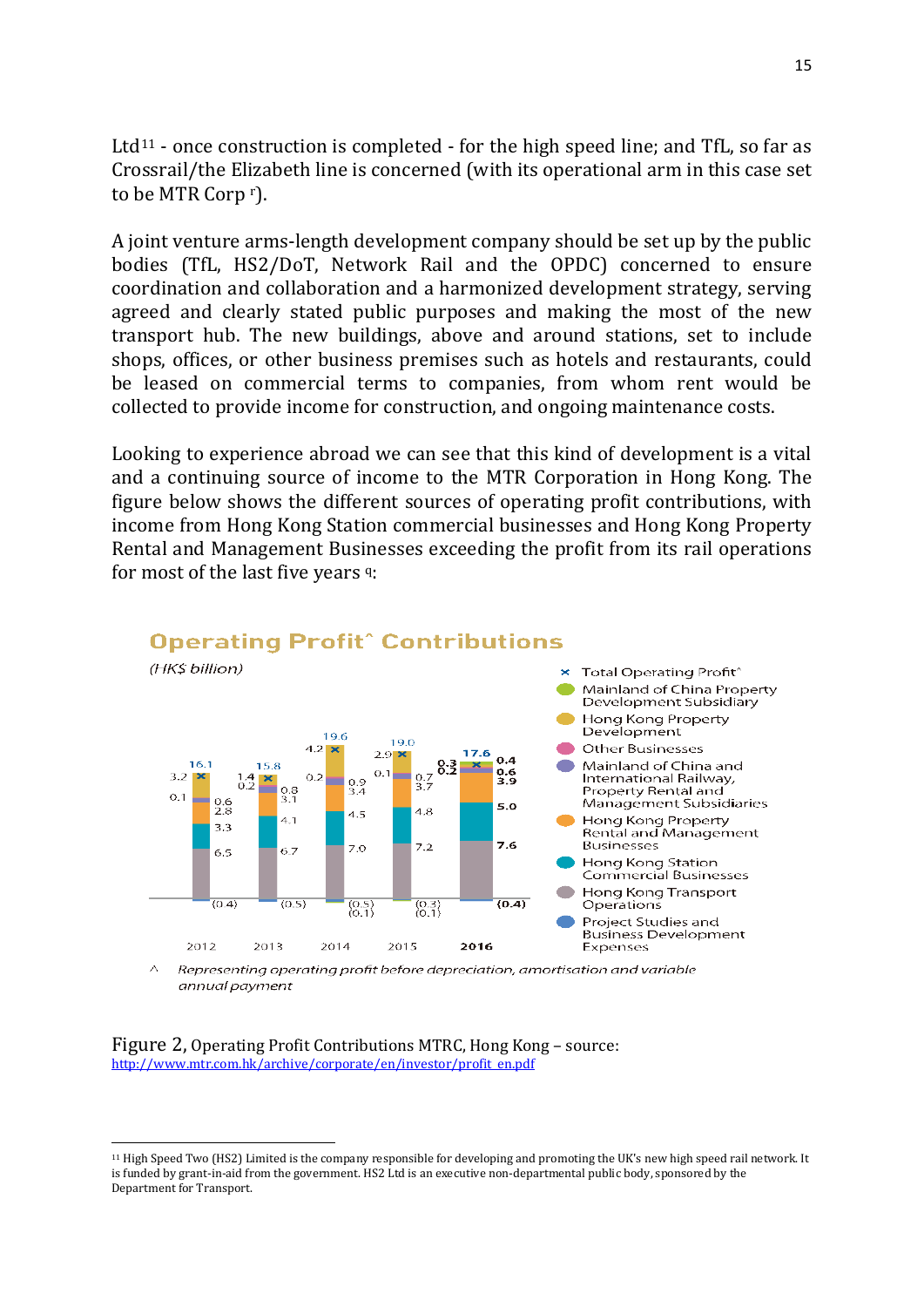Ltd[11] - once construction is completed - for the high speed line; and TfL, so far as Crossrail/the Elizabeth line is concerned (with its operational arm in this case set to be MTR Corp [r]).

A joint venture arms-length development company should be set up by the public bodies (TfL, HS2/DoT, Network Rail and the OPDC) concerned to ensure coordination and collaboration and a harmonized development strategy, serving agreed and clearly stated public purposes and making the most of the new transport hub. The new buildings, above and around stations, set to include shops, offices, or other business premises such as hotels and restaurants, could be leased on commercial terms to companies, from whom rent would be collected to provide income for construction, and ongoing maintenance costs.

Looking to experience abroad we can see that this kind of development is a vital and a continuing source of income to the MTR Corporation in Hong Kong. The figure below shows the different sources of operating profit contributions, with income from Hong Kong Station commercial businesses and Hong Kong Property Rental and Management Businesses exceeding the profit from its rail operations for most of the last five years [q]:

**Operating Profit^ Contributions**

*(HK$ billion)*

| | 2012 | 2013 | 2014 | 2015 | 2016 |
|---|---|---|---|---|---|
| Total Operating Profit^ | 16.1 | 15.8 | 19.6 | 19.0 | 17.6 |
| Mainland of China Property Development Subsidiary | | | | | 0.3 |
| Hong Kong Property Development | 3.2 | 1.4 | 4.2 | 2.9 | 0.2 |
| Other Businesses | 0.1 | 0.2 | 0.2 | 0.1 | 0.4 |
| Mainland of China and International Railway, Property Rental and Management Subsidiaries | 0.6 | 0.8 | 0.9 | 0.7 | 0.6 |
| Hong Kong Property Rental and Management Businesses | 2.8 | 3.1 | 3.4 | 3.7 | 3.9 |
| Hong Kong Station Commercial Businesses | 3.3 | 4.1 | 4.5 | 4.8 | 5.0 |
| Hong Kong Transport Operations | 6.5 | 6.7 | 7.0 | 7.2 | 7.6 |
| Project Studies and Business Development Expenses | (0.4) | (0.5) | (0.5) (0.1) | (0.3) (0.1) | (0.4) |

^ *Representing operating profit before depreciation, amortisation and variable annual payment*

Figure 2, Operating Profit Contributions MTRC, Hong Kong – source: http://www.mtr.com.hk/archive/corporate/en/investor/profit_en.pdf

---

[11] High Speed Two (HS2) Limited is the company responsible for developing and promoting the UK's new high speed rail network. It is funded by grant-in-aid from the government. HS2 Ltd is an executive non-departmental public body, sponsored by the Department for Transport.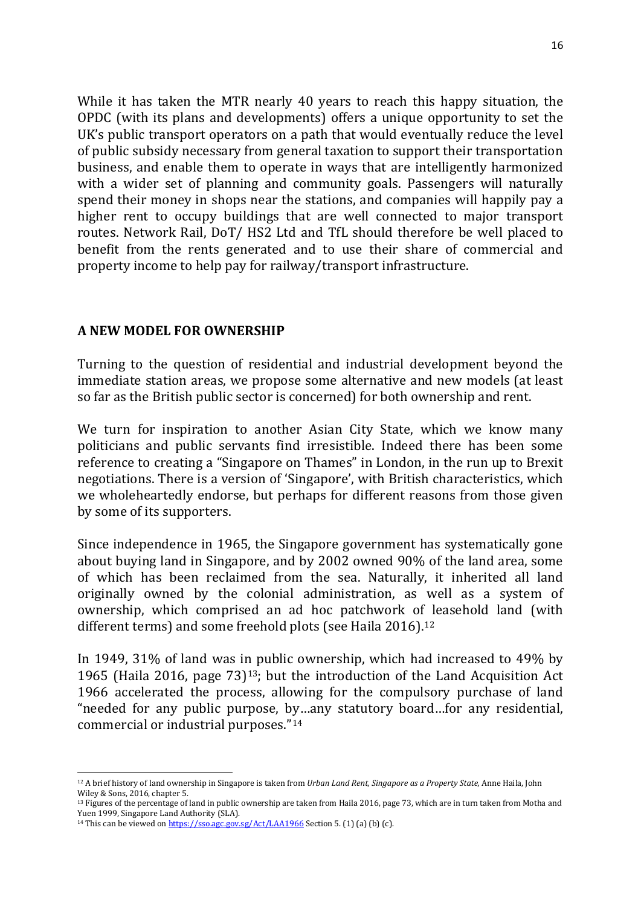While it has taken the MTR nearly 40 years to reach this happy situation, the OPDC (with its plans and developments) offers a unique opportunity to set the UK's public transport operators on a path that would eventually reduce the level of public subsidy necessary from general taxation to support their transportation business, and enable them to operate in ways that are intelligently harmonized with a wider set of planning and community goals. Passengers will naturally spend their money in shops near the stations, and companies will happily pay a higher rent to occupy buildings that are well connected to major transport routes. Network Rail, DoT/ HS2 Ltd and TfL should therefore be well placed to benefit from the rents generated and to use their share of commercial and property income to help pay for railway/transport infrastructure.

## A NEW MODEL FOR OWNERSHIP

Turning to the question of residential and industrial development beyond the immediate station areas, we propose some alternative and new models (at least so far as the British public sector is concerned) for both ownership and rent.

We turn for inspiration to another Asian City State, which we know many politicians and public servants find irresistible. Indeed there has been some reference to creating a "Singapore on Thames" in London, in the run up to Brexit negotiations. There is a version of 'Singapore', with British characteristics, which we wholeheartedly endorse, but perhaps for different reasons from those given by some of its supporters.

Since independence in 1965, the Singapore government has systematically gone about buying land in Singapore, and by 2002 owned 90% of the land area, some of which has been reclaimed from the sea. Naturally, it inherited all land originally owned by the colonial administration, as well as a system of ownership, which comprised an ad hoc patchwork of leasehold land (with different terms) and some freehold plots (see Haila 2016).[12]

In 1949, 31% of land was in public ownership, which had increased to 49% by 1965 (Haila 2016, page 73)[13]; but the introduction of the Land Acquisition Act 1966 accelerated the process, allowing for the compulsory purchase of land "needed for any public purpose, by…any statutory board…for any residential, commercial or industrial purposes."[14]

---

[12] A brief history of land ownership in Singapore is taken from *Urban Land Rent, Singapore as a Property State,* Anne Haila, John Wiley & Sons, 2016, chapter 5.

[13] Figures of the percentage of land in public ownership are taken from Haila 2016, page 73, which are in turn taken from Motha and Yuen 1999, Singapore Land Authority (SLA).

[14] This can be viewed on https://sso.agc.gov.sg/Act/LAA1966 Section 5. (1) (a) (b) (c).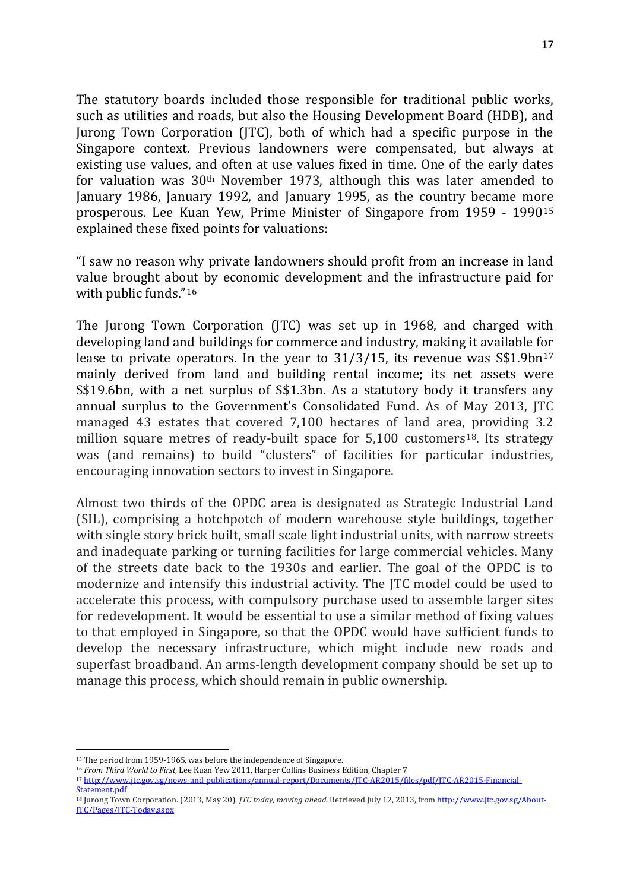The statutory boards included those responsible for traditional public works, such as utilities and roads, but also the Housing Development Board (HDB), and Jurong Town Corporation (JTC), both of which had a specific purpose in the Singapore context. Previous landowners were compensated, but always at existing use values, and often at use values fixed in time. One of the early dates for valuation was 30th November 1973, although this was later amended to January 1986, January 1992, and January 1995, as the country became more prosperous. Lee Kuan Yew, Prime Minister of Singapore from 1959 - 1990[15] explained these fixed points for valuations:

"I saw no reason why private landowners should profit from an increase in land value brought about by economic development and the infrastructure paid for with public funds."[16]

The Jurong Town Corporation (JTC) was set up in 1968, and charged with developing land and buildings for commerce and industry, making it available for lease to private operators. In the year to 31/3/15, its revenue was S$1.9bn[17] mainly derived from land and building rental income; its net assets were S$19.6bn, with a net surplus of S$1.3bn. As a statutory body it transfers any annual surplus to the Government's Consolidated Fund. As of May 2013, JTC managed 43 estates that covered 7,100 hectares of land area, providing 3.2 million square metres of ready-built space for 5,100 customers[18]. Its strategy was (and remains) to build "clusters" of facilities for particular industries, encouraging innovation sectors to invest in Singapore.

Almost two thirds of the OPDC area is designated as Strategic Industrial Land (SIL), comprising a hotchpotch of modern warehouse style buildings, together with single story brick built, small scale light industrial units, with narrow streets and inadequate parking or turning facilities for large commercial vehicles. Many of the streets date back to the 1930s and earlier. The goal of the OPDC is to modernize and intensify this industrial activity. The JTC model could be used to accelerate this process, with compulsory purchase used to assemble larger sites for redevelopment. It would be essential to use a similar method of fixing values to that employed in Singapore, so that the OPDC would have sufficient funds to develop the necessary infrastructure, which might include new roads and superfast broadband. An arms-length development company should be set up to manage this process, which should remain in public ownership.

---

[15] The period from 1959-1965, was before the independence of Singapore.

[16] *From Third World to First*, Lee Kuan Yew 2011, Harper Collins Business Edition, Chapter 7

[17] http://www.jtc.gov.sg/news-and-publications/annual-report/Documents/JTC-AR2015/files/pdf/JTC-AR2015-Financial-Statement.pdf

[18] Jurong Town Corporation. (2013, May 20). *JTC today, moving ahead.* Retrieved July 12, 2013, from http://www.jtc.gov.sg/About-JTC/Pages/JTC-Today.aspx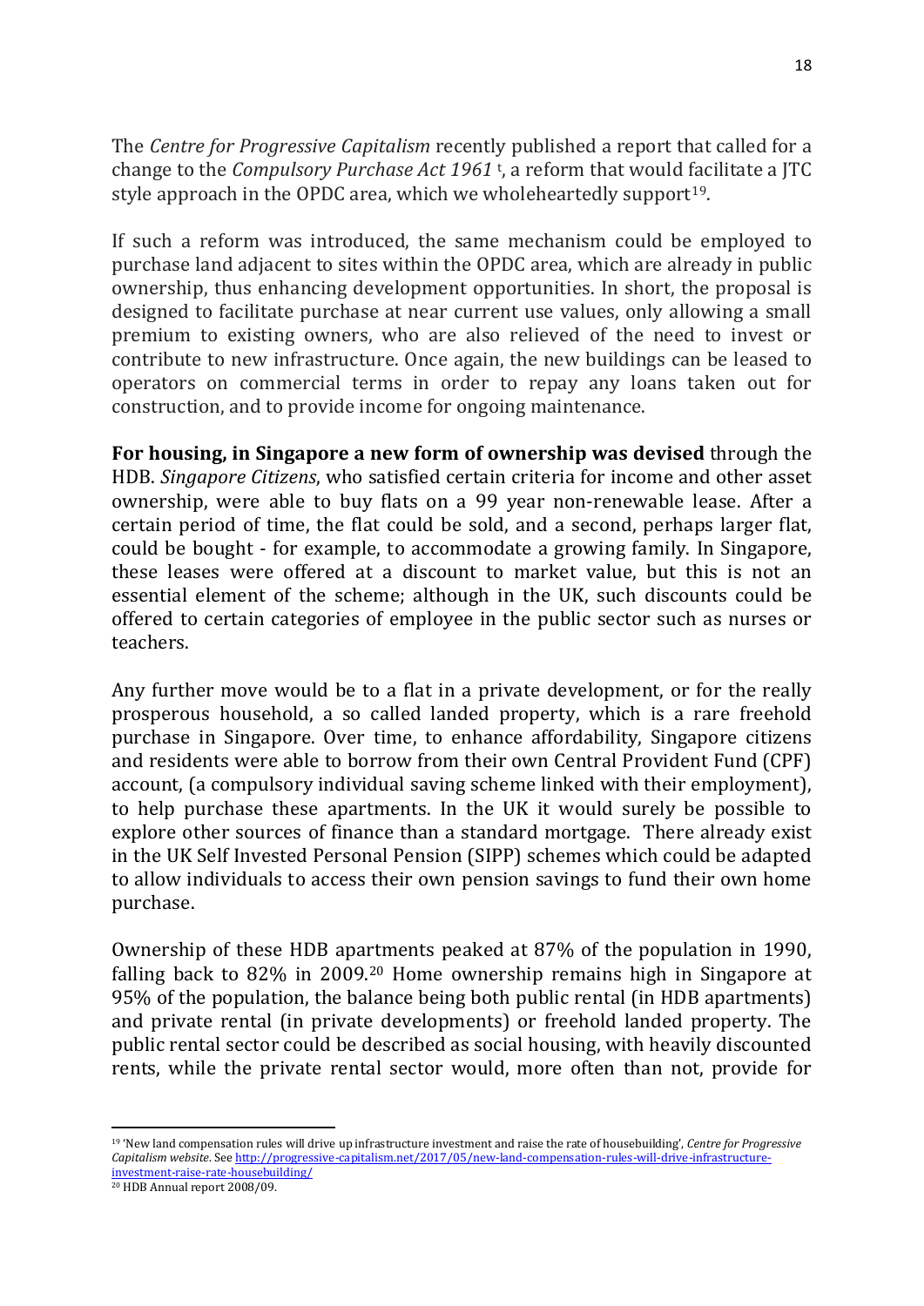The *Centre for Progressive Capitalism* recently published a report that called for a change to the *Compulsory Purchase Act 1961* [t], a reform that would facilitate a JTC style approach in the OPDC area, which we wholeheartedly support[19].

If such a reform was introduced, the same mechanism could be employed to purchase land adjacent to sites within the OPDC area, which are already in public ownership, thus enhancing development opportunities. In short, the proposal is designed to facilitate purchase at near current use values, only allowing a small premium to existing owners, who are also relieved of the need to invest or contribute to new infrastructure. Once again, the new buildings can be leased to operators on commercial terms in order to repay any loans taken out for construction, and to provide income for ongoing maintenance.

**For housing, in Singapore a new form of ownership was devised** through the HDB. *Singapore Citizens*, who satisfied certain criteria for income and other asset ownership, were able to buy flats on a 99 year non-renewable lease. After a certain period of time, the flat could be sold, and a second, perhaps larger flat, could be bought - for example, to accommodate a growing family. In Singapore, these leases were offered at a discount to market value, but this is not an essential element of the scheme; although in the UK, such discounts could be offered to certain categories of employee in the public sector such as nurses or teachers.

Any further move would be to a flat in a private development, or for the really prosperous household, a so called landed property, which is a rare freehold purchase in Singapore. Over time, to enhance affordability, Singapore citizens and residents were able to borrow from their own Central Provident Fund (CPF) account, (a compulsory individual saving scheme linked with their employment), to help purchase these apartments. In the UK it would surely be possible to explore other sources of finance than a standard mortgage. There already exist in the UK Self Invested Personal Pension (SIPP) schemes which could be adapted to allow individuals to access their own pension savings to fund their own home purchase.

Ownership of these HDB apartments peaked at 87% of the population in 1990, falling back to 82% in 2009.[20] Home ownership remains high in Singapore at 95% of the population, the balance being both public rental (in HDB apartments) and private rental (in private developments) or freehold landed property. The public rental sector could be described as social housing, with heavily discounted rents, while the private rental sector would, more often than not, provide for

---

[19] 'New land compensation rules will drive up infrastructure investment and raise the rate of housebuilding', *Centre for Progressive Capitalism website*. See http://progressive-capitalism.net/2017/05/new-land-compensation-rules-will-drive-infrastructure-investment-raise-rate-housebuilding/

[20] HDB Annual report 2008/09.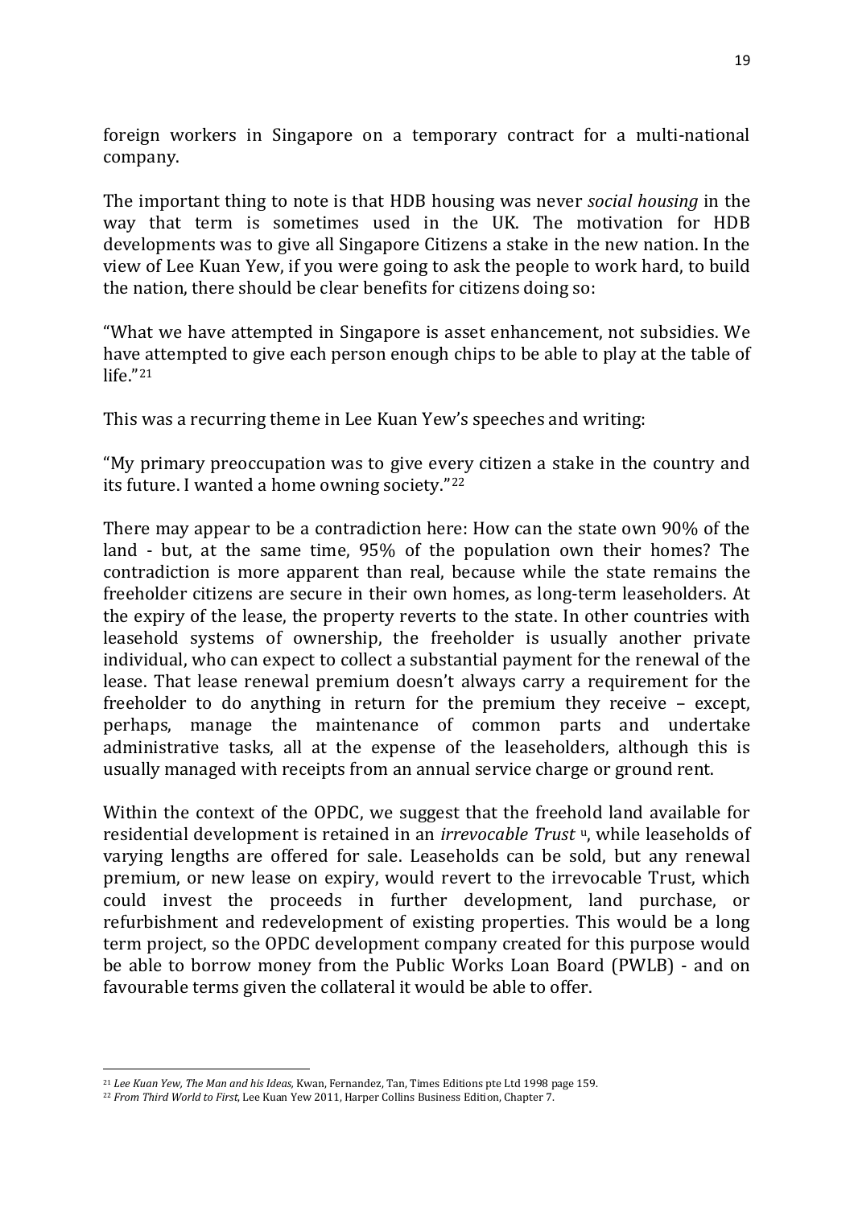foreign workers in Singapore on a temporary contract for a multi-national company.

The important thing to note is that HDB housing was never *social housing* in the way that term is sometimes used in the UK. The motivation for HDB developments was to give all Singapore Citizens a stake in the new nation. In the view of Lee Kuan Yew, if you were going to ask the people to work hard, to build the nation, there should be clear benefits for citizens doing so:

"What we have attempted in Singapore is asset enhancement, not subsidies. We have attempted to give each person enough chips to be able to play at the table of life."[21]

This was a recurring theme in Lee Kuan Yew's speeches and writing:

"My primary preoccupation was to give every citizen a stake in the country and its future. I wanted a home owning society."[22]

There may appear to be a contradiction here: How can the state own 90% of the land - but, at the same time, 95% of the population own their homes? The contradiction is more apparent than real, because while the state remains the freeholder citizens are secure in their own homes, as long-term leaseholders. At the expiry of the lease, the property reverts to the state. In other countries with leasehold systems of ownership, the freeholder is usually another private individual, who can expect to collect a substantial payment for the renewal of the lease. That lease renewal premium doesn't always carry a requirement for the freeholder to do anything in return for the premium they receive – except, perhaps, manage the maintenance of common parts and undertake administrative tasks, all at the expense of the leaseholders, although this is usually managed with receipts from an annual service charge or ground rent.

Within the context of the OPDC, we suggest that the freehold land available for residential development is retained in an *irrevocable Trust* [u], while leaseholds of varying lengths are offered for sale. Leaseholds can be sold, but any renewal premium, or new lease on expiry, would revert to the irrevocable Trust, which could invest the proceeds in further development, land purchase, or refurbishment and redevelopment of existing properties. This would be a long term project, so the OPDC development company created for this purpose would be able to borrow money from the Public Works Loan Board (PWLB) - and on favourable terms given the collateral it would be able to offer.

---

[21] *Lee Kuan Yew, The Man and his Ideas,* Kwan, Fernandez, Tan, Times Editions pte Ltd 1998 page 159.

[22] *From Third World to First*, Lee Kuan Yew 2011, Harper Collins Business Edition, Chapter 7.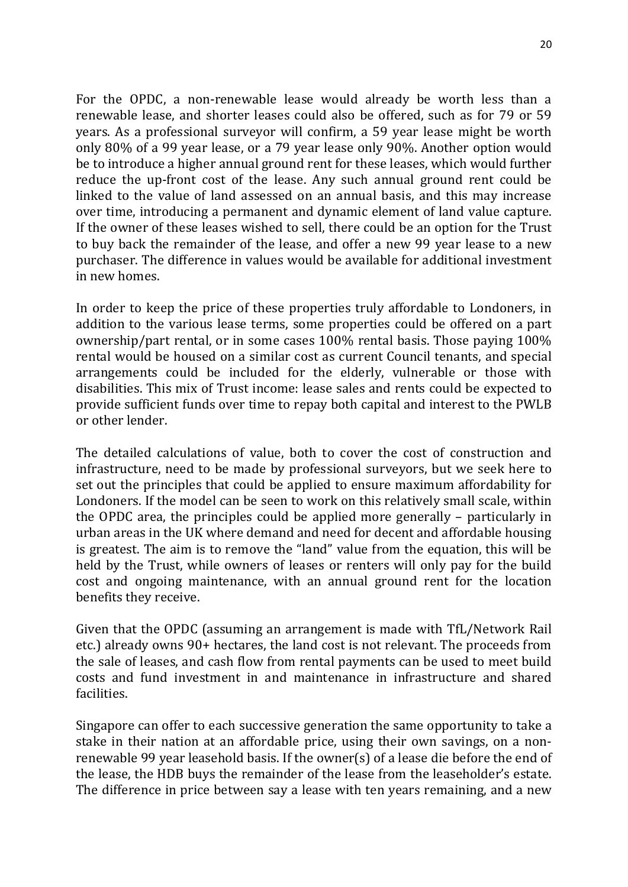For the OPDC, a non-renewable lease would already be worth less than a renewable lease, and shorter leases could also be offered, such as for 79 or 59 years. As a professional surveyor will confirm, a 59 year lease might be worth only 80% of a 99 year lease, or a 79 year lease only 90%. Another option would be to introduce a higher annual ground rent for these leases, which would further reduce the up-front cost of the lease. Any such annual ground rent could be linked to the value of land assessed on an annual basis, and this may increase over time, introducing a permanent and dynamic element of land value capture. If the owner of these leases wished to sell, there could be an option for the Trust to buy back the remainder of the lease, and offer a new 99 year lease to a new purchaser. The difference in values would be available for additional investment in new homes.

In order to keep the price of these properties truly affordable to Londoners, in addition to the various lease terms, some properties could be offered on a part ownership/part rental, or in some cases 100% rental basis. Those paying 100% rental would be housed on a similar cost as current Council tenants, and special arrangements could be included for the elderly, vulnerable or those with disabilities. This mix of Trust income: lease sales and rents could be expected to provide sufficient funds over time to repay both capital and interest to the PWLB or other lender.

The detailed calculations of value, both to cover the cost of construction and infrastructure, need to be made by professional surveyors, but we seek here to set out the principles that could be applied to ensure maximum affordability for Londoners. If the model can be seen to work on this relatively small scale, within the OPDC area, the principles could be applied more generally – particularly in urban areas in the UK where demand and need for decent and affordable housing is greatest. The aim is to remove the "land" value from the equation, this will be held by the Trust, while owners of leases or renters will only pay for the build cost and ongoing maintenance, with an annual ground rent for the location benefits they receive.

Given that the OPDC (assuming an arrangement is made with TfL/Network Rail etc.) already owns 90+ hectares, the land cost is not relevant. The proceeds from the sale of leases, and cash flow from rental payments can be used to meet build costs and fund investment in and maintenance in infrastructure and shared facilities.

Singapore can offer to each successive generation the same opportunity to take a stake in their nation at an affordable price, using their own savings, on a non-renewable 99 year leasehold basis. If the owner(s) of a lease die before the end of the lease, the HDB buys the remainder of the lease from the leaseholder's estate. The difference in price between say a lease with ten years remaining, and a new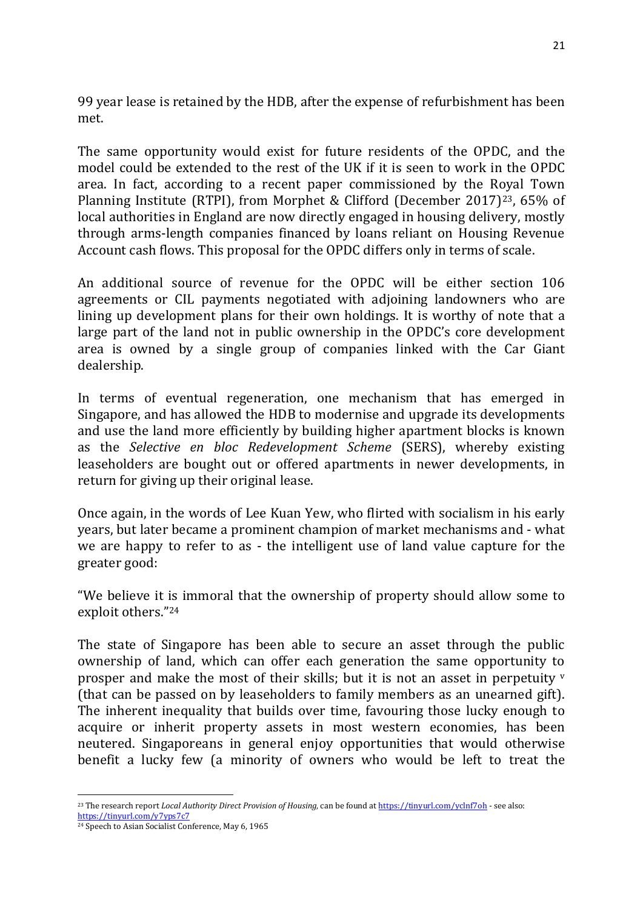99 year lease is retained by the HDB, after the expense of refurbishment has been met.

The same opportunity would exist for future residents of the OPDC, and the model could be extended to the rest of the UK if it is seen to work in the OPDC area. In fact, according to a recent paper commissioned by the Royal Town Planning Institute (RTPI), from Morphet & Clifford (December 2017)[23], 65% of local authorities in England are now directly engaged in housing delivery, mostly through arms-length companies financed by loans reliant on Housing Revenue Account cash flows. This proposal for the OPDC differs only in terms of scale.

An additional source of revenue for the OPDC will be either section 106 agreements or CIL payments negotiated with adjoining landowners who are lining up development plans for their own holdings. It is worthy of note that a large part of the land not in public ownership in the OPDC's core development area is owned by a single group of companies linked with the Car Giant dealership.

In terms of eventual regeneration, one mechanism that has emerged in Singapore, and has allowed the HDB to modernise and upgrade its developments and use the land more efficiently by building higher apartment blocks is known as the *Selective en bloc Redevelopment Scheme* (SERS), whereby existing leaseholders are bought out or offered apartments in newer developments, in return for giving up their original lease.

Once again, in the words of Lee Kuan Yew, who flirted with socialism in his early years, but later became a prominent champion of market mechanisms and - what we are happy to refer to as - the intelligent use of land value capture for the greater good:

"We believe it is immoral that the ownership of property should allow some to exploit others."[24]

The state of Singapore has been able to secure an asset through the public ownership of land, which can offer each generation the same opportunity to prosper and make the most of their skills; but it is not an asset in perpetuity [v] (that can be passed on by leaseholders to family members as an unearned gift). The inherent inequality that builds over time, favouring those lucky enough to acquire or inherit property assets in most western economies, has been neutered. Singaporeans in general enjoy opportunities that would otherwise benefit a lucky few (a minority of owners who would be left to treat the

---

[23] The research report *Local Authority Direct Provision of Housing*, can be found at https://tinyurl.com/yclnf7oh - see also: https://tinyurl.com/y7yps7c7

[24] Speech to Asian Socialist Conference, May 6, 1965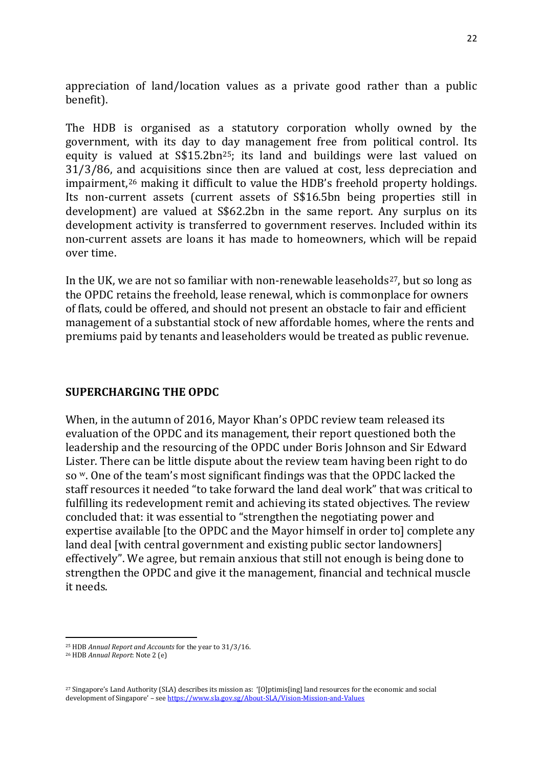appreciation of land/location values as a private good rather than a public benefit).

The HDB is organised as a statutory corporation wholly owned by the government, with its day to day management free from political control. Its equity is valued at S$15.2bn[25]; its land and buildings were last valued on 31/3/86, and acquisitions since then are valued at cost, less depreciation and impairment,[26] making it difficult to value the HDB's freehold property holdings. Its non-current assets (current assets of S$16.5bn being properties still in development) are valued at S$62.2bn in the same report. Any surplus on its development activity is transferred to government reserves. Included within its non-current assets are loans it has made to homeowners, which will be repaid over time.

In the UK, we are not so familiar with non-renewable leaseholds[27], but so long as the OPDC retains the freehold, lease renewal, which is commonplace for owners of flats, could be offered, and should not present an obstacle to fair and efficient management of a substantial stock of new affordable homes, where the rents and premiums paid by tenants and leaseholders would be treated as public revenue.

## SUPERCHARGING THE OPDC

When, in the autumn of 2016, Mayor Khan's OPDC review team released its evaluation of the OPDC and its management, their report questioned both the leadership and the resourcing of the OPDC under Boris Johnson and Sir Edward Lister. There can be little dispute about the review team having been right to do so [w]. One of the team's most significant findings was that the OPDC lacked the staff resources it needed "to take forward the land deal work" that was critical to fulfilling its redevelopment remit and achieving its stated objectives. The review concluded that: it was essential to "strengthen the negotiating power and expertise available [to the OPDC and the Mayor himself in order to] complete any land deal [with central government and existing public sector landowners] effectively". We agree, but remain anxious that still not enough is being done to strengthen the OPDC and give it the management, financial and technical muscle it needs.

---

[25] HDB *Annual Report and Accounts* for the year to 31/3/16.

[26] HDB *Annual Report*: Note 2 (e)

[27] Singapore's Land Authority (SLA) describes its mission as: '[O]ptimis[ing] land resources for the economic and social development of Singapore' – see https://www.sla.gov.sg/About-SLA/Vision-Mission-and-Values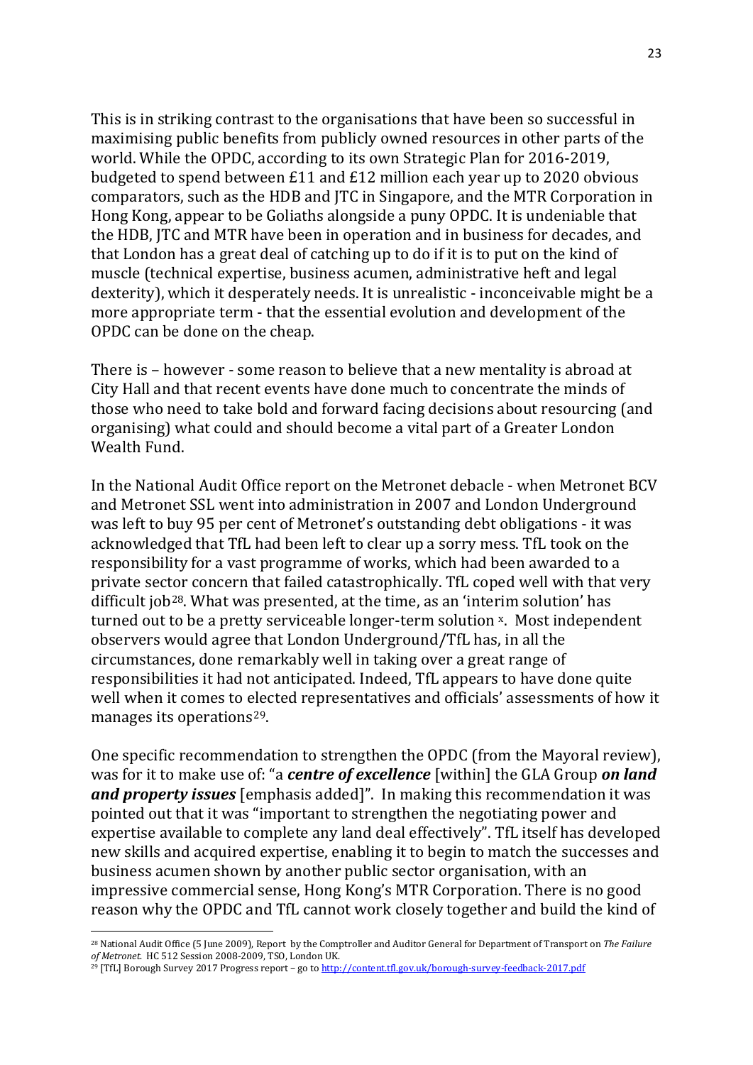This is in striking contrast to the organisations that have been so successful in maximising public benefits from publicly owned resources in other parts of the world. While the OPDC, according to its own Strategic Plan for 2016-2019, budgeted to spend between £11 and £12 million each year up to 2020 obvious comparators, such as the HDB and JTC in Singapore, and the MTR Corporation in Hong Kong, appear to be Goliaths alongside a puny OPDC. It is undeniable that the HDB, JTC and MTR have been in operation and in business for decades, and that London has a great deal of catching up to do if it is to put on the kind of muscle (technical expertise, business acumen, administrative heft and legal dexterity), which it desperately needs. It is unrealistic - inconceivable might be a more appropriate term - that the essential evolution and development of the OPDC can be done on the cheap.

There is – however - some reason to believe that a new mentality is abroad at City Hall and that recent events have done much to concentrate the minds of those who need to take bold and forward facing decisions about resourcing (and organising) what could and should become a vital part of a Greater London Wealth Fund.

In the National Audit Office report on the Metronet debacle - when Metronet BCV and Metronet SSL went into administration in 2007 and London Underground was left to buy 95 per cent of Metronet's outstanding debt obligations - it was acknowledged that TfL had been left to clear up a sorry mess. TfL took on the responsibility for a vast programme of works, which had been awarded to a private sector concern that failed catastrophically. TfL coped well with that very difficult job[28]. What was presented, at the time, as an 'interim solution' has turned out to be a pretty serviceable longer-term solution [x]. Most independent observers would agree that London Underground/TfL has, in all the circumstances, done remarkably well in taking over a great range of responsibilities it had not anticipated. Indeed, TfL appears to have done quite well when it comes to elected representatives and officials' assessments of how it manages its operations[29].

One specific recommendation to strengthen the OPDC (from the Mayoral review), was for it to make use of: "a ***centre of excellence*** [within] the GLA Group ***on land and property issues*** [emphasis added]". In making this recommendation it was pointed out that it was "important to strengthen the negotiating power and expertise available to complete any land deal effectively". TfL itself has developed new skills and acquired expertise, enabling it to begin to match the successes and business acumen shown by another public sector organisation, with an impressive commercial sense, Hong Kong's MTR Corporation. There is no good reason why the OPDC and TfL cannot work closely together and build the kind of

---

[28] National Audit Office (5 June 2009), Report by the Comptroller and Auditor General for Department of Transport on *The Failure of Metronet*. HC 512 Session 2008-2009, TSO, London UK.

[29] [TfL] Borough Survey 2017 Progress report – go to http://content.tfl.gov.uk/borough-survey-feedback-2017.pdf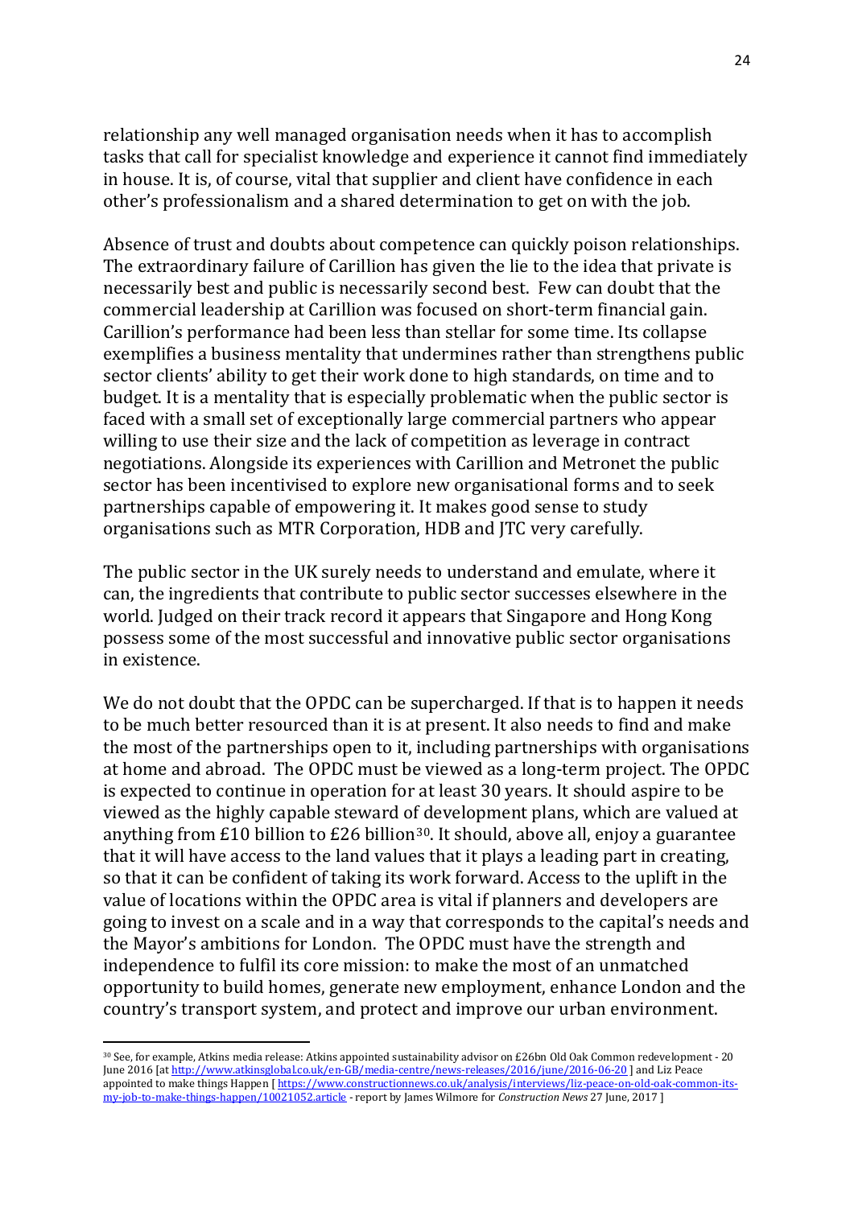relationship any well managed organisation needs when it has to accomplish tasks that call for specialist knowledge and experience it cannot find immediately in house. It is, of course, vital that supplier and client have confidence in each other's professionalism and a shared determination to get on with the job.

Absence of trust and doubts about competence can quickly poison relationships. The extraordinary failure of Carillion has given the lie to the idea that private is necessarily best and public is necessarily second best. Few can doubt that the commercial leadership at Carillion was focused on short-term financial gain. Carillion's performance had been less than stellar for some time. Its collapse exemplifies a business mentality that undermines rather than strengthens public sector clients' ability to get their work done to high standards, on time and to budget. It is a mentality that is especially problematic when the public sector is faced with a small set of exceptionally large commercial partners who appear willing to use their size and the lack of competition as leverage in contract negotiations. Alongside its experiences with Carillion and Metronet the public sector has been incentivised to explore new organisational forms and to seek partnerships capable of empowering it. It makes good sense to study organisations such as MTR Corporation, HDB and JTC very carefully.

The public sector in the UK surely needs to understand and emulate, where it can, the ingredients that contribute to public sector successes elsewhere in the world. Judged on their track record it appears that Singapore and Hong Kong possess some of the most successful and innovative public sector organisations in existence.

We do not doubt that the OPDC can be supercharged. If that is to happen it needs to be much better resourced than it is at present. It also needs to find and make the most of the partnerships open to it, including partnerships with organisations at home and abroad. The OPDC must be viewed as a long-term project. The OPDC is expected to continue in operation for at least 30 years. It should aspire to be viewed as the highly capable steward of development plans, which are valued at anything from £10 billion to £26 billion[30]. It should, above all, enjoy a guarantee that it will have access to the land values that it plays a leading part in creating, so that it can be confident of taking its work forward. Access to the uplift in the value of locations within the OPDC area is vital if planners and developers are going to invest on a scale and in a way that corresponds to the capital's needs and the Mayor's ambitions for London. The OPDC must have the strength and independence to fulfil its core mission: to make the most of an unmatched opportunity to build homes, generate new employment, enhance London and the country's transport system, and protect and improve our urban environment.

---

[30] See, for example, Atkins media release: Atkins appointed sustainability advisor on £26bn Old Oak Common redevelopment - 20 June 2016 [at http://www.atkinsglobal.co.uk/en-GB/media-centre/news-releases/2016/june/2016-06-20 ] and Liz Peace appointed to make things Happen [ https://www.constructionnews.co.uk/analysis/interviews/liz-peace-on-old-oak-common-its-my-job-to-make-things-happen/10021052.article - report by James Wilmore for *Construction News* 27 June, 2017 ]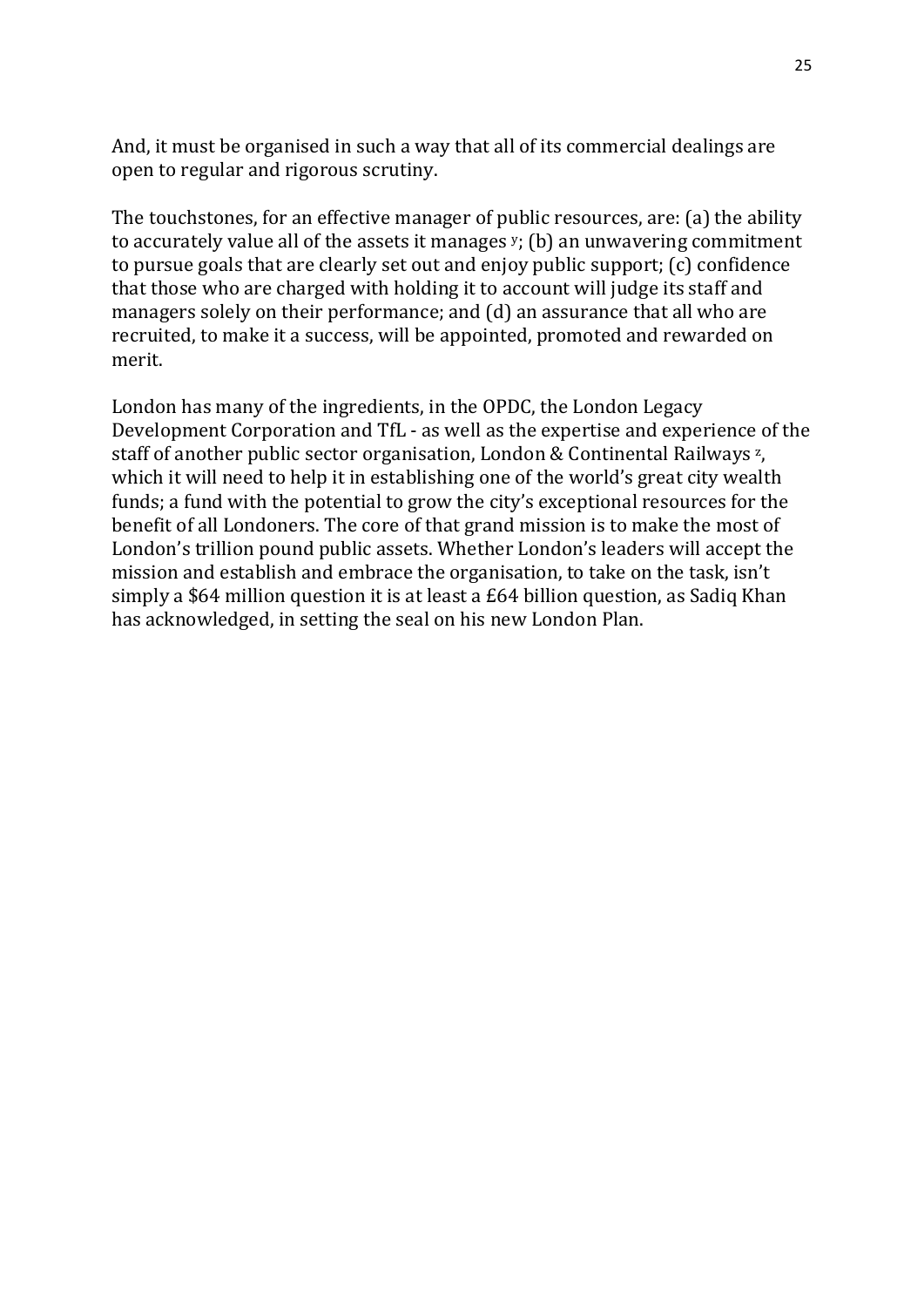And, it must be organised in such a way that all of its commercial dealings are open to regular and rigorous scrutiny.

The touchstones, for an effective manager of public resources, are: (a) the ability to accurately value all of the assets it manages [y]; (b) an unwavering commitment to pursue goals that are clearly set out and enjoy public support; (c) confidence that those who are charged with holding it to account will judge its staff and managers solely on their performance; and (d) an assurance that all who are recruited, to make it a success, will be appointed, promoted and rewarded on merit.

London has many of the ingredients, in the OPDC, the London Legacy Development Corporation and TfL - as well as the expertise and experience of the staff of another public sector organisation, London & Continental Railways [z], which it will need to help it in establishing one of the world's great city wealth funds; a fund with the potential to grow the city's exceptional resources for the benefit of all Londoners. The core of that grand mission is to make the most of London's trillion pound public assets. Whether London's leaders will accept the mission and establish and embrace the organisation, to take on the task, isn't simply a $64 million question it is at least a £64 billion question, as Sadiq Khan has acknowledged, in setting the seal on his new London Plan.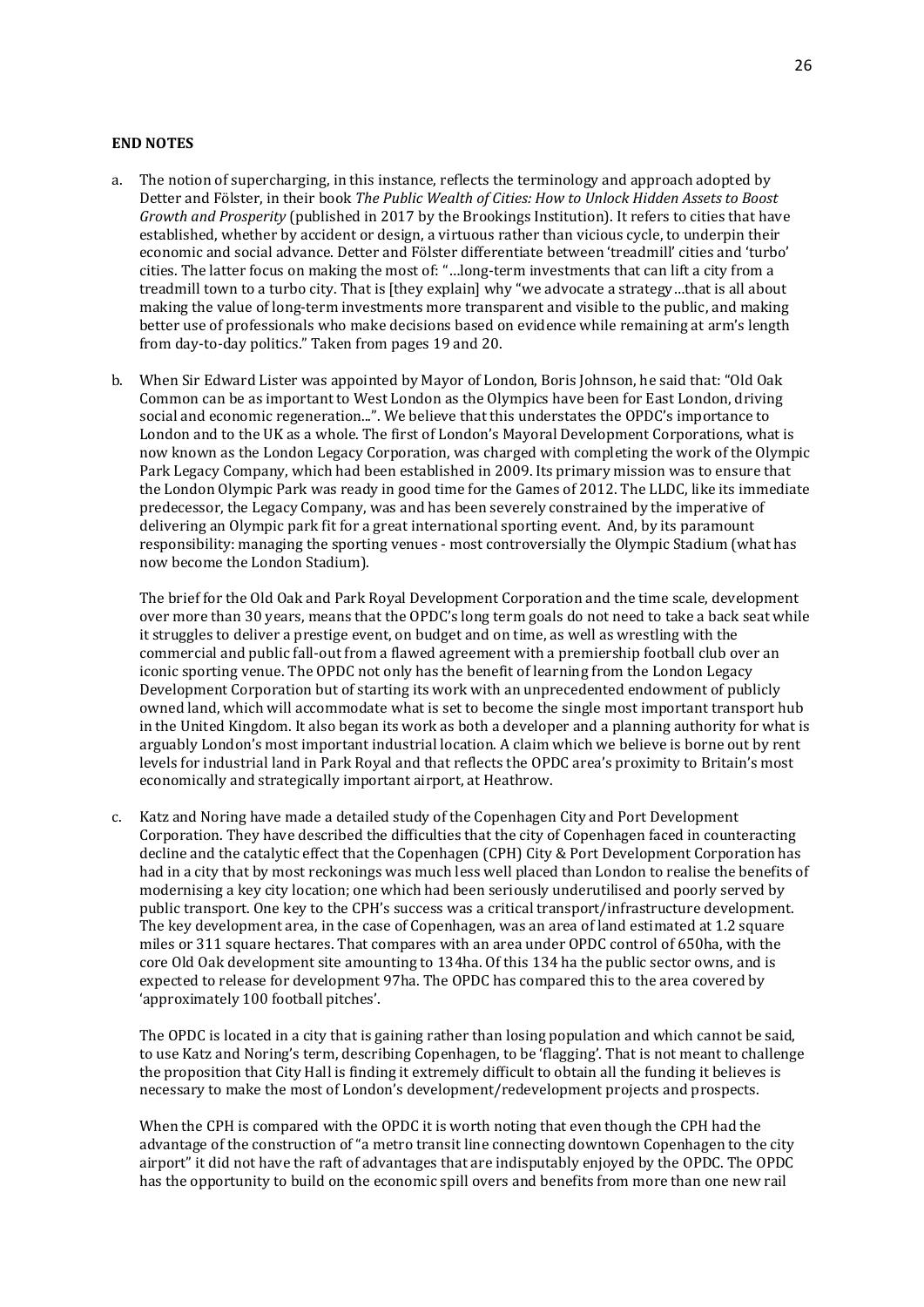**END NOTES**

a. The notion of supercharging, in this instance, reflects the terminology and approach adopted by Detter and Fölster, in their book *The Public Wealth of Cities: How to Unlock Hidden Assets to Boost Growth and Prosperity* (published in 2017 by the Brookings Institution). It refers to cities that have established, whether by accident or design, a virtuous rather than vicious cycle, to underpin their economic and social advance. Detter and Fölster differentiate between 'treadmill' cities and 'turbo' cities. The latter focus on making the most of: "…long-term investments that can lift a city from a treadmill town to a turbo city. That is [they explain] why "we advocate a strategy…that is all about making the value of long-term investments more transparent and visible to the public, and making better use of professionals who make decisions based on evidence while remaining at arm's length from day-to-day politics." Taken from pages 19 and 20.

b. When Sir Edward Lister was appointed by Mayor of London, Boris Johnson, he said that: "Old Oak Common can be as important to West London as the Olympics have been for East London, driving social and economic regeneration...". We believe that this understates the OPDC's importance to London and to the UK as a whole. The first of London's Mayoral Development Corporations, what is now known as the London Legacy Corporation, was charged with completing the work of the Olympic Park Legacy Company, which had been established in 2009. Its primary mission was to ensure that the London Olympic Park was ready in good time for the Games of 2012. The LLDC, like its immediate predecessor, the Legacy Company, was and has been severely constrained by the imperative of delivering an Olympic park fit for a great international sporting event. And, by its paramount responsibility: managing the sporting venues - most controversially the Olympic Stadium (what has now become the London Stadium).

   The brief for the Old Oak and Park Royal Development Corporation and the time scale, development over more than 30 years, means that the OPDC's long term goals do not need to take a back seat while it struggles to deliver a prestige event, on budget and on time, as well as wrestling with the commercial and public fall-out from a flawed agreement with a premiership football club over an iconic sporting venue. The OPDC not only has the benefit of learning from the London Legacy Development Corporation but of starting its work with an unprecedented endowment of publicly owned land, which will accommodate what is set to become the single most important transport hub in the United Kingdom. It also began its work as both a developer and a planning authority for what is arguably London's most important industrial location. A claim which we believe is borne out by rent levels for industrial land in Park Royal and that reflects the OPDC area's proximity to Britain's most economically and strategically important airport, at Heathrow.

c. Katz and Noring have made a detailed study of the Copenhagen City and Port Development Corporation. They have described the difficulties that the city of Copenhagen faced in counteracting decline and the catalytic effect that the Copenhagen (CPH) City & Port Development Corporation has had in a city that by most reckonings was much less well placed than London to realise the benefits of modernising a key city location; one which had been seriously underutilised and poorly served by public transport. One key to the CPH's success was a critical transport/infrastructure development. The key development area, in the case of Copenhagen, was an area of land estimated at 1.2 square miles or 311 square hectares. That compares with an area under OPDC control of 650ha, with the core Old Oak development site amounting to 134ha. Of this 134 ha the public sector owns, and is expected to release for development 97ha. The OPDC has compared this to the area covered by 'approximately 100 football pitches'.

   The OPDC is located in a city that is gaining rather than losing population and which cannot be said, to use Katz and Noring's term, describing Copenhagen, to be 'flagging'. That is not meant to challenge the proposition that City Hall is finding it extremely difficult to obtain all the funding it believes is necessary to make the most of London's development/redevelopment projects and prospects.

   When the CPH is compared with the OPDC it is worth noting that even though the CPH had the advantage of the construction of "a metro transit line connecting downtown Copenhagen to the city airport" it did not have the raft of advantages that are indisputably enjoyed by the OPDC. The OPDC has the opportunity to build on the economic spill overs and benefits from more than one new rail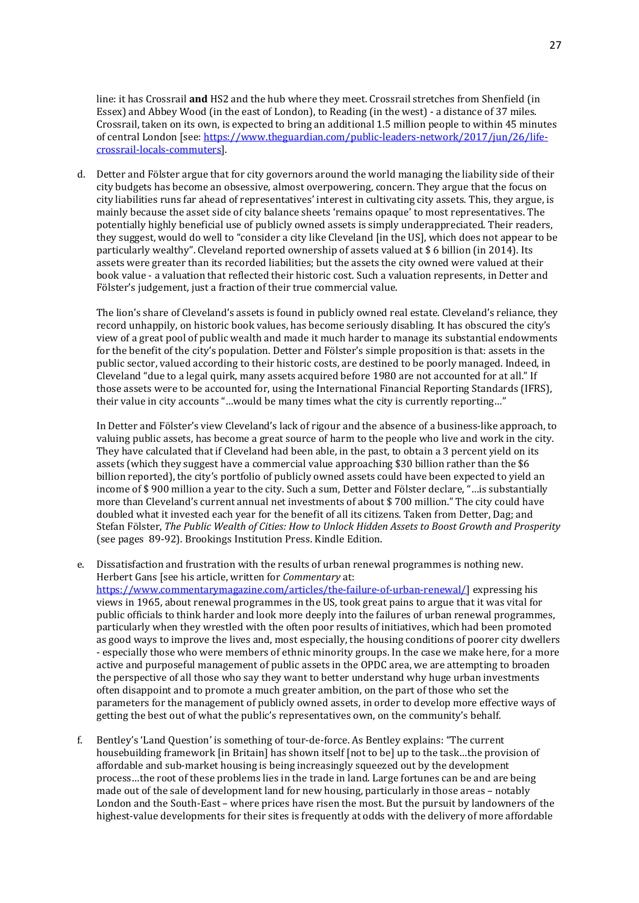line: it has Crossrail **and** HS2 and the hub where they meet. Crossrail stretches from Shenfield (in Essex) and Abbey Wood (in the east of London), to Reading (in the west) - a distance of 37 miles. Crossrail, taken on its own, is expected to bring an additional 1.5 million people to within 45 minutes of central London [see: https://www.theguardian.com/public-leaders-network/2017/jun/26/life-crossrail-locals-commuters].

d. Detter and Fölster argue that for city governors around the world managing the liability side of their city budgets has become an obsessive, almost overpowering, concern. They argue that the focus on city liabilities runs far ahead of representatives' interest in cultivating city assets. This, they argue, is mainly because the asset side of city balance sheets 'remains opaque' to most representatives. The potentially highly beneficial use of publicly owned assets is simply underappreciated. Their readers, they suggest, would do well to "consider a city like Cleveland [in the US], which does not appear to be particularly wealthy". Cleveland reported ownership of assets valued at $ 6 billion (in 2014). Its assets were greater than its recorded liabilities; but the assets the city owned were valued at their book value - a valuation that reflected their historic cost. Such a valuation represents, in Detter and Fölster's judgement, just a fraction of their true commercial value.

   The lion's share of Cleveland's assets is found in publicly owned real estate. Cleveland's reliance, they record unhappily, on historic book values, has become seriously disabling. It has obscured the city's view of a great pool of public wealth and made it much harder to manage its substantial endowments for the benefit of the city's population. Detter and Fölster's simple proposition is that: assets in the public sector, valued according to their historic costs, are destined to be poorly managed. Indeed, in Cleveland "due to a legal quirk, many assets acquired before 1980 are not accounted for at all." If those assets were to be accounted for, using the International Financial Reporting Standards (IFRS), their value in city accounts "…would be many times what the city is currently reporting…"

   In Detter and Fölster's view Cleveland's lack of rigour and the absence of a business-like approach, to valuing public assets, has become a great source of harm to the people who live and work in the city. They have calculated that if Cleveland had been able, in the past, to obtain a 3 percent yield on its assets (which they suggest have a commercial value approaching $30 billion rather than the $6 billion reported), the city's portfolio of publicly owned assets could have been expected to yield an income of $ 900 million a year to the city. Such a sum, Detter and Fölster declare, "…is substantially more than Cleveland's current annual net investments of about $ 700 million." The city could have doubled what it invested each year for the benefit of all its citizens. Taken from Detter, Dag; and Stefan Fölster, *The Public Wealth of Cities: How to Unlock Hidden Assets to Boost Growth and Prosperity* (see pages 89-92). Brookings Institution Press. Kindle Edition.

e. Dissatisfaction and frustration with the results of urban renewal programmes is nothing new. Herbert Gans [see his article, written for *Commentary* at: https://www.commentarymagazine.com/articles/the-failure-of-urban-renewal/] expressing his views in 1965, about renewal programmes in the US, took great pains to argue that it was vital for public officials to think harder and look more deeply into the failures of urban renewal programmes, particularly when they wrestled with the often poor results of initiatives, which had been promoted as good ways to improve the lives and, most especially, the housing conditions of poorer city dwellers - especially those who were members of ethnic minority groups. In the case we make here, for a more active and purposeful management of public assets in the OPDC area, we are attempting to broaden the perspective of all those who say they want to better understand why huge urban investments often disappoint and to promote a much greater ambition, on the part of those who set the parameters for the management of publicly owned assets, in order to develop more effective ways of getting the best out of what the public's representatives own, on the community's behalf.

f. Bentley's 'Land Question' is something of tour-de-force. As Bentley explains: "The current housebuilding framework [in Britain] has shown itself [not to be] up to the task…the provision of affordable and sub-market housing is being increasingly squeezed out by the development process…the root of these problems lies in the trade in land. Large fortunes can be and are being made out of the sale of development land for new housing, particularly in those areas – notably London and the South-East – where prices have risen the most. But the pursuit by landowners of the highest-value developments for their sites is frequently at odds with the delivery of more affordable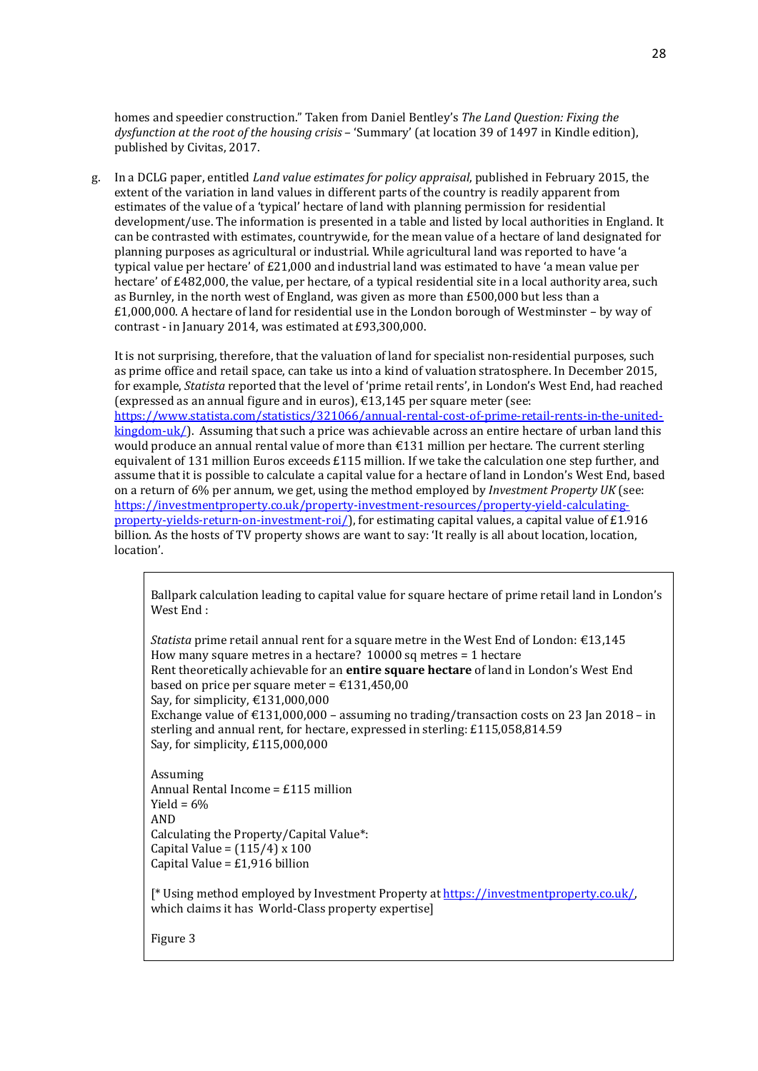homes and speedier construction." Taken from Daniel Bentley's *The Land Question: Fixing the dysfunction at the root of the housing crisis* – 'Summary' (at location 39 of 1497 in Kindle edition), published by Civitas, 2017.

g. In a DCLG paper, entitled *Land value estimates for policy appraisal*, published in February 2015, the extent of the variation in land values in different parts of the country is readily apparent from estimates of the value of a 'typical' hectare of land with planning permission for residential development/use. The information is presented in a table and listed by local authorities in England. It can be contrasted with estimates, countrywide, for the mean value of a hectare of land designated for planning purposes as agricultural or industrial. While agricultural land was reported to have 'a typical value per hectare' of £21,000 and industrial land was estimated to have 'a mean value per hectare' of £482,000, the value, per hectare, of a typical residential site in a local authority area, such as Burnley, in the north west of England, was given as more than £500,000 but less than a £1,000,000. A hectare of land for residential use in the London borough of Westminster – by way of contrast - in January 2014, was estimated at £93,300,000.

   It is not surprising, therefore, that the valuation of land for specialist non-residential purposes, such as prime office and retail space, can take us into a kind of valuation stratosphere. In December 2015, for example, *Statista* reported that the level of 'prime retail rents', in London's West End, had reached (expressed as an annual figure and in euros), €13,145 per square meter (see: https://www.statista.com/statistics/321066/annual-rental-cost-of-prime-retail-rents-in-the-united-kingdom-uk/). Assuming that such a price was achievable across an entire hectare of urban land this would produce an annual rental value of more than €131 million per hectare. The current sterling equivalent of 131 million Euros exceeds £115 million. If we take the calculation one step further, and assume that it is possible to calculate a capital value for a hectare of land in London's West End, based on a return of 6% per annum, we get, using the method employed by *Investment Property UK* (see: https://investmentproperty.co.uk/property-investment-resources/property-yield-calculating-property-yields-return-on-investment-roi/), for estimating capital values, a capital value of £1.916 billion. As the hosts of TV property shows are want to say: 'It really is all about location, location, location'.

> Ballpark calculation leading to capital value for square hectare of prime retail land in London's West End :
>
> *Statista* prime retail annual rent for a square metre in the West End of London: €13,145
> How many square metres in a hectare? 10000 sq metres = 1 hectare
> Rent theoretically achievable for an **entire square hectare** of land in London's West End based on price per square meter = €131,450,00
> Say, for simplicity, €131,000,000
> Exchange value of €131,000,000 – assuming no trading/transaction costs on 23 Jan 2018 – in sterling and annual rent, for hectare, expressed in sterling: £115,058,814.59
> Say, for simplicity, £115,000,000
>
> Assuming
> Annual Rental Income = £115 million
> Yield = 6%
> AND
> Calculating the Property/Capital Value*:
> Capital Value = (115/4) x 100
> Capital Value = £1,916 billion
>
> [* Using method employed by Investment Property at https://investmentproperty.co.uk/, which claims it has World-Class property expertise]
>
> Figure 3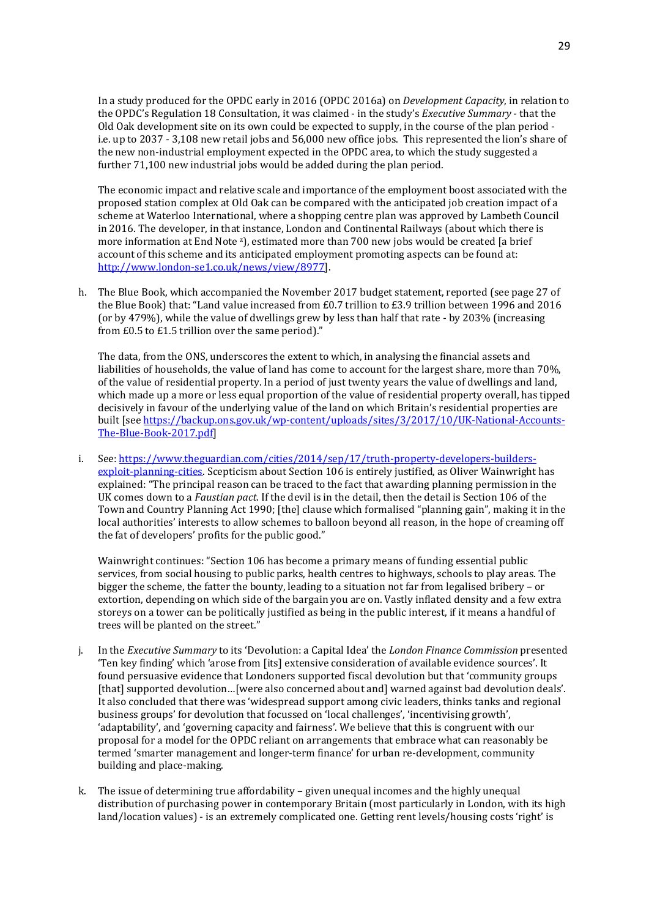In a study produced for the OPDC early in 2016 (OPDC 2016a) on *Development Capacity*, in relation to the OPDC's Regulation 18 Consultation, it was claimed - in the study's *Executive Summary* - that the Old Oak development site on its own could be expected to supply, in the course of the plan period - i.e. up to 2037 - 3,108 new retail jobs and 56,000 new office jobs. This represented the lion's share of the new non-industrial employment expected in the OPDC area, to which the study suggested a further 71,100 new industrial jobs would be added during the plan period.

The economic impact and relative scale and importance of the employment boost associated with the proposed station complex at Old Oak can be compared with the anticipated job creation impact of a scheme at Waterloo International, where a shopping centre plan was approved by Lambeth Council in 2016. The developer, in that instance, London and Continental Railways (about which there is more information at End Note [z]), estimated more than 700 new jobs would be created [a brief account of this scheme and its anticipated employment promoting aspects can be found at: http://www.london-se1.co.uk/news/view/8977].

h. The Blue Book, which accompanied the November 2017 budget statement, reported (see page 27 of the Blue Book) that: "Land value increased from £0.7 trillion to £3.9 trillion between 1996 and 2016 (or by 479%), while the value of dwellings grew by less than half that rate - by 203% (increasing from £0.5 to £1.5 trillion over the same period)."

The data, from the ONS, underscores the extent to which, in analysing the financial assets and liabilities of households, the value of land has come to account for the largest share, more than 70%, of the value of residential property. In a period of just twenty years the value of dwellings and land, which made up a more or less equal proportion of the value of residential property overall, has tipped decisively in favour of the underlying value of the land on which Britain's residential properties are built [see https://backup.ons.gov.uk/wp-content/uploads/sites/3/2017/10/UK-National-Accounts-The-Blue-Book-2017.pdf]

i. See: https://www.theguardian.com/cities/2014/sep/17/truth-property-developers-builders-exploit-planning-cities. Scepticism about Section 106 is entirely justified, as Oliver Wainwright has explained: "The principal reason can be traced to the fact that awarding planning permission in the UK comes down to a *Faustian pact*. If the devil is in the detail, then the detail is Section 106 of the Town and Country Planning Act 1990; [the] clause which formalised "planning gain", making it in the local authorities' interests to allow schemes to balloon beyond all reason, in the hope of creaming off the fat of developers' profits for the public good."

Wainwright continues: "Section 106 has become a primary means of funding essential public services, from social housing to public parks, health centres to highways, schools to play areas. The bigger the scheme, the fatter the bounty, leading to a situation not far from legalised bribery – or extortion, depending on which side of the bargain you are on. Vastly inflated density and a few extra storeys on a tower can be politically justified as being in the public interest, if it means a handful of trees will be planted on the street."

j. In the *Executive Summary* to its 'Devolution: a Capital Idea' the *London Finance Commission* presented 'Ten key finding' which 'arose from [its] extensive consideration of available evidence sources'. It found persuasive evidence that Londoners supported fiscal devolution but that 'community groups [that] supported devolution…[were also concerned about and] warned against bad devolution deals'. It also concluded that there was 'widespread support among civic leaders, thinks tanks and regional business groups' for devolution that focussed on 'local challenges', 'incentivising growth', 'adaptability', and 'governing capacity and fairness'. We believe that this is congruent with our proposal for a model for the OPDC reliant on arrangements that embrace what can reasonably be termed 'smarter management and longer-term finance' for urban re-development, community building and place-making.

k. The issue of determining true affordability – given unequal incomes and the highly unequal distribution of purchasing power in contemporary Britain (most particularly in London, with its high land/location values) - is an extremely complicated one. Getting rent levels/housing costs 'right' is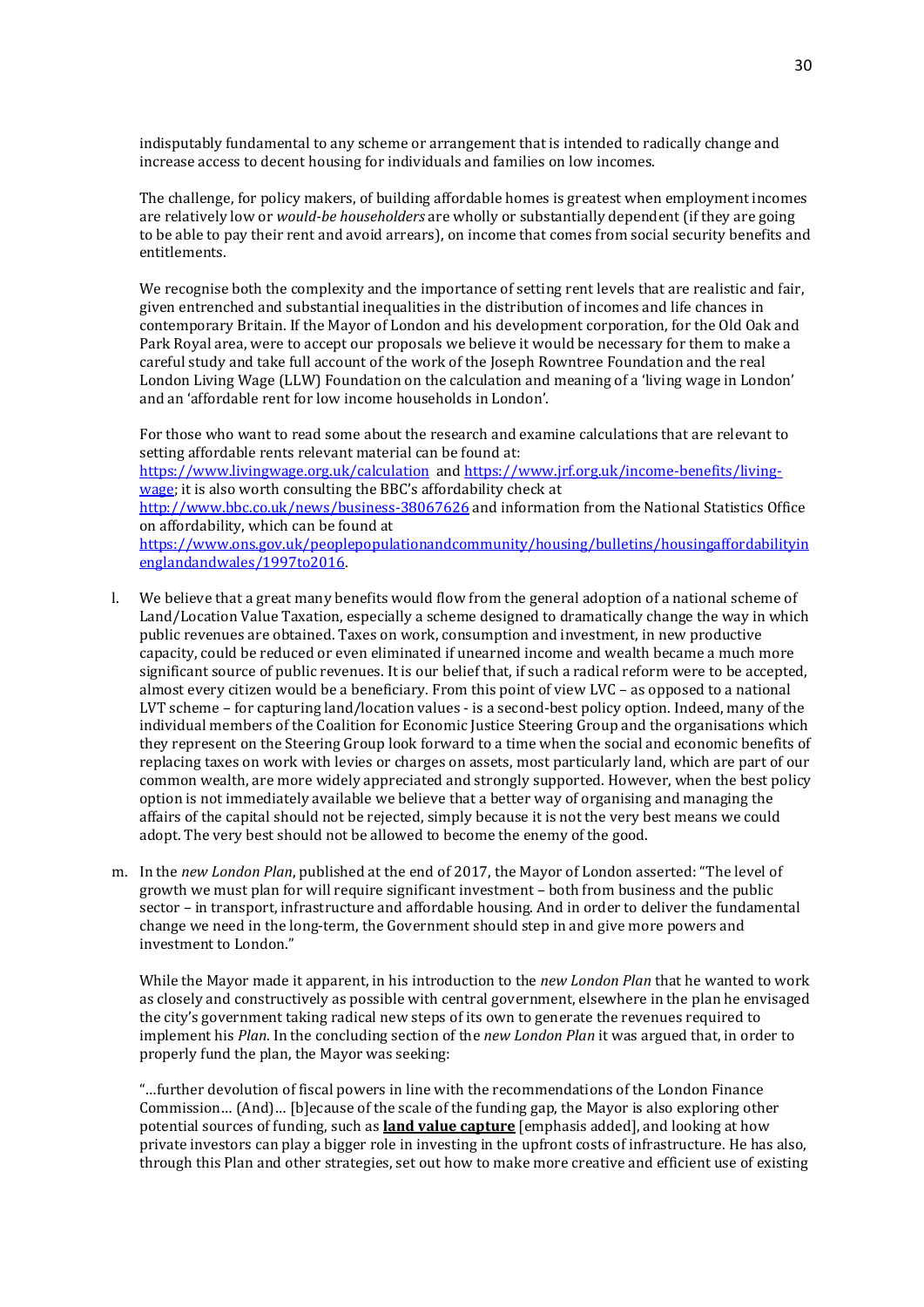indisputably fundamental to any scheme or arrangement that is intended to radically change and increase access to decent housing for individuals and families on low incomes.

The challenge, for policy makers, of building affordable homes is greatest when employment incomes are relatively low or *would-be householders* are wholly or substantially dependent (if they are going to be able to pay their rent and avoid arrears), on income that comes from social security benefits and entitlements.

We recognise both the complexity and the importance of setting rent levels that are realistic and fair, given entrenched and substantial inequalities in the distribution of incomes and life chances in contemporary Britain. If the Mayor of London and his development corporation, for the Old Oak and Park Royal area, were to accept our proposals we believe it would be necessary for them to make a careful study and take full account of the work of the Joseph Rowntree Foundation and the real London Living Wage (LLW) Foundation on the calculation and meaning of a 'living wage in London' and an 'affordable rent for low income households in London'.

For those who want to read some about the research and examine calculations that are relevant to setting affordable rents relevant material can be found at: https://www.livingwage.org.uk/calculation and https://www.jrf.org.uk/income-benefits/living-wage; it is also worth consulting the BBC's affordability check at http://www.bbc.co.uk/news/business-38067626 and information from the National Statistics Office on affordability, which can be found at https://www.ons.gov.uk/peoplepopulationandcommunity/housing/bulletins/housingaffordabilityinenglandandwales/1997to2016.

l. We believe that a great many benefits would flow from the general adoption of a national scheme of Land/Location Value Taxation, especially a scheme designed to dramatically change the way in which public revenues are obtained. Taxes on work, consumption and investment, in new productive capacity, could be reduced or even eliminated if unearned income and wealth became a much more significant source of public revenues. It is our belief that, if such a radical reform were to be accepted, almost every citizen would be a beneficiary. From this point of view LVC – as opposed to a national LVT scheme – for capturing land/location values - is a second-best policy option. Indeed, many of the individual members of the Coalition for Economic Justice Steering Group and the organisations which they represent on the Steering Group look forward to a time when the social and economic benefits of replacing taxes on work with levies or charges on assets, most particularly land, which are part of our common wealth, are more widely appreciated and strongly supported. However, when the best policy option is not immediately available we believe that a better way of organising and managing the affairs of the capital should not be rejected, simply because it is not the very best means we could adopt. The very best should not be allowed to become the enemy of the good.

m. In the *new London Plan*, published at the end of 2017, the Mayor of London asserted: "The level of growth we must plan for will require significant investment – both from business and the public sector – in transport, infrastructure and affordable housing. And in order to deliver the fundamental change we need in the long-term, the Government should step in and give more powers and investment to London."

While the Mayor made it apparent, in his introduction to the *new London Plan* that he wanted to work as closely and constructively as possible with central government, elsewhere in the plan he envisaged the city's government taking radical new steps of its own to generate the revenues required to implement his *Plan*. In the concluding section of the *new London Plan* it was argued that, in order to properly fund the plan, the Mayor was seeking:

"…further devolution of fiscal powers in line with the recommendations of the London Finance Commission… (And)… [b]ecause of the scale of the funding gap, the Mayor is also exploring other potential sources of funding, such as **land value capture** [emphasis added], and looking at how private investors can play a bigger role in investing in the upfront costs of infrastructure. He has also, through this Plan and other strategies, set out how to make more creative and efficient use of existing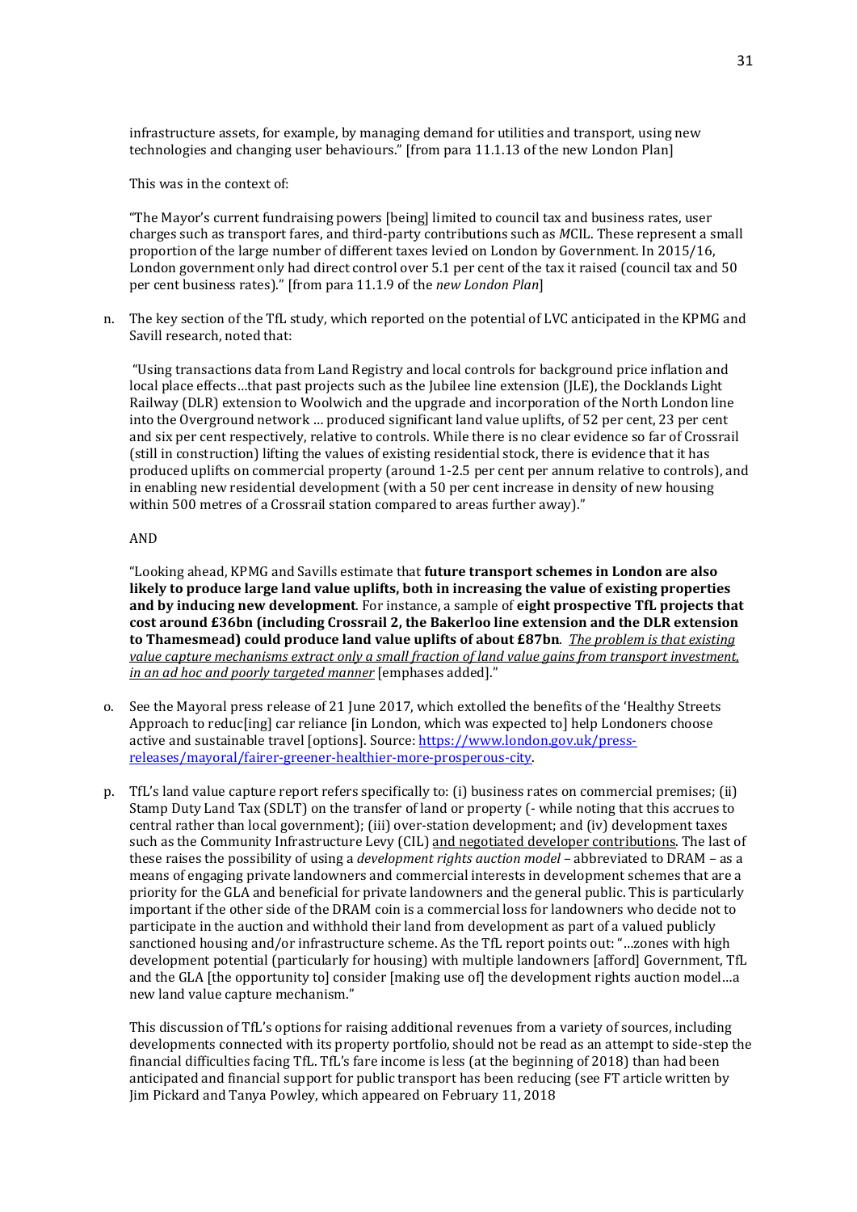infrastructure assets, for example, by managing demand for utilities and transport, using new technologies and changing user behaviours." [from para 11.1.13 of the new London Plan]

This was in the context of:

"The Mayor's current fundraising powers [being] limited to council tax and business rates, user charges such as transport fares, and third-party contributions such as *M*CIL. These represent a small proportion of the large number of different taxes levied on London by Government. In 2015/16, London government only had direct control over 5.1 per cent of the tax it raised (council tax and 50 per cent business rates)." [from para 11.1.9 of the *new London Plan*]

n. The key section of the TfL study, which reported on the potential of LVC anticipated in the KPMG and Savill research, noted that:

"Using transactions data from Land Registry and local controls for background price inflation and local place effects…that past projects such as the Jubilee line extension (JLE), the Docklands Light Railway (DLR) extension to Woolwich and the upgrade and incorporation of the North London line into the Overground network … produced significant land value uplifts, of 52 per cent, 23 per cent and six per cent respectively, relative to controls. While there is no clear evidence so far of Crossrail (still in construction) lifting the values of existing residential stock, there is evidence that it has produced uplifts on commercial property (around 1-2.5 per cent per annum relative to controls), and in enabling new residential development (with a 50 per cent increase in density of new housing within 500 metres of a Crossrail station compared to areas further away)."

AND

"Looking ahead, KPMG and Savills estimate that **future transport schemes in London are also likely to produce large land value uplifts, both in increasing the value of existing properties and by inducing new development**. For instance, a sample of **eight prospective TfL projects that cost around £36bn (including Crossrail 2, the Bakerloo line extension and the DLR extension to Thamesmead) could produce land value uplifts of about £87bn**. ***The problem is that existing value capture mechanisms extract only a small fraction of land value gains from transport investment, in an ad hoc and poorly targeted manner*** [emphases added]."

o. See the Mayoral press release of 21 June 2017, which extolled the benefits of the 'Healthy Streets Approach to reduc[ing] car reliance [in London, which was expected to] help Londoners choose active and sustainable travel [options]. Source: [https://www.london.gov.uk/press-releases/mayoral/fairer-greener-healthier-more-prosperous-city](https://www.london.gov.uk/press-releases/mayoral/fairer-greener-healthier-more-prosperous-city).

p. TfL's land value capture report refers specifically to: (i) business rates on commercial premises; (ii) Stamp Duty Land Tax (SDLT) on the transfer of land or property (- while noting that this accrues to central rather than local government); (iii) over-station development; and (iv) development taxes such as the Community Infrastructure Levy (CIL) and negotiated developer contributions. The last of these raises the possibility of using a *development rights auction model* – abbreviated to DRAM – as a means of engaging private landowners and commercial interests in development schemes that are a priority for the GLA and beneficial for private landowners and the general public. This is particularly important if the other side of the DRAM coin is a commercial loss for landowners who decide not to participate in the auction and withhold their land from development as part of a valued publicly sanctioned housing and/or infrastructure scheme. As the TfL report points out: "…zones with high development potential (particularly for housing) with multiple landowners [afford] Government, TfL and the GLA [the opportunity to] consider [making use of] the development rights auction model…a new land value capture mechanism."

This discussion of TfL's options for raising additional revenues from a variety of sources, including developments connected with its property portfolio, should not be read as an attempt to side-step the financial difficulties facing TfL. TfL's fare income is less (at the beginning of 2018) than had been anticipated and financial support for public transport has been reducing (see FT article written by Jim Pickard and Tanya Powley, which appeared on February 11, 2018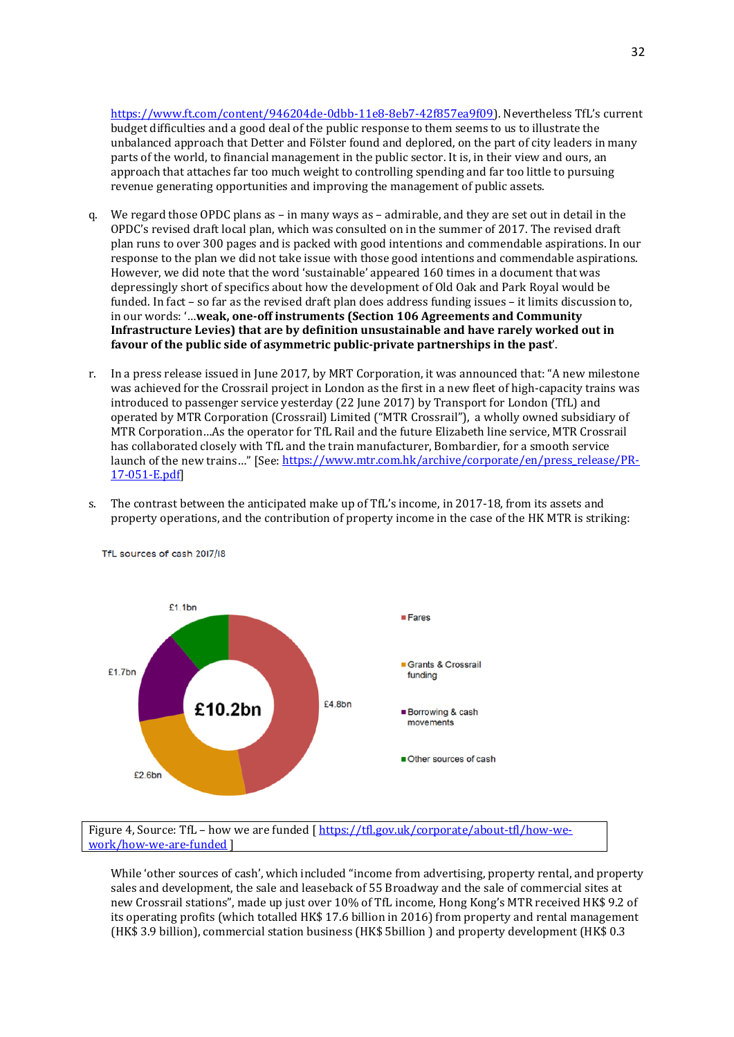https://www.ft.com/content/946204de-0dbb-11e8-8eb7-42f857ea9f09). Nevertheless TfL's current budget difficulties and a good deal of the public response to them seems to us to illustrate the unbalanced approach that Detter and Fölster found and deplored, on the part of city leaders in many parts of the world, to financial management in the public sector. It is, in their view and ours, an approach that attaches far too much weight to controlling spending and far too little to pursuing revenue generating opportunities and improving the management of public assets.

q. We regard those OPDC plans as – in many ways as – admirable, and they are set out in detail in the OPDC's revised draft local plan, which was consulted on in the summer of 2017. The revised draft plan runs to over 300 pages and is packed with good intentions and commendable aspirations. In our response to the plan we did not take issue with those good intentions and commendable aspirations. However, we did note that the word 'sustainable' appeared 160 times in a document that was depressingly short of specifics about how the development of Old Oak and Park Royal would be funded. In fact – so far as the revised draft plan does address funding issues – it limits discussion to, in our words: '…**weak, one-off instruments (Section 106 Agreements and Community Infrastructure Levies) that are by definition unsustainable and have rarely worked out in favour of the public side of asymmetric public-private partnerships in the past**'.

r. In a press release issued in June 2017, by MRT Corporation, it was announced that: "A new milestone was achieved for the Crossrail project in London as the first in a new fleet of high-capacity trains was introduced to passenger service yesterday (22 June 2017) by Transport for London (TfL) and operated by MTR Corporation (Crossrail) Limited ("MTR Crossrail"), a wholly owned subsidiary of MTR Corporation…As the operator for TfL Rail and the future Elizabeth line service, MTR Crossrail has collaborated closely with TfL and the train manufacturer, Bombardier, for a smooth service launch of the new trains…" [See: https://www.mtr.com.hk/archive/corporate/en/press_release/PR-17-051-E.pdf]

s. The contrast between the anticipated make up of TfL's income, in 2017-18, from its assets and property operations, and the contribution of property income in the case of the HK MTR is striking:

TfL sources of cash 2017/18

| Source | Amount |
|---|---|
| Fares | £4.8bn |
| Grants & Crossrail funding | £2.6bn |
| Borrowing & cash movements | £1.7bn |
| Other sources of cash | £1.1bn |
| Total | £10.2bn |

Figure 4, Source: TfL – how we are funded [ https://tfl.gov.uk/corporate/about-tfl/how-we-work/how-we-are-funded ]

While 'other sources of cash', which included "income from advertising, property rental, and property sales and development, the sale and leaseback of 55 Broadway and the sale of commercial sites at new Crossrail stations", made up just over 10% of TfL income, Hong Kong's MTR received HK$ 9.2 of its operating profits (which totalled HK$ 17.6 billion in 2016) from property and rental management (HK$ 3.9 billion), commercial station business (HK$ 5billion ) and property development (HK$ 0.3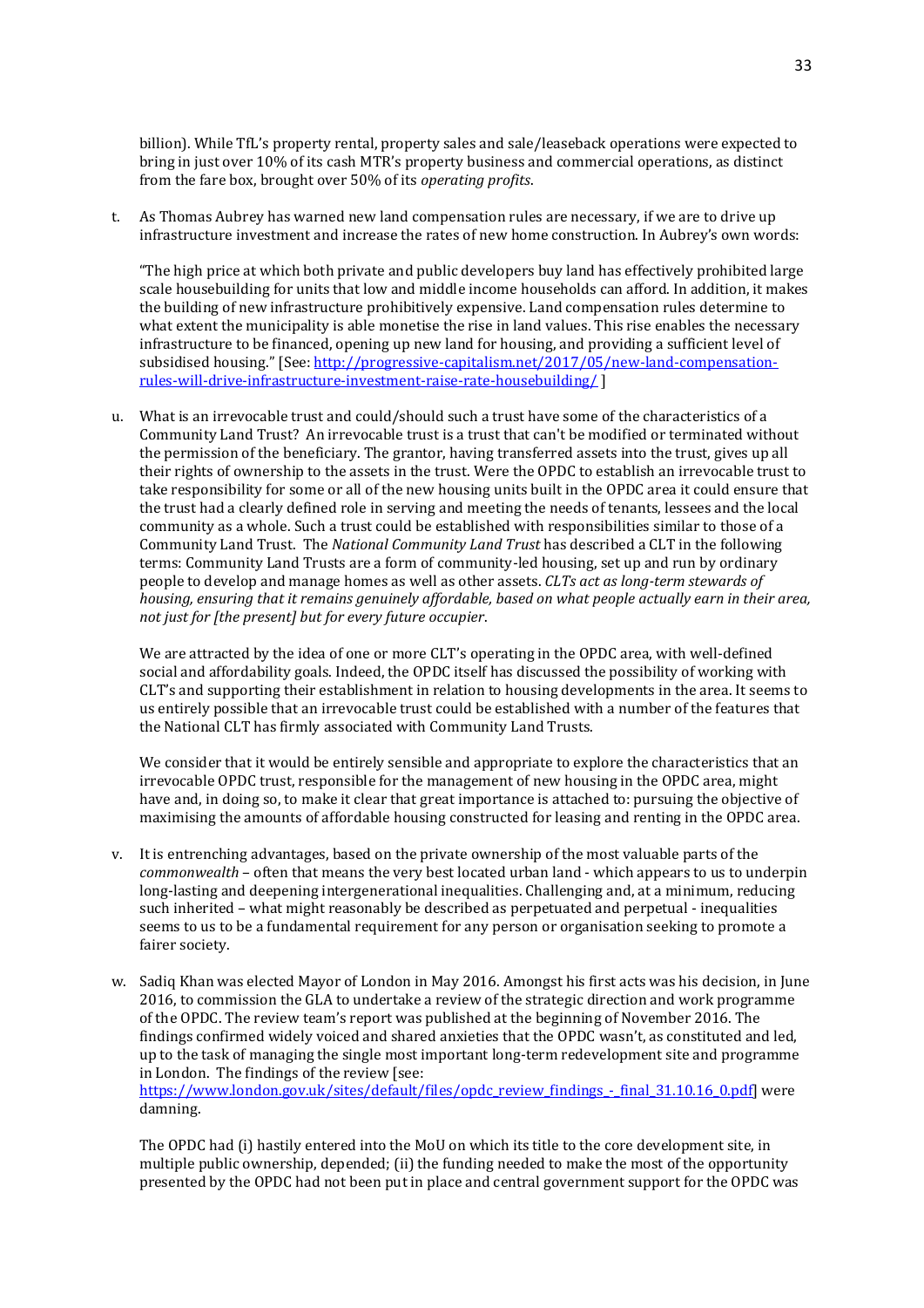billion). While TfL's property rental, property sales and sale/leaseback operations were expected to bring in just over 10% of its cash MTR's property business and commercial operations, as distinct from the fare box, brought over 50% of its *operating profits*.

t. As Thomas Aubrey has warned new land compensation rules are necessary, if we are to drive up infrastructure investment and increase the rates of new home construction. In Aubrey's own words:

   "The high price at which both private and public developers buy land has effectively prohibited large scale housebuilding for units that low and middle income households can afford. In addition, it makes the building of new infrastructure prohibitively expensive. Land compensation rules determine to what extent the municipality is able monetise the rise in land values. This rise enables the necessary infrastructure to be financed, opening up new land for housing, and providing a sufficient level of subsidised housing." [See: [http://progressive-capitalism.net/2017/05/new-land-compensation-rules-will-drive-infrastructure-investment-raise-rate-housebuilding/](http://progressive-capitalism.net/2017/05/new-land-compensation-rules-will-drive-infrastructure-investment-raise-rate-housebuilding/) ]

u. What is an irrevocable trust and could/should such a trust have some of the characteristics of a Community Land Trust? An irrevocable trust is a trust that can't be modified or terminated without the permission of the beneficiary. The grantor, having transferred assets into the trust, gives up all their rights of ownership to the assets in the trust. Were the OPDC to establish an irrevocable trust to take responsibility for some or all of the new housing units built in the OPDC area it could ensure that the trust had a clearly defined role in serving and meeting the needs of tenants, lessees and the local community as a whole. Such a trust could be established with responsibilities similar to those of a Community Land Trust. The *National Community Land Trust* has described a CLT in the following terms: Community Land Trusts are a form of community-led housing, set up and run by ordinary people to develop and manage homes as well as other assets. *CLTs act as long-term stewards of housing, ensuring that it remains genuinely affordable, based on what people actually earn in their area, not just for [the present] but for every future occupier*.

   We are attracted by the idea of one or more CLT's operating in the OPDC area, with well-defined social and affordability goals. Indeed, the OPDC itself has discussed the possibility of working with CLT's and supporting their establishment in relation to housing developments in the area. It seems to us entirely possible that an irrevocable trust could be established with a number of the features that the National CLT has firmly associated with Community Land Trusts.

   We consider that it would be entirely sensible and appropriate to explore the characteristics that an irrevocable OPDC trust, responsible for the management of new housing in the OPDC area, might have and, in doing so, to make it clear that great importance is attached to: pursuing the objective of maximising the amounts of affordable housing constructed for leasing and renting in the OPDC area.

v. It is entrenching advantages, based on the private ownership of the most valuable parts of the *commonwealth* – often that means the very best located urban land - which appears to us to underpin long-lasting and deepening intergenerational inequalities. Challenging and, at a minimum, reducing such inherited – what might reasonably be described as perpetuated and perpetual - inequalities seems to us to be a fundamental requirement for any person or organisation seeking to promote a fairer society.

w. Sadiq Khan was elected Mayor of London in May 2016. Amongst his first acts was his decision, in June 2016, to commission the GLA to undertake a review of the strategic direction and work programme of the OPDC. The review team's report was published at the beginning of November 2016. The findings confirmed widely voiced and shared anxieties that the OPDC wasn't, as constituted and led, up to the task of managing the single most important long-term redevelopment site and programme in London. The findings of the review [see: [https://www.london.gov.uk/sites/default/files/opdc_review_findings_-_final_31.10.16_0.pdf](https://www.london.gov.uk/sites/default/files/opdc_review_findings_-_final_31.10.16_0.pdf)] were damning.

   The OPDC had (i) hastily entered into the MoU on which its title to the core development site, in multiple public ownership, depended; (ii) the funding needed to make the most of the opportunity presented by the OPDC had not been put in place and central government support for the OPDC was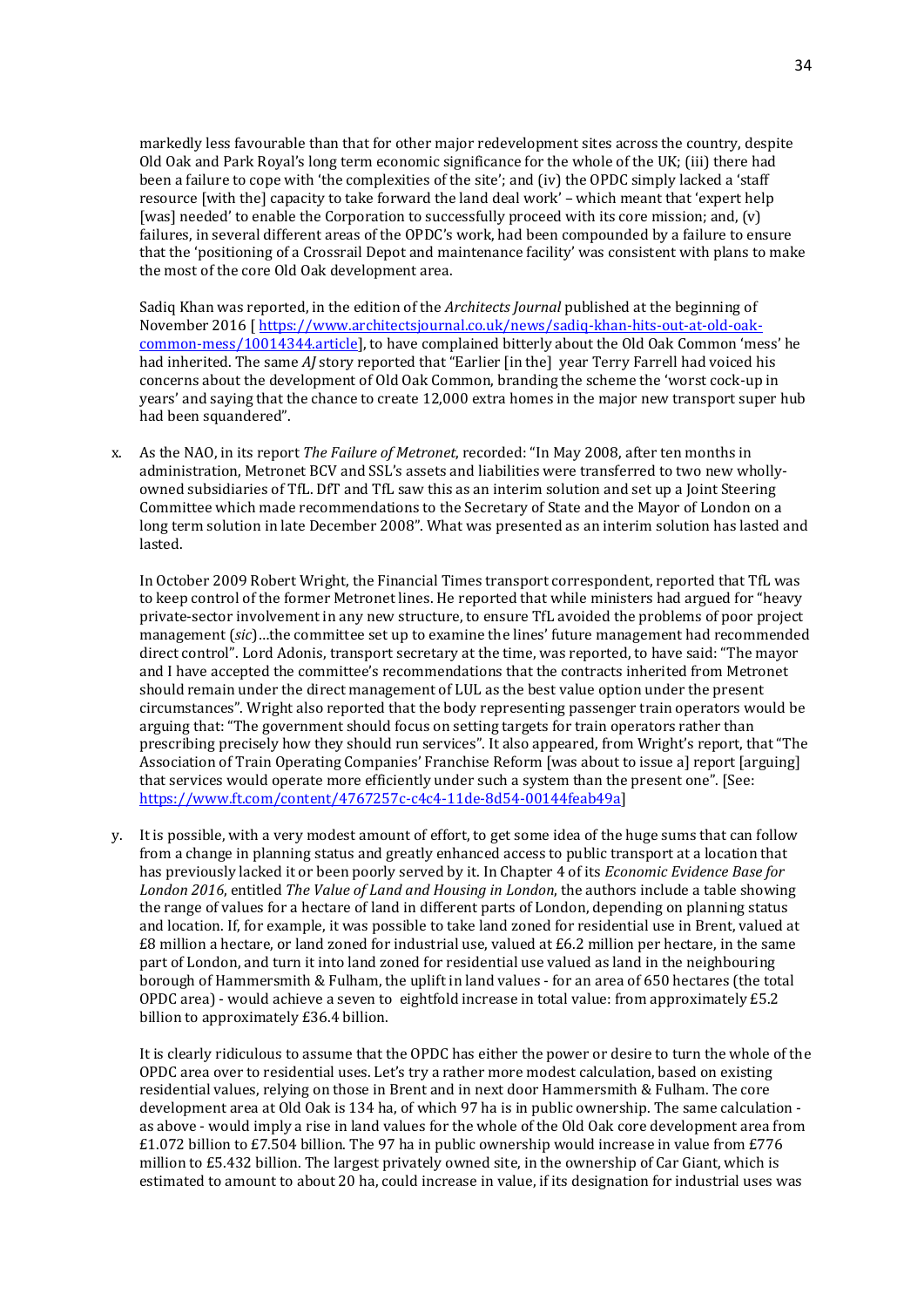markedly less favourable than that for other major redevelopment sites across the country, despite Old Oak and Park Royal's long term economic significance for the whole of the UK; (iii) there had been a failure to cope with 'the complexities of the site'; and (iv) the OPDC simply lacked a 'staff resource [with the] capacity to take forward the land deal work' – which meant that 'expert help [was] needed' to enable the Corporation to successfully proceed with its core mission; and, (v) failures, in several different areas of the OPDC's work, had been compounded by a failure to ensure that the 'positioning of a Crossrail Depot and maintenance facility' was consistent with plans to make the most of the core Old Oak development area.

Sadiq Khan was reported, in the edition of the *Architects Journal* published at the beginning of November 2016 [ https://www.architectsjournal.co.uk/news/sadiq-khan-hits-out-at-old-oak-common-mess/10014344.article], to have complained bitterly about the Old Oak Common 'mess' he had inherited. The same *AJ* story reported that "Earlier [in the] year Terry Farrell had voiced his concerns about the development of Old Oak Common, branding the scheme the 'worst cock-up in years' and saying that the chance to create 12,000 extra homes in the major new transport super hub had been squandered".

x. As the NAO, in its report *The Failure of Metronet*, recorded: "In May 2008, after ten months in administration, Metronet BCV and SSL's assets and liabilities were transferred to two new wholly-owned subsidiaries of TfL. DfT and TfL saw this as an interim solution and set up a Joint Steering Committee which made recommendations to the Secretary of State and the Mayor of London on a long term solution in late December 2008". What was presented as an interim solution has lasted and lasted.

   In October 2009 Robert Wright, the Financial Times transport correspondent, reported that TfL was to keep control of the former Metronet lines. He reported that while ministers had argued for "heavy private-sector involvement in any new structure, to ensure TfL avoided the problems of poor project management (*sic*)…the committee set up to examine the lines' future management had recommended direct control". Lord Adonis, transport secretary at the time, was reported, to have said: "The mayor and I have accepted the committee's recommendations that the contracts inherited from Metronet should remain under the direct management of LUL as the best value option under the present circumstances". Wright also reported that the body representing passenger train operators would be arguing that: "The government should focus on setting targets for train operators rather than prescribing precisely how they should run services". It also appeared, from Wright's report, that "The Association of Train Operating Companies' Franchise Reform [was about to issue a] report [arguing] that services would operate more efficiently under such a system than the present one". [See: https://www.ft.com/content/4767257c-c4c4-11de-8d54-00144feab49a]

y. It is possible, with a very modest amount of effort, to get some idea of the huge sums that can follow from a change in planning status and greatly enhanced access to public transport at a location that has previously lacked it or been poorly served by it. In Chapter 4 of its *Economic Evidence Base for London 2016*, entitled *The Value of Land and Housing in London*, the authors include a table showing the range of values for a hectare of land in different parts of London, depending on planning status and location. If, for example, it was possible to take land zoned for residential use in Brent, valued at £8 million a hectare, or land zoned for industrial use, valued at £6.2 million per hectare, in the same part of London, and turn it into land zoned for residential use valued as land in the neighbouring borough of Hammersmith & Fulham, the uplift in land values - for an area of 650 hectares (the total OPDC area) - would achieve a seven to eightfold increase in total value: from approximately £5.2 billion to approximately £36.4 billion.

   It is clearly ridiculous to assume that the OPDC has either the power or desire to turn the whole of the OPDC area over to residential uses. Let's try a rather more modest calculation, based on existing residential values, relying on those in Brent and in next door Hammersmith & Fulham. The core development area at Old Oak is 134 ha, of which 97 ha is in public ownership. The same calculation - as above - would imply a rise in land values for the whole of the Old Oak core development area from £1.072 billion to £7.504 billion. The 97 ha in public ownership would increase in value from £776 million to £5.432 billion. The largest privately owned site, in the ownership of Car Giant, which is estimated to amount to about 20 ha, could increase in value, if its designation for industrial uses was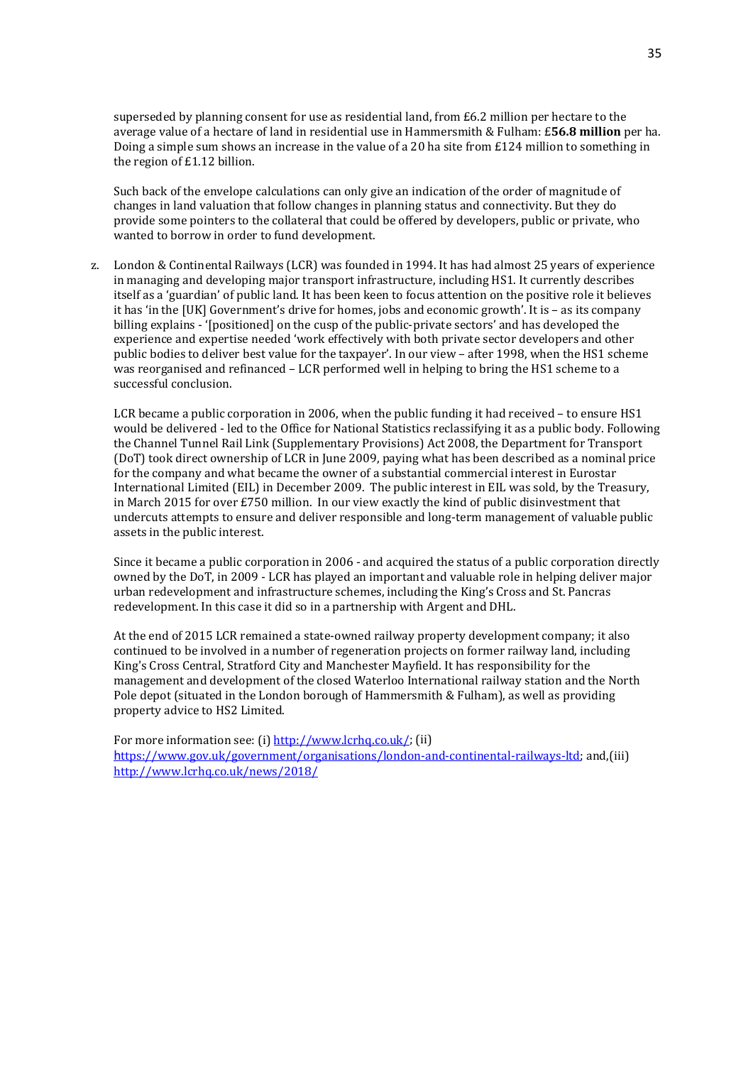superseded by planning consent for use as residential land, from £6.2 million per hectare to the average value of a hectare of land in residential use in Hammersmith & Fulham: £**56.8 million** per ha. Doing a simple sum shows an increase in the value of a 20 ha site from £124 million to something in the region of £1.12 billion.

Such back of the envelope calculations can only give an indication of the order of magnitude of changes in land valuation that follow changes in planning status and connectivity. But they do provide some pointers to the collateral that could be offered by developers, public or private, who wanted to borrow in order to fund development.

z. London & Continental Railways (LCR) was founded in 1994. It has had almost 25 years of experience in managing and developing major transport infrastructure, including HS1. It currently describes itself as a 'guardian' of public land. It has been keen to focus attention on the positive role it believes it has 'in the [UK] Government's drive for homes, jobs and economic growth'. It is – as its company billing explains - '[positioned] on the cusp of the public-private sectors' and has developed the experience and expertise needed 'work effectively with both private sector developers and other public bodies to deliver best value for the taxpayer'. In our view – after 1998, when the HS1 scheme was reorganised and refinanced – LCR performed well in helping to bring the HS1 scheme to a successful conclusion.

   LCR became a public corporation in 2006, when the public funding it had received – to ensure HS1 would be delivered - led to the Office for National Statistics reclassifying it as a public body. Following the Channel Tunnel Rail Link (Supplementary Provisions) Act 2008, the Department for Transport (DoT) took direct ownership of LCR in June 2009, paying what has been described as a nominal price for the company and what became the owner of a substantial commercial interest in Eurostar International Limited (EIL) in December 2009. The public interest in EIL was sold, by the Treasury, in March 2015 for over £750 million. In our view exactly the kind of public disinvestment that undercuts attempts to ensure and deliver responsible and long-term management of valuable public assets in the public interest.

   Since it became a public corporation in 2006 - and acquired the status of a public corporation directly owned by the DoT, in 2009 - LCR has played an important and valuable role in helping deliver major urban redevelopment and infrastructure schemes, including the King's Cross and St. Pancras redevelopment. In this case it did so in a partnership with Argent and DHL.

   At the end of 2015 LCR remained a state-owned railway property development company; it also continued to be involved in a number of regeneration projects on former railway land, including King's Cross Central, Stratford City and Manchester Mayfield. It has responsibility for the management and development of the closed Waterloo International railway station and the North Pole depot (situated in the London borough of Hammersmith & Fulham), as well as providing property advice to HS2 Limited.

   For more information see: (i) http://www.lcrhq.co.uk/; (ii) https://www.gov.uk/government/organisations/london-and-continental-railways-ltd; and,(iii) http://www.lcrhq.co.uk/news/2018/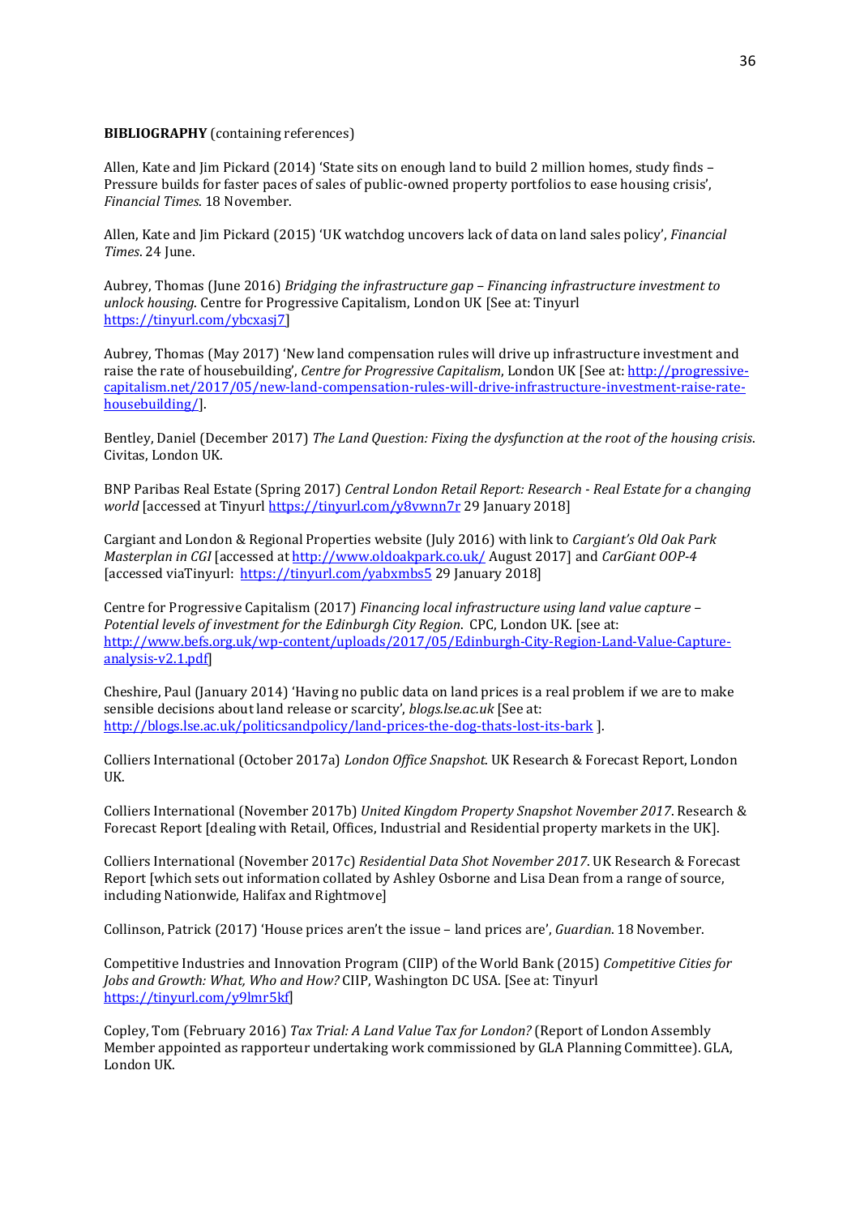**BIBLIOGRAPHY** (containing references)

Allen, Kate and Jim Pickard (2014) 'State sits on enough land to build 2 million homes, study finds – Pressure builds for faster paces of sales of public-owned property portfolios to ease housing crisis', *Financial Times*. 18 November.

Allen, Kate and Jim Pickard (2015) 'UK watchdog uncovers lack of data on land sales policy', *Financial Times*. 24 June.

Aubrey, Thomas (June 2016) *Bridging the infrastructure gap – Financing infrastructure investment to unlock housing*. Centre for Progressive Capitalism, London UK [See at: Tinyurl https://tinyurl.com/ybcxasj7]

Aubrey, Thomas (May 2017) 'New land compensation rules will drive up infrastructure investment and raise the rate of housebuilding', *Centre for Progressive Capitalism*, London UK [See at: http://progressive-capitalism.net/2017/05/new-land-compensation-rules-will-drive-infrastructure-investment-raise-rate-housebuilding/].

Bentley, Daniel (December 2017) *The Land Question: Fixing the dysfunction at the root of the housing crisis*. Civitas, London UK.

BNP Paribas Real Estate (Spring 2017) *Central London Retail Report: Research - Real Estate for a changing world* [accessed at Tinyurl https://tinyurl.com/y8vwnn7r 29 January 2018]

Cargiant and London & Regional Properties website (July 2016) with link to *Cargiant's Old Oak Park Masterplan in CGI* [accessed at http://www.oldoakpark.co.uk/ August 2017] and *CarGiant OOP-4* [accessed viaTinyurl: https://tinyurl.com/yabxmbs5 29 January 2018]

Centre for Progressive Capitalism (2017) *Financing local infrastructure using land value capture – Potential levels of investment for the Edinburgh City Region*. CPC, London UK. [see at: http://www.befs.org.uk/wp-content/uploads/2017/05/Edinburgh-City-Region-Land-Value-Capture-analysis-v2.1.pdf]

Cheshire, Paul (January 2014) 'Having no public data on land prices is a real problem if we are to make sensible decisions about land release or scarcity', *blogs.lse.ac.uk* [See at: http://blogs.lse.ac.uk/politicsandpolicy/land-prices-the-dog-thats-lost-its-bark ].

Colliers International (October 2017a) *London Office Snapshot*. UK Research & Forecast Report, London UK.

Colliers International (November 2017b) *United Kingdom Property Snapshot November 2017*. Research & Forecast Report [dealing with Retail, Offices, Industrial and Residential property markets in the UK].

Colliers International (November 2017c) *Residential Data Shot November 2017*. UK Research & Forecast Report [which sets out information collated by Ashley Osborne and Lisa Dean from a range of source, including Nationwide, Halifax and Rightmove]

Collinson, Patrick (2017) 'House prices aren't the issue – land prices are', *Guardian*. 18 November.

Competitive Industries and Innovation Program (CIIP) of the World Bank (2015) *Competitive Cities for Jobs and Growth: What, Who and How?* CIIP, Washington DC USA. [See at: Tinyurl https://tinyurl.com/y9lmr5kf]

Copley, Tom (February 2016) *Tax Trial: A Land Value Tax for London?* (Report of London Assembly Member appointed as rapporteur undertaking work commissioned by GLA Planning Committee). GLA, London UK.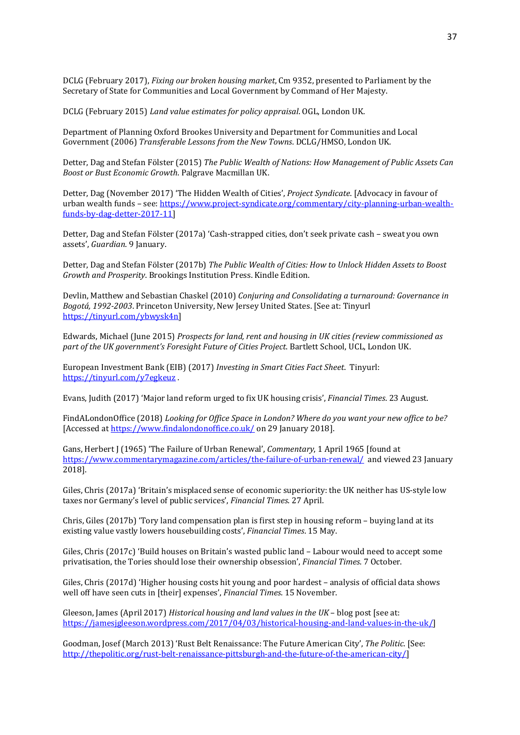DCLG (February 2017), *Fixing our broken housing market*, Cm 9352, presented to Parliament by the Secretary of State for Communities and Local Government by Command of Her Majesty.

DCLG (February 2015) *Land value estimates for policy appraisal*. OGL, London UK.

Department of Planning Oxford Brookes University and Department for Communities and Local Government (2006) *Transferable Lessons from the New Towns*. DCLG/HMSO, London UK.

Detter, Dag and Stefan Fölster (2015) *The Public Wealth of Nations: How Management of Public Assets Can Boost or Bust Economic Growth*. Palgrave Macmillan UK.

Detter, Dag (November 2017) 'The Hidden Wealth of Cities', *Project Syndicate*. [Advocacy in favour of urban wealth funds – see: https://www.project-syndicate.org/commentary/city-planning-urban-wealth-funds-by-dag-detter-2017-11]

Detter, Dag and Stefan Fölster (2017a) 'Cash-strapped cities, don't seek private cash – sweat you own assets', *Guardian*. 9 January.

Detter, Dag and Stefan Fölster (2017b) *The Public Wealth of Cities: How to Unlock Hidden Assets to Boost Growth and Prosperity*. Brookings Institution Press. Kindle Edition.

Devlin, Matthew and Sebastian Chaskel (2010) *Conjuring and Consolidating a turnaround: Governance in Bogotá, 1992-2003*. Princeton University, New Jersey United States. [See at: Tinyurl https://tinyurl.com/ybwysk4n]

Edwards, Michael (June 2015) *Prospects for land, rent and housing in UK cities (review commissioned as part of the UK government's Foresight Future of Cities Project*. Bartlett School, UCL, London UK.

European Investment Bank (EIB) (2017) *Investing in Smart Cities Fact Sheet*. Tinyurl: https://tinyurl.com/y7egkeuz .

Evans, Judith (2017) 'Major land reform urged to fix UK housing crisis', *Financial Times*. 23 August.

FindALondonOffice (2018) *Looking for Office Space in London? Where do you want your new office to be?* [Accessed at https://www.findalondonoffice.co.uk/ on 29 January 2018].

Gans, Herbert J (1965) 'The Failure of Urban Renewal', *Commentary*, 1 April 1965 [found at https://www.commentarymagazine.com/articles/the-failure-of-urban-renewal/ and viewed 23 January 2018].

Giles, Chris (2017a) 'Britain's misplaced sense of economic superiority: the UK neither has US-style low taxes nor Germany's level of public services', *Financial Times*. 27 April.

Chris, Giles (2017b) 'Tory land compensation plan is first step in housing reform – buying land at its existing value vastly lowers housebuilding costs', *Financial Times*. 15 May.

Giles, Chris (2017c) 'Build houses on Britain's wasted public land – Labour would need to accept some privatisation, the Tories should lose their ownership obsession', *Financial Times*. 7 October.

Giles, Chris (2017d) 'Higher housing costs hit young and poor hardest – analysis of official data shows well off have seen cuts in [their] expenses', *Financial Times*. 15 November.

Gleeson, James (April 2017) *Historical housing and land values in the UK* – blog post [see at: https://jamesjgleeson.wordpress.com/2017/04/03/historical-housing-and-land-values-in-the-uk/]

Goodman, Josef (March 2013) 'Rust Belt Renaissance: The Future American City', *The Politic*. [See: http://thepolitic.org/rust-belt-renaissance-pittsburgh-and-the-future-of-the-american-city/]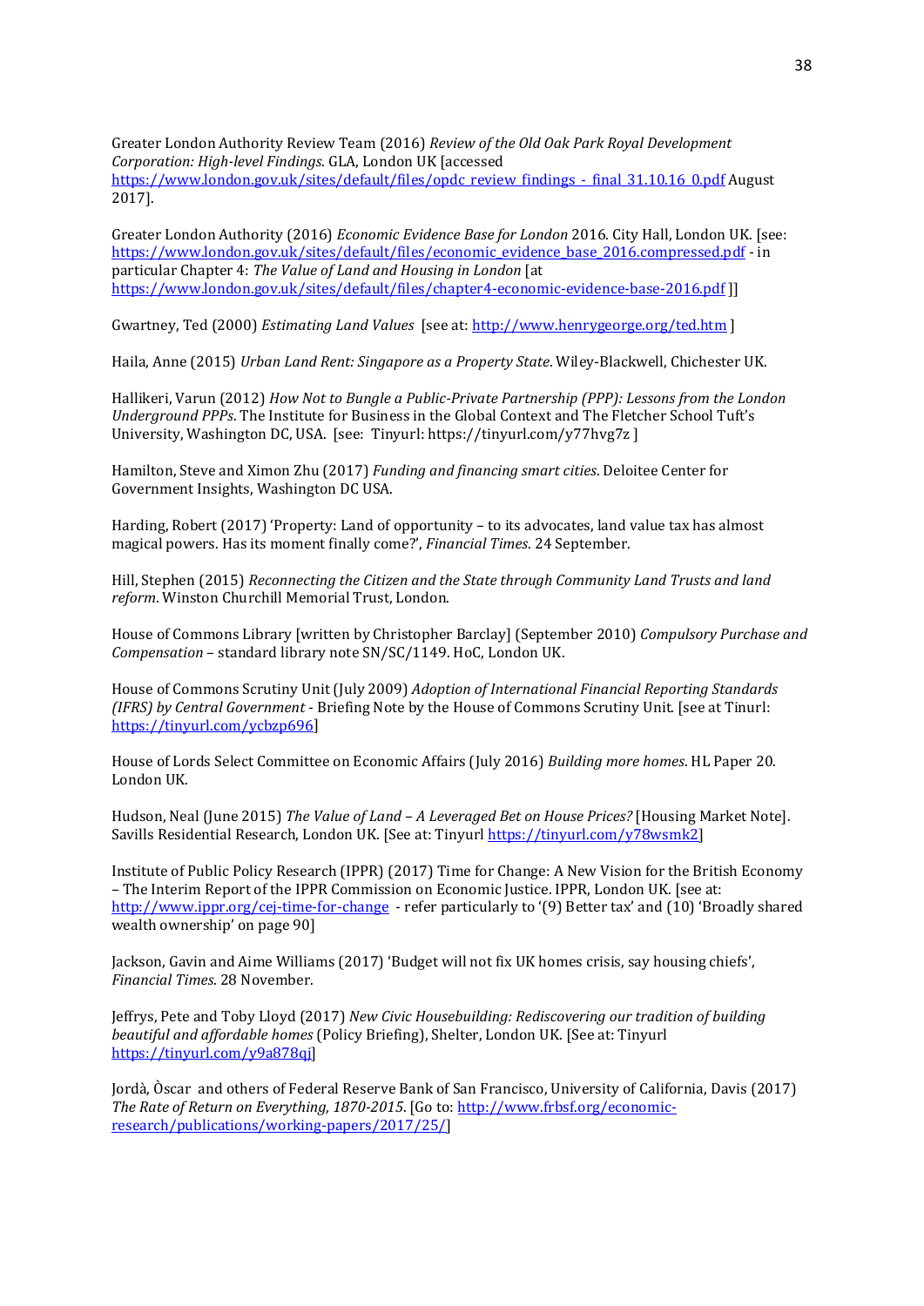Greater London Authority Review Team (2016) *Review of the Old Oak Park Royal Development Corporation: High-level Findings*. GLA, London UK [accessed https://www.london.gov.uk/sites/default/files/opdc_review_findings_-_final_31.10.16_0.pdf August 2017].

Greater London Authority (2016) *Economic Evidence Base for London* 2016. City Hall, London UK. [see: https://www.london.gov.uk/sites/default/files/economic_evidence_base_2016.compressed.pdf - in particular Chapter 4: *The Value of Land and Housing in London* [at https://www.london.gov.uk/sites/default/files/chapter4-economic-evidence-base-2016.pdf ]]

Gwartney, Ted (2000) *Estimating Land Values* [see at: http://www.henrygeorge.org/ted.htm ]

Haila, Anne (2015) *Urban Land Rent: Singapore as a Property State*. Wiley-Blackwell, Chichester UK.

Hallikeri, Varun (2012) *How Not to Bungle a Public-Private Partnership (PPP): Lessons from the London Underground PPPs*. The Institute for Business in the Global Context and The Fletcher School Tuft's University, Washington DC, USA. [see: Tinyurl: https://tinyurl.com/y77hvg7z ]

Hamilton, Steve and Ximon Zhu (2017) *Funding and financing smart cities*. Deloitee Center for Government Insights, Washington DC USA.

Harding, Robert (2017) 'Property: Land of opportunity – to its advocates, land value tax has almost magical powers. Has its moment finally come?', *Financial Times*. 24 September.

Hill, Stephen (2015) *Reconnecting the Citizen and the State through Community Land Trusts and land reform*. Winston Churchill Memorial Trust, London.

House of Commons Library [written by Christopher Barclay] (September 2010) *Compulsory Purchase and Compensation* – standard library note SN/SC/1149. HoC, London UK.

House of Commons Scrutiny Unit (July 2009) *Adoption of International Financial Reporting Standards (IFRS) by Central Government* - Briefing Note by the House of Commons Scrutiny Unit. [see at Tinurl: https://tinyurl.com/ycbzp696]

House of Lords Select Committee on Economic Affairs (July 2016) *Building more homes*. HL Paper 20. London UK.

Hudson, Neal (June 2015) *The Value of Land – A Leveraged Bet on House Prices?* [Housing Market Note]. Savills Residential Research, London UK. [See at: Tinyurl https://tinyurl.com/y78wsmk2]

Institute of Public Policy Research (IPPR) (2017) Time for Change: A New Vision for the British Economy – The Interim Report of the IPPR Commission on Economic Justice. IPPR, London UK. [see at: http://www.ippr.org/cej-time-for-change - refer particularly to '(9) Better tax' and (10) 'Broadly shared wealth ownership' on page 90]

Jackson, Gavin and Aime Williams (2017) 'Budget will not fix UK homes crisis, say housing chiefs', *Financial Times*. 28 November.

Jeffrys, Pete and Toby Lloyd (2017) *New Civic Housebuilding: Rediscovering our tradition of building beautiful and affordable homes* (Policy Briefing), Shelter, London UK. [See at: Tinyurl https://tinyurl.com/y9a878qj]

Jordà, Òscar and others of Federal Reserve Bank of San Francisco, University of California, Davis (2017) *The Rate of Return on Everything, 1870-2015*. [Go to: http://www.frbsf.org/economic-research/publications/working-papers/2017/25/]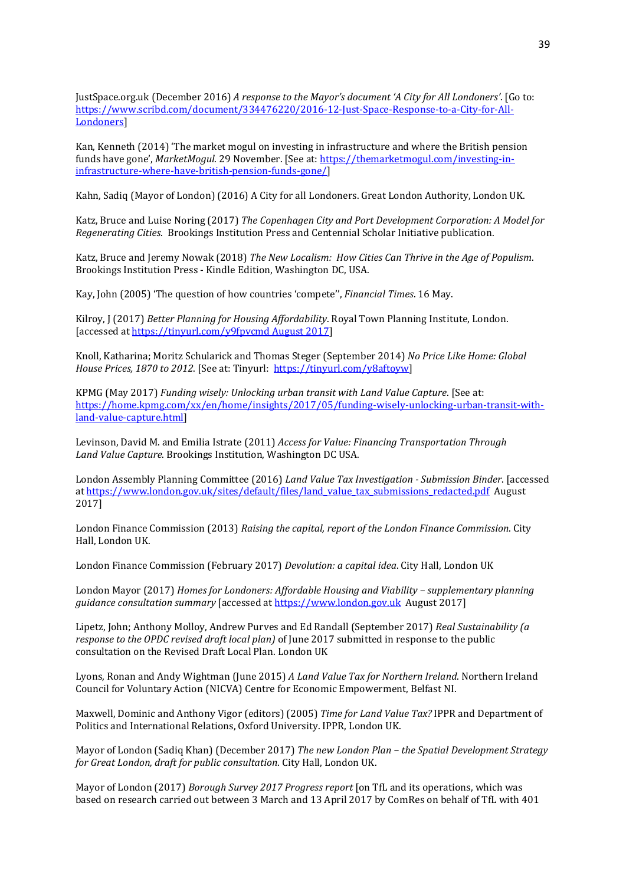JustSpace.org.uk (December 2016) *A response to the Mayor's document 'A City for All Londoners'*. [Go to: https://www.scribd.com/document/334476220/2016-12-Just-Space-Response-to-a-City-for-All-Londoners]

Kan, Kenneth (2014) 'The market mogul on investing in infrastructure and where the British pension funds have gone', *MarketMogul*. 29 November. [See at: https://themarketmogul.com/investing-in-infrastructure-where-have-british-pension-funds-gone/]

Kahn, Sadiq (Mayor of London) (2016) A City for all Londoners. Great London Authority, London UK.

Katz, Bruce and Luise Noring (2017) *The Copenhagen City and Port Development Corporation: A Model for Regenerating Cities*. Brookings Institution Press and Centennial Scholar Initiative publication.

Katz, Bruce and Jeremy Nowak (2018) *The New Localism: How Cities Can Thrive in the Age of Populism*. Brookings Institution Press - Kindle Edition, Washington DC, USA.

Kay, John (2005) 'The question of how countries 'compete'', *Financial Times*. 16 May.

Kilroy, J (2017) *Better Planning for Housing Affordability*. Royal Town Planning Institute, London. [accessed at https://tinyurl.com/y9fpvcmd August 2017]

Knoll, Katharina; Moritz Schularick and Thomas Steger (September 2014) *No Price Like Home: Global House Prices, 1870 to 2012*. [See at: Tinyurl: https://tinyurl.com/y8aftoyw]

KPMG (May 2017) *Funding wisely: Unlocking urban transit with Land Value Capture*. [See at: https://home.kpmg.com/xx/en/home/insights/2017/05/funding-wisely-unlocking-urban-transit-with-land-value-capture.html]

Levinson, David M. and Emilia Istrate (2011) *Access for Value: Financing Transportation Through Land Value Capture*. Brookings Institution, Washington DC USA.

London Assembly Planning Committee (2016) *Land Value Tax Investigation - Submission Binder*. [accessed at https://www.london.gov.uk/sites/default/files/land_value_tax_submissions_redacted.pdf August 2017]

London Finance Commission (2013) *Raising the capital, report of the London Finance Commission*. City Hall, London UK.

London Finance Commission (February 2017) *Devolution: a capital idea*. City Hall, London UK

London Mayor (2017) *Homes for Londoners: Affordable Housing and Viability – supplementary planning guidance consultation summary* [accessed at https://www.london.gov.uk August 2017]

Lipetz, John; Anthony Molloy, Andrew Purves and Ed Randall (September 2017) *Real Sustainability (a response to the OPDC revised draft local plan)* of June 2017 submitted in response to the public consultation on the Revised Draft Local Plan. London UK

Lyons, Ronan and Andy Wightman (June 2015) *A Land Value Tax for Northern Ireland*. Northern Ireland Council for Voluntary Action (NICVA) Centre for Economic Empowerment, Belfast NI.

Maxwell, Dominic and Anthony Vigor (editors) (2005) *Time for Land Value Tax?* IPPR and Department of Politics and International Relations, Oxford University. IPPR, London UK.

Mayor of London (Sadiq Khan) (December 2017) *The new London Plan – the Spatial Development Strategy for Great London, draft for public consultation*. City Hall, London UK.

Mayor of London (2017) *Borough Survey 2017 Progress report* [on TfL and its operations, which was based on research carried out between 3 March and 13 April 2017 by ComRes on behalf of TfL with 401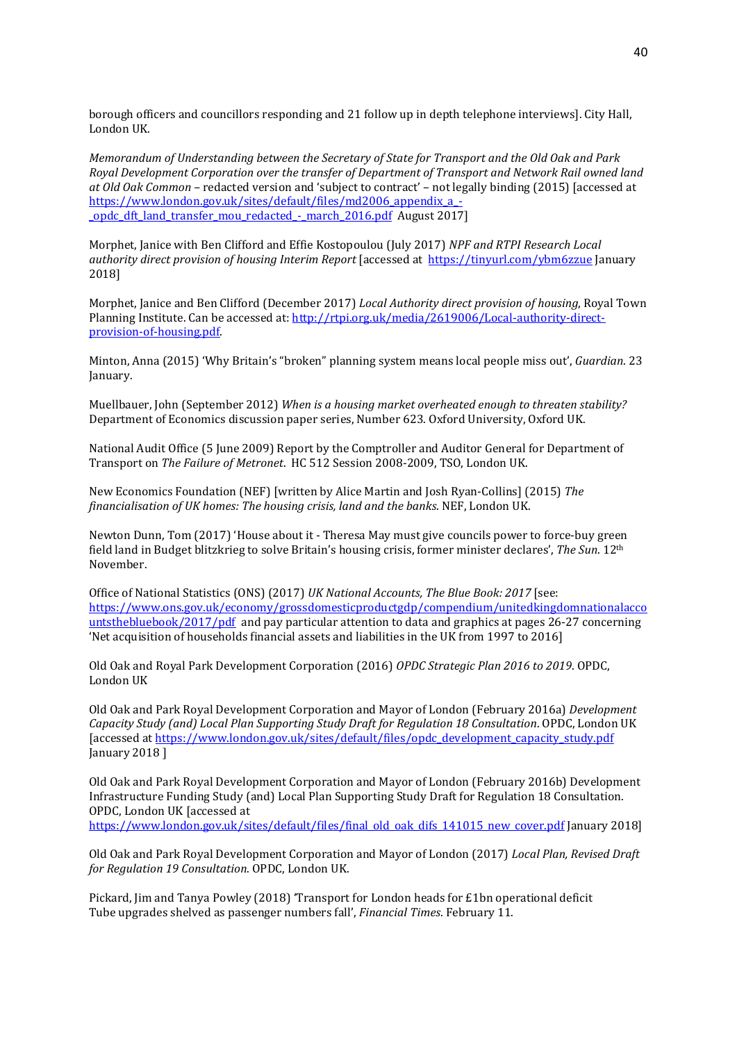borough officers and councillors responding and 21 follow up in depth telephone interviews]. City Hall, London UK.

*Memorandum of Understanding between the Secretary of State for Transport and the Old Oak and Park Royal Development Corporation over the transfer of Department of Transport and Network Rail owned land at Old Oak Common* – redacted version and 'subject to contract' – not legally binding (2015) [accessed at https://www.london.gov.uk/sites/default/files/md2006_appendix_a_-_opdc_dft_land_transfer_mou_redacted_-_march_2016.pdf August 2017]

Morphet, Janice with Ben Clifford and Effie Kostopoulou (July 2017) *NPF and RTPI Research Local authority direct provision of housing Interim Report* [accessed at https://tinyurl.com/ybm6zzue January 2018]

Morphet, Janice and Ben Clifford (December 2017) *Local Authority direct provision of housing*, Royal Town Planning Institute. Can be accessed at: http://rtpi.org.uk/media/2619006/Local-authority-direct-provision-of-housing.pdf.

Minton, Anna (2015) 'Why Britain's "broken" planning system means local people miss out', *Guardian*. 23 January.

Muellbauer, John (September 2012) *When is a housing market overheated enough to threaten stability?* Department of Economics discussion paper series, Number 623. Oxford University, Oxford UK.

National Audit Office (5 June 2009) Report by the Comptroller and Auditor General for Department of Transport on *The Failure of Metronet*. HC 512 Session 2008-2009, TSO, London UK.

New Economics Foundation (NEF) [written by Alice Martin and Josh Ryan-Collins] (2015) *The financialisation of UK homes: The housing crisis, land and the banks*. NEF, London UK.

Newton Dunn, Tom (2017) 'House about it - Theresa May must give councils power to force-buy green field land in Budget blitzkrieg to solve Britain's housing crisis, former minister declares', *The Sun*. 12th November.

Office of National Statistics (ONS) (2017) *UK National Accounts, The Blue Book: 2017* [see: https://www.ons.gov.uk/economy/grossdomesticproductgdp/compendium/unitedkingdomnationalaccountsthebluebook/2017/pdf and pay particular attention to data and graphics at pages 26-27 concerning 'Net acquisition of households financial assets and liabilities in the UK from 1997 to 2016]

Old Oak and Royal Park Development Corporation (2016) *OPDC Strategic Plan 2016 to 2019*. OPDC, London UK

Old Oak and Park Royal Development Corporation and Mayor of London (February 2016a) *Development Capacity Study (and) Local Plan Supporting Study Draft for Regulation 18 Consultation*. OPDC, London UK [accessed at https://www.london.gov.uk/sites/default/files/opdc_development_capacity_study.pdf January 2018 ]

Old Oak and Park Royal Development Corporation and Mayor of London (February 2016b) Development Infrastructure Funding Study (and) Local Plan Supporting Study Draft for Regulation 18 Consultation. OPDC, London UK [accessed at https://www.london.gov.uk/sites/default/files/final_old_oak_difs_141015_new_cover.pdf January 2018]

Old Oak and Park Royal Development Corporation and Mayor of London (2017) *Local Plan, Revised Draft for Regulation 19 Consultation*. OPDC, London UK.

Pickard, Jim and Tanya Powley (2018) 'Transport for London heads for £1bn operational deficit Tube upgrades shelved as passenger numbers fall', *Financial Times*. February 11.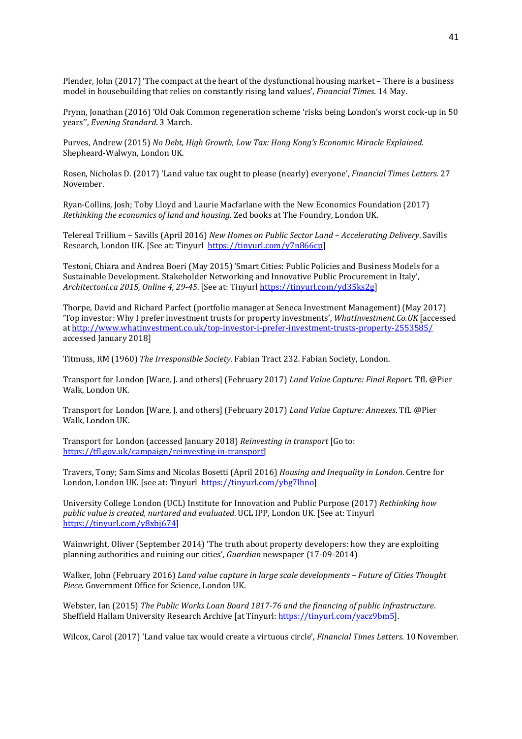Plender, John (2017) 'The compact at the heart of the dysfunctional housing market – There is a business model in housebuilding that relies on constantly rising land values', *Financial Times*. 14 May.

Prynn, Jonathan (2016) 'Old Oak Common regeneration scheme 'risks being London's worst cock-up in 50 years'', *Evening Standard*. 3 March.

Purves, Andrew (2015) *No Debt, High Growth, Low Tax: Hong Kong's Economic Miracle Explained*. Shepheard-Walwyn, London UK.

Rosen, Nicholas D. (2017) 'Land value tax ought to please (nearly) everyone', *Financial Times Letters*. 27 November.

Ryan-Collins, Josh; Toby Lloyd and Laurie Macfarlane with the New Economics Foundation (2017) *Rethinking the economics of land and housing*. Zed books at The Foundry, London UK.

Telereal Trillium – Savills (April 2016) *New Homes on Public Sector Land – Accelerating Delivery*. Savills Research, London UK. [See at: Tinyurl https://tinyurl.com/y7n866cp]

Testoni, Chiara and Andrea Boeri (May 2015) 'Smart Cities: Public Policies and Business Models for a Sustainable Development. Stakeholder Networking and Innovative Public Procurement in Italy', *Architectoni.ca 2015, Online 4, 29-45*. [See at: Tinyurl https://tinyurl.com/yd35ks2g]

Thorpe, David and Richard Parfect (portfolio manager at Seneca Investment Management) (May 2017) 'Top investor: Why I prefer investment trusts for property investments', *WhatInvestment.Co.UK* [accessed at http://www.whatinvestment.co.uk/top-investor-i-prefer-investment-trusts-property-2553585/ accessed January 2018]

Titmuss, RM (1960) *The Irresponsible Society*. Fabian Tract 232. Fabian Society, London.

Transport for London [Ware, J. and others] (February 2017) *Land Value Capture: Final Report*. TfL @Pier Walk, London UK.

Transport for London [Ware, J. and others] (February 2017) *Land Value Capture: Annexes*. TfL @Pier Walk, London UK.

Transport for London (accessed January 2018) *Reinvesting in transport* [Go to: https://tfl.gov.uk/campaign/reinvesting-in-transport]

Travers, Tony; Sam Sims and Nicolas Bosetti (April 2016) *Housing and Inequality in London*. Centre for London, London UK. [see at: Tinyurl https://tinyurl.com/ybg7lhno]

University College London (UCL) Institute for Innovation and Public Purpose (2017) *Rethinking how public value is created, nurtured and evaluated*. UCL IPP, London UK. [See at: Tinyurl https://tinyurl.com/y8xbj674]

Wainwright, Oliver (September 2014) 'The truth about property developers: how they are exploiting planning authorities and ruining our cities', *Guardian* newspaper (17-09-2014)

Walker, John (February 2016) *Land value capture in large scale developments – Future of Cities Thought Piece*. Government Office for Science, London UK.

Webster, Ian (2015) *The Public Works Loan Board 1817-76 and the financing of public infrastructure*. Sheffield Hallam University Research Archive [at Tinyurl: https://tinyurl.com/yacz9bm5].

Wilcox, Carol (2017) 'Land value tax would create a virtuous circle', *Financial Times Letters*. 10 November.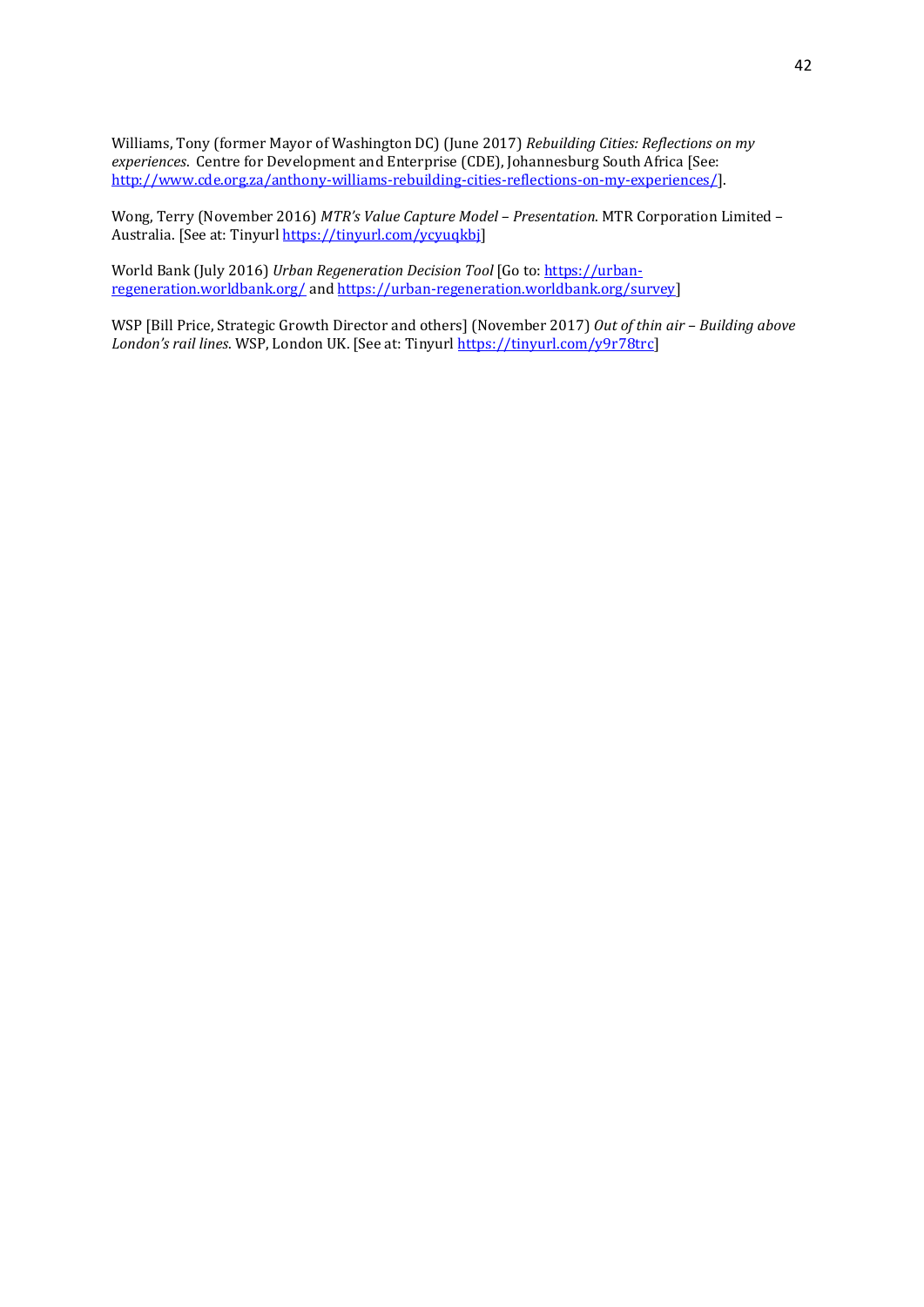Williams, Tony (former Mayor of Washington DC) (June 2017) *Rebuilding Cities: Reflections on my experiences*. Centre for Development and Enterprise (CDE), Johannesburg South Africa [See: http://www.cde.org.za/anthony-williams-rebuilding-cities-reflections-on-my-experiences/].

Wong, Terry (November 2016) *MTR's Value Capture Model – Presentation*. MTR Corporation Limited – Australia. [See at: Tinyurl https://tinyurl.com/ycyuqkbj]

World Bank (July 2016) *Urban Regeneration Decision Tool* [Go to: https://urban-regeneration.worldbank.org/ and https://urban-regeneration.worldbank.org/survey]

WSP [Bill Price, Strategic Growth Director and others] (November 2017) *Out of thin air – Building above London's rail lines*. WSP, London UK. [See at: Tinyurl https://tinyurl.com/y9r78trc]